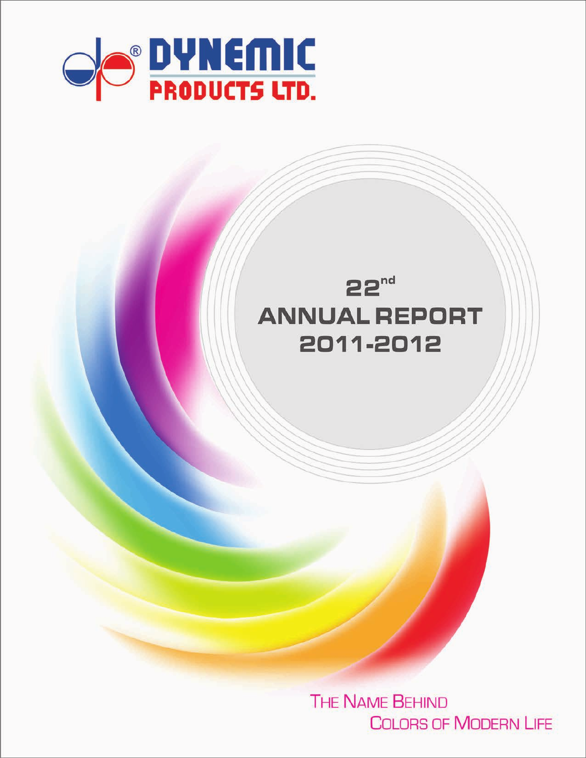# DYNEMIC PRODUCTS LTD.

# 22nd ANNUAL REPORT 2011-2012

THE NAME BEHIND COLORS OF MODERN LIFE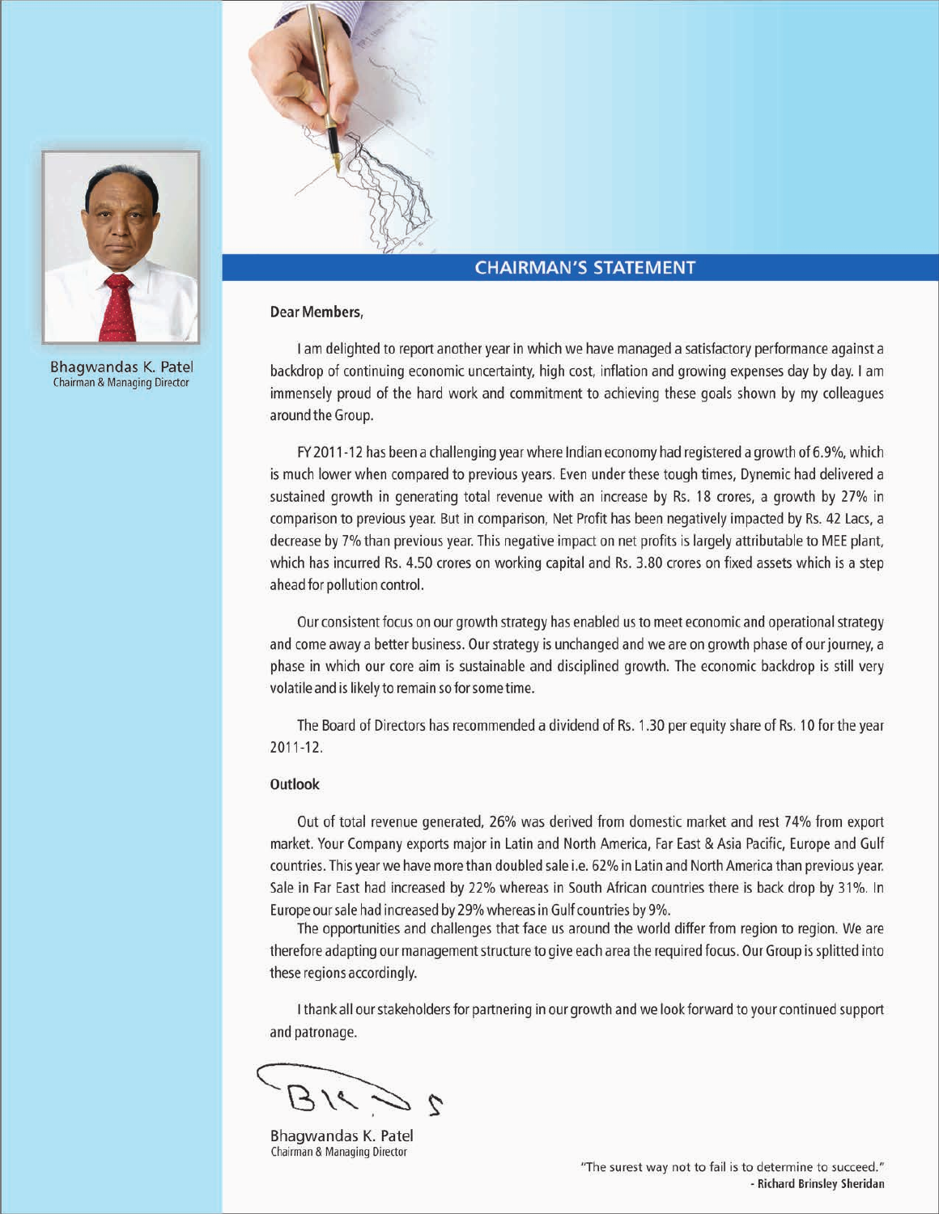Bhagwandas K. Patel
Chairman & Managing Director

## CHAIRMAN'S STATEMENT

**Dear Members,**

I am delighted to report another year in which we have managed a satisfactory performance against a backdrop of continuing economic uncertainty, high cost, inflation and growing expenses day by day. I am immensely proud of the hard work and commitment to achieving these goals shown by my colleagues around the Group.

FY 2011-12 has been a challenging year where Indian economy had registered a growth of 6.9%, which is much lower when compared to previous years. Even under these tough times, Dynemic had delivered a sustained growth in generating total revenue with an increase by Rs. 18 crores, a growth by 27% in comparison to previous year. But in comparison, Net Profit has been negatively impacted by Rs. 42 Lacs, a decrease by 7% than previous year. This negative impact on net profits is largely attributable to MEE plant, which has incurred Rs. 4.50 crores on working capital and Rs. 3.80 crores on fixed assets which is a step ahead for pollution control.

Our consistent focus on our growth strategy has enabled us to meet economic and operational strategy and come away a better business. Our strategy is unchanged and we are on growth phase of our journey, a phase in which our core aim is sustainable and disciplined growth. The economic backdrop is still very volatile and is likely to remain so for some time.

The Board of Directors has recommended a dividend of Rs. 1.30 per equity share of Rs. 10 for the year 2011-12.

**Outlook**

Out of total revenue generated, 26% was derived from domestic market and rest 74% from export market. Your Company exports major in Latin and North America, Far East & Asia Pacific, Europe and Gulf countries. This year we have more than doubled sale i.e. 62% in Latin and North America than previous year. Sale in Far East had increased by 22% whereas in South African countries there is back drop by 31%. In Europe our sale had increased by 29% whereas in Gulf countries by 9%.

The opportunities and challenges that face us around the world differ from region to region. We are therefore adapting our management structure to give each area the required focus. Our Group is splitted into these regions accordingly.

I thank all our stakeholders for partnering in our growth and we look forward to your continued support and patronage.

Bhagwandas K. Patel
Chairman & Managing Director

"The surest way not to fail is to determine to succeed."
**- Richard Brinsley Sheridan**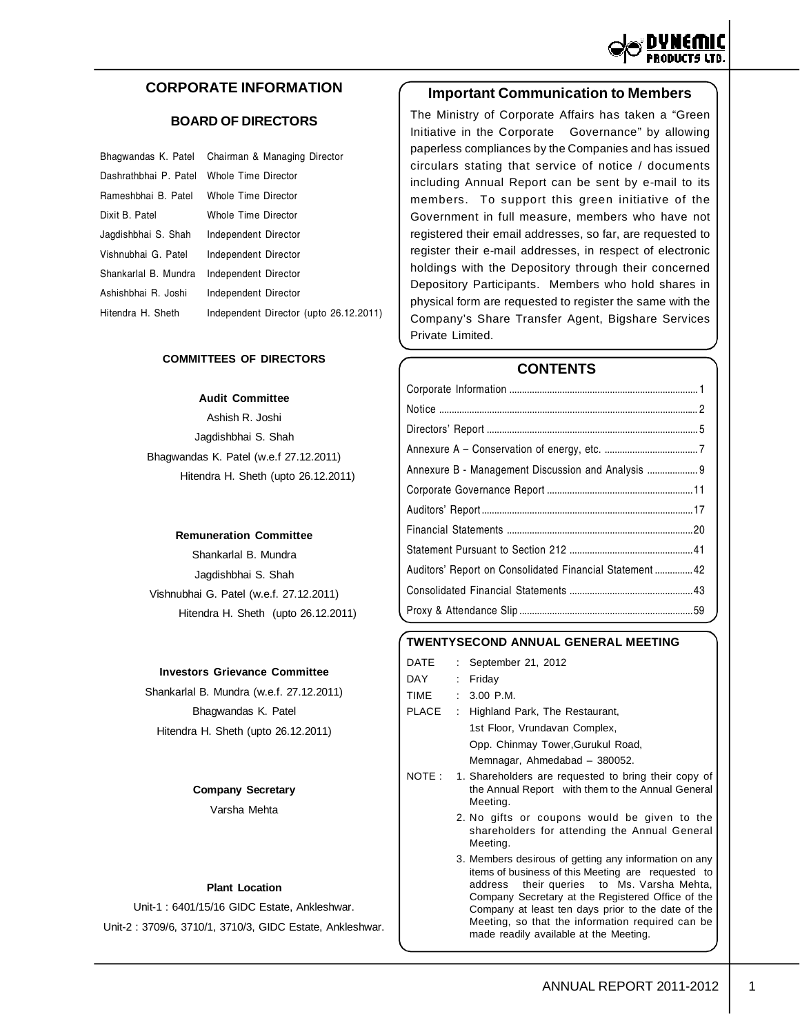## CORPORATE INFORMATION

### BOARD OF DIRECTORS

| | |
|---|---|
| Bhagwandas K. Patel | Chairman & Managing Director |
| Dashrathbhai P. Patel | Whole Time Director |
| Rameshbhai B. Patel | Whole Time Director |
| Dixit B. Patel | Whole Time Director |
| Jagdishbhai S. Shah | Independent Director |
| Vishnubhai G. Patel | Independent Director |
| Shankarlal B. Mundra | Independent Director |
| Ashishbhai R. Joshi | Independent Director |
| Hitendra H. Sheth | Independent Director (upto 26.12.2011) |

### COMMITTEES OF DIRECTORS

**Audit Committee**

Ashish R. Joshi
Jagdishbhai S. Shah
Bhagwandas K. Patel (w.e.f 27.12.2011)
Hitendra H. Sheth (upto 26.12.2011)

**Remuneration Committee**

Shankarlal B. Mundra
Jagdishbhai S. Shah
Vishnubhai G. Patel (w.e.f. 27.12.2011)
Hitendra H. Sheth (upto 26.12.2011)

**Investors Grievance Committee**

Shankarlal B. Mundra (w.e.f. 27.12.2011)
Bhagwandas K. Patel
Hitendra H. Sheth (upto 26.12.2011)

**Company Secretary**

Varsha Mehta

**Plant Location**

Unit-1 : 6401/15/16 GIDC Estate, Ankleshwar.
Unit-2 : 3709/6, 3710/1, 3710/3, GIDC Estate, Ankleshwar.

## Important Communication to Members

The Ministry of Corporate Affairs has taken a "Green Initiative in the Corporate Governance" by allowing paperless compliances by the Companies and has issued circulars stating that service of notice / documents including Annual Report can be sent by e-mail to its members. To support this green initiative of the Government in full measure, members who have not registered their email addresses, so far, are requested to register their e-mail addresses, in respect of electronic holdings with the Depository through their concerned Depository Participants. Members who hold shares in physical form are requested to register the same with the Company's Share Transfer Agent, Bigshare Services Private Limited.

## CONTENTS

| | |
|---|---|
| Corporate Information | 1 |
| Notice | 2 |
| Directors' Report | 5 |
| Annexure A – Conservation of energy, etc. | 7 |
| Annexure B - Management Discussion and Analysis | 9 |
| Corporate Governance Report | 11 |
| Auditors' Report | 17 |
| Financial Statements | 20 |
| Statement Pursuant to Section 212 | 41 |
| Auditors' Report on Consolidated Financial Statement | 42 |
| Consolidated Financial Statements | 43 |
| Proxy & Attendance Slip | 59 |

### TWENTYSECOND ANNUAL GENERAL MEETING

DATE : September 21, 2012
DAY : Friday
TIME : 3.00 P.M.
PLACE : Highland Park, The Restaurant, 1st Floor, Vrundavan Complex, Opp. Chinmay Tower,Gurukul Road, Memnagar, Ahmedabad – 380052.

NOTE :

1. Shareholders are requested to bring their copy of the Annual Report with them to the Annual General Meeting.
2. No gifts or coupons would be given to the shareholders for attending the Annual General Meeting.
3. Members desirous of getting any information on any items of business of this Meeting are requested to address their queries to Ms. Varsha Mehta, Company Secretary at the Registered Office of the Company at least ten days prior to the date of the Meeting, so that the information required can be made readily available at the Meeting.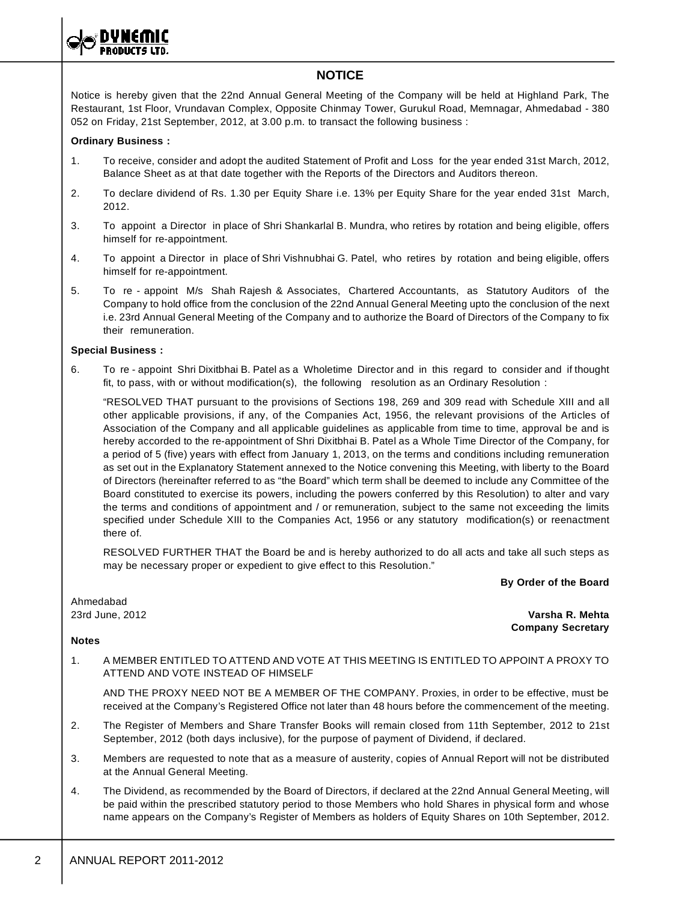# NOTICE

Notice is hereby given that the 22nd Annual General Meeting of the Company will be held at Highland Park, The Restaurant, 1st Floor, Vrundavan Complex, Opposite Chinmay Tower, Gurukul Road, Memnagar, Ahmedabad - 380 052 on Friday, 21st September, 2012, at 3.00 p.m. to transact the following business :

**Ordinary Business :**

1. To receive, consider and adopt the audited Statement of Profit and Loss for the year ended 31st March, 2012, Balance Sheet as at that date together with the Reports of the Directors and Auditors thereon.
2. To declare dividend of Rs. 1.30 per Equity Share i.e. 13% per Equity Share for the year ended 31st March, 2012.
3. To appoint a Director in place of Shri Shankarlal B. Mundra, who retires by rotation and being eligible, offers himself for re-appointment.
4. To appoint a Director in place of Shri Vishnubhai G. Patel, who retires by rotation and being eligible, offers himself for re-appointment.
5. To re - appoint M/s Shah Rajesh & Associates, Chartered Accountants, as Statutory Auditors of the Company to hold office from the conclusion of the 22nd Annual General Meeting upto the conclusion of the next i.e. 23rd Annual General Meeting of the Company and to authorize the Board of Directors of the Company to fix their remuneration.

**Special Business :**

6. To re - appoint Shri Dixitbhai B. Patel as a Wholetime Director and in this regard to consider and if thought fit, to pass, with or without modification(s), the following resolution as an Ordinary Resolution :

   "RESOLVED THAT pursuant to the provisions of Sections 198, 269 and 309 read with Schedule XIII and all other applicable provisions, if any, of the Companies Act, 1956, the relevant provisions of the Articles of Association of the Company and all applicable guidelines as applicable from time to time, approval be and is hereby accorded to the re-appointment of Shri Dixitbhai B. Patel as a Whole Time Director of the Company, for a period of 5 (five) years with effect from January 1, 2013, on the terms and conditions including remuneration as set out in the Explanatory Statement annexed to the Notice convening this Meeting, with liberty to the Board of Directors (hereinafter referred to as "the Board" which term shall be deemed to include any Committee of the Board constituted to exercise its powers, including the powers conferred by this Resolution) to alter and vary the terms and conditions of appointment and / or remuneration, subject to the same not exceeding the limits specified under Schedule XIII to the Companies Act, 1956 or any statutory modification(s) or reenactment there of.

   RESOLVED FURTHER THAT the Board be and is hereby authorized to do all acts and take all such steps as may be necessary proper or expedient to give effect to this Resolution."

**By Order of the Board**

Ahmedabad
23rd June, 2012

**Varsha R. Mehta**
**Company Secretary**

**Notes**

1. A MEMBER ENTITLED TO ATTEND AND VOTE AT THIS MEETING IS ENTITLED TO APPOINT A PROXY TO ATTEND AND VOTE INSTEAD OF HIMSELF

   AND THE PROXY NEED NOT BE A MEMBER OF THE COMPANY. Proxies, in order to be effective, must be received at the Company's Registered Office not later than 48 hours before the commencement of the meeting.
2. The Register of Members and Share Transfer Books will remain closed from 11th September, 2012 to 21st September, 2012 (both days inclusive), for the purpose of payment of Dividend, if declared.
3. Members are requested to note that as a measure of austerity, copies of Annual Report will not be distributed at the Annual General Meeting.
4. The Dividend, as recommended by the Board of Directors, if declared at the 22nd Annual General Meeting, will be paid within the prescribed statutory period to those Members who hold Shares in physical form and whose name appears on the Company's Register of Members as holders of Equity Shares on 10th September, 2012.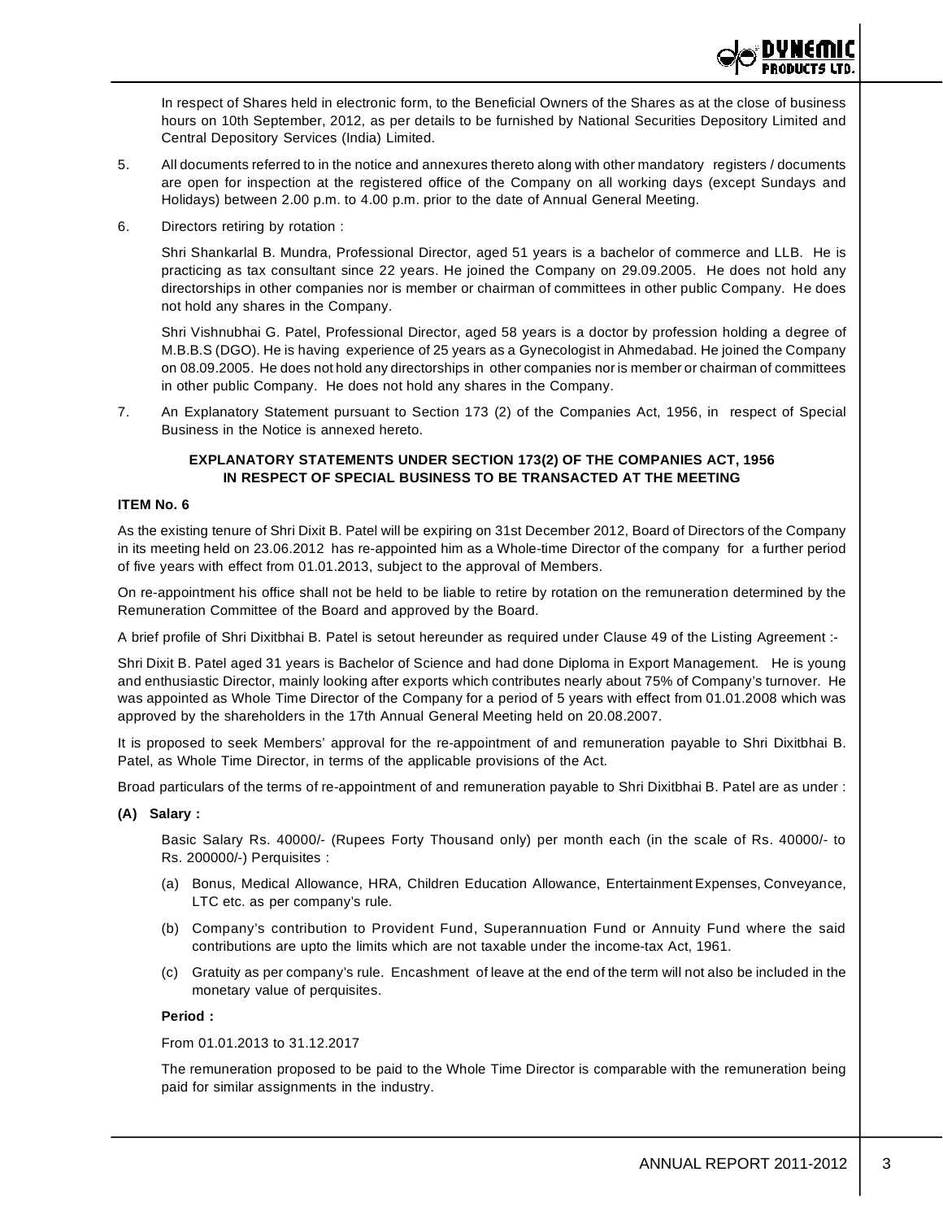In respect of Shares held in electronic form, to the Beneficial Owners of the Shares as at the close of business hours on 10th September, 2012, as per details to be furnished by National Securities Depository Limited and Central Depository Services (India) Limited.

5. All documents referred to in the notice and annexures thereto along with other mandatory registers / documents are open for inspection at the registered office of the Company on all working days (except Sundays and Holidays) between 2.00 p.m. to 4.00 p.m. prior to the date of Annual General Meeting.

6. Directors retiring by rotation :

   Shri Shankarlal B. Mundra, Professional Director, aged 51 years is a bachelor of commerce and LLB. He is practicing as tax consultant since 22 years. He joined the Company on 29.09.2005. He does not hold any directorships in other companies nor is member or chairman of committees in other public Company. He does not hold any shares in the Company.

   Shri Vishnubhai G. Patel, Professional Director, aged 58 years is a doctor by profession holding a degree of M.B.B.S (DGO). He is having experience of 25 years as a Gynecologist in Ahmedabad. He joined the Company on 08.09.2005. He does not hold any directorships in other companies nor is member or chairman of committees in other public Company. He does not hold any shares in the Company.

7. An Explanatory Statement pursuant to Section 173 (2) of the Companies Act, 1956, in respect of Special Business in the Notice is annexed hereto.

## EXPLANATORY STATEMENTS UNDER SECTION 173(2) OF THE COMPANIES ACT, 1956 IN RESPECT OF SPECIAL BUSINESS TO BE TRANSACTED AT THE MEETING

**ITEM No. 6**

As the existing tenure of Shri Dixit B. Patel will be expiring on 31st December 2012, Board of Directors of the Company in its meeting held on 23.06.2012 has re-appointed him as a Whole-time Director of the company for a further period of five years with effect from 01.01.2013, subject to the approval of Members.

On re-appointment his office shall not be held to be liable to retire by rotation on the remuneration determined by the Remuneration Committee of the Board and approved by the Board.

A brief profile of Shri Dixitbhai B. Patel is setout hereunder as required under Clause 49 of the Listing Agreement :-

Shri Dixit B. Patel aged 31 years is Bachelor of Science and had done Diploma in Export Management. He is young and enthusiastic Director, mainly looking after exports which contributes nearly about 75% of Company's turnover. He was appointed as Whole Time Director of the Company for a period of 5 years with effect from 01.01.2008 which was approved by the shareholders in the 17th Annual General Meeting held on 20.08.2007.

It is proposed to seek Members' approval for the re-appointment of and remuneration payable to Shri Dixitbhai B. Patel, as Whole Time Director, in terms of the applicable provisions of the Act.

Broad particulars of the terms of re-appointment of and remuneration payable to Shri Dixitbhai B. Patel are as under :

**(A) Salary :**

Basic Salary Rs. 40000/- (Rupees Forty Thousand only) per month each (in the scale of Rs. 40000/- to Rs. 200000/-) Perquisites :

(a) Bonus, Medical Allowance, HRA, Children Education Allowance, Entertainment Expenses, Conveyance, LTC etc. as per company's rule.

(b) Company's contribution to Provident Fund, Superannuation Fund or Annuity Fund where the said contributions are upto the limits which are not taxable under the income-tax Act, 1961.

(c) Gratuity as per company's rule. Encashment of leave at the end of the term will not also be included in the monetary value of perquisites.

**Period :**

From 01.01.2013 to 31.12.2017

The remuneration proposed to be paid to the Whole Time Director is comparable with the remuneration being paid for similar assignments in the industry.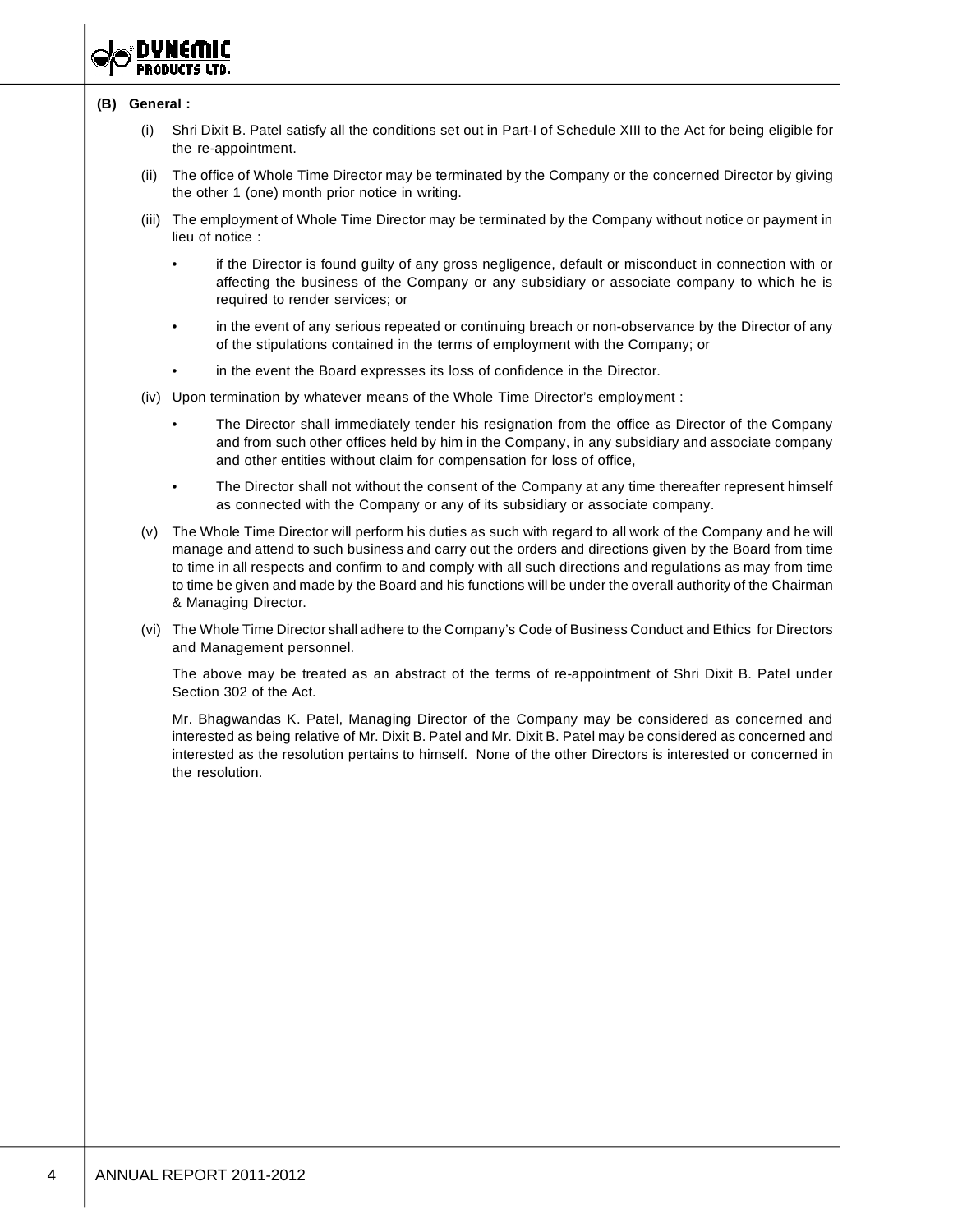**(B) General :**

(i) Shri Dixit B. Patel satisfy all the conditions set out in Part-I of Schedule XIII to the Act for being eligible for the re-appointment.

(ii) The office of Whole Time Director may be terminated by the Company or the concerned Director by giving the other 1 (one) month prior notice in writing.

(iii) The employment of Whole Time Director may be terminated by the Company without notice or payment in lieu of notice :

- if the Director is found guilty of any gross negligence, default or misconduct in connection with or affecting the business of the Company or any subsidiary or associate company to which he is required to render services; or
- in the event of any serious repeated or continuing breach or non-observance by the Director of any of the stipulations contained in the terms of employment with the Company; or
- in the event the Board expresses its loss of confidence in the Director.

(iv) Upon termination by whatever means of the Whole Time Director's employment :

- The Director shall immediately tender his resignation from the office as Director of the Company and from such other offices held by him in the Company, in any subsidiary and associate company and other entities without claim for compensation for loss of office,
- The Director shall not without the consent of the Company at any time thereafter represent himself as connected with the Company or any of its subsidiary or associate company.

(v) The Whole Time Director will perform his duties as such with regard to all work of the Company and he will manage and attend to such business and carry out the orders and directions given by the Board from time to time in all respects and confirm to and comply with all such directions and regulations as may from time to time be given and made by the Board and his functions will be under the overall authority of the Chairman & Managing Director.

(vi) The Whole Time Director shall adhere to the Company's Code of Business Conduct and Ethics for Directors and Management personnel.

The above may be treated as an abstract of the terms of re-appointment of Shri Dixit B. Patel under Section 302 of the Act.

Mr. Bhagwandas K. Patel, Managing Director of the Company may be considered as concerned and interested as being relative of Mr. Dixit B. Patel and Mr. Dixit B. Patel may be considered as concerned and interested as the resolution pertains to himself. None of the other Directors is interested or concerned in the resolution.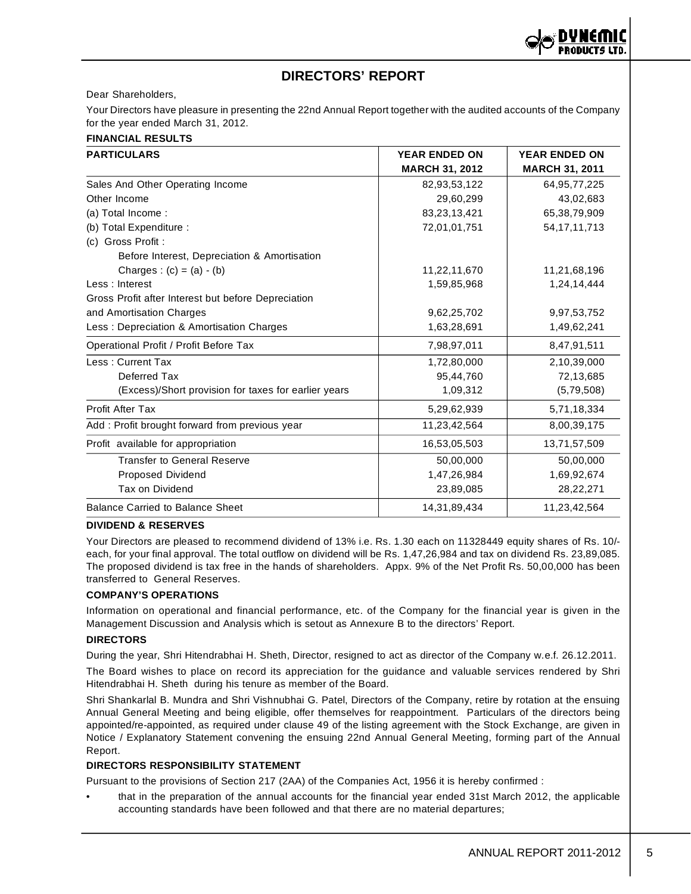# DIRECTORS' REPORT

Dear Shareholders,

Your Directors have pleasure in presenting the 22nd Annual Report together with the audited accounts of the Company for the year ended March 31, 2012.

**FINANCIAL RESULTS**

| PARTICULARS | YEAR ENDED ON MARCH 31, 2012 | YEAR ENDED ON MARCH 31, 2011 |
|---|---|---|
| Sales And Other Operating Income | 82,93,53,122 | 64,95,77,225 |
| Other Income | 29,60,299 | 43,02,683 |
| (a) Total Income : | 83,23,13,421 | 65,38,79,909 |
| (b) Total Expenditure : | 72,01,01,751 | 54,17,11,713 |
| (c) Gross Profit : Before Interest, Depreciation & Amortisation Charges : (c) = (a) - (b) | 11,22,11,670 | 11,21,68,196 |
| Less : Interest | 1,59,85,968 | 1,24,14,444 |
| Gross Profit after Interest but before Depreciation and Amortisation Charges | 9,62,25,702 | 9,97,53,752 |
| Less : Depreciation & Amortisation Charges | 1,63,28,691 | 1,49,62,241 |
| Operational Profit / Profit Before Tax | 7,98,97,011 | 8,47,91,511 |
| Less : Current Tax | 1,72,80,000 | 2,10,39,000 |
| Deferred Tax | 95,44,760 | 72,13,685 |
| (Excess)/Short provision for taxes for earlier years | 1,09,312 | (5,79,508) |
| Profit After Tax | 5,29,62,939 | 5,71,18,334 |
| Add : Profit brought forward from previous year | 11,23,42,564 | 8,00,39,175 |
| Profit available for appropriation | 16,53,05,503 | 13,71,57,509 |
| Transfer to General Reserve | 50,00,000 | 50,00,000 |
| Proposed Dividend | 1,47,26,984 | 1,69,92,674 |
| Tax on Dividend | 23,89,085 | 28,22,271 |
| Balance Carried to Balance Sheet | 14,31,89,434 | 11,23,42,564 |

**DIVIDEND & RESERVES**

Your Directors are pleased to recommend dividend of 13% i.e. Rs. 1.30 each on 11328449 equity shares of Rs. 10/- each, for your final approval. The total outflow on dividend will be Rs. 1,47,26,984 and tax on dividend Rs. 23,89,085. The proposed dividend is tax free in the hands of shareholders. Appx. 9% of the Net Profit Rs. 50,00,000 has been transferred to General Reserves.

**COMPANY'S OPERATIONS**

Information on operational and financial performance, etc. of the Company for the financial year is given in the Management Discussion and Analysis which is setout as Annexure B to the directors' Report.

**DIRECTORS**

During the year, Shri Hitendrabhai H. Sheth, Director, resigned to act as director of the Company w.e.f. 26.12.2011.

The Board wishes to place on record its appreciation for the guidance and valuable services rendered by Shri Hitendrabhai H. Sheth during his tenure as member of the Board.

Shri Shankarlal B. Mundra and Shri Vishnubhai G. Patel, Directors of the Company, retire by rotation at the ensuing Annual General Meeting and being eligible, offer themselves for reappointment. Particulars of the directors being appointed/re-appointed, as required under clause 49 of the listing agreement with the Stock Exchange, are given in Notice / Explanatory Statement convening the ensuing 22nd Annual General Meeting, forming part of the Annual Report.

**DIRECTORS RESPONSIBILITY STATEMENT**

Pursuant to the provisions of Section 217 (2AA) of the Companies Act, 1956 it is hereby confirmed :

- that in the preparation of the annual accounts for the financial year ended 31st March 2012, the applicable accounting standards have been followed and that there are no material departures;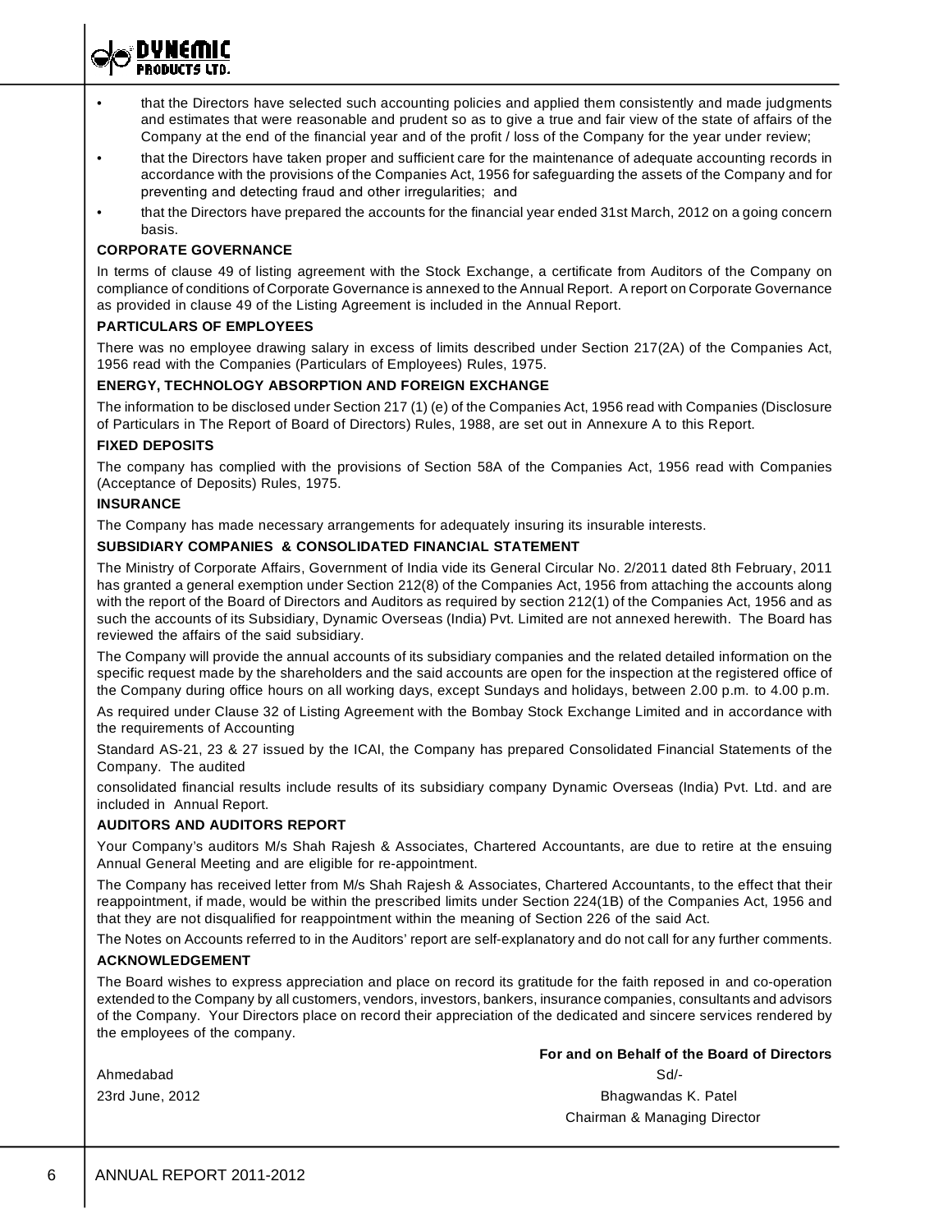- that the Directors have selected such accounting policies and applied them consistently and made judgments and estimates that were reasonable and prudent so as to give a true and fair view of the state of affairs of the Company at the end of the financial year and of the profit / loss of the Company for the year under review;
- that the Directors have taken proper and sufficient care for the maintenance of adequate accounting records in accordance with the provisions of the Companies Act, 1956 for safeguarding the assets of the Company and for preventing and detecting fraud and other irregularities; and
- that the Directors have prepared the accounts for the financial year ended 31st March, 2012 on a going concern basis.

**CORPORATE GOVERNANCE**

In terms of clause 49 of listing agreement with the Stock Exchange, a certificate from Auditors of the Company on compliance of conditions of Corporate Governance is annexed to the Annual Report. A report on Corporate Governance as provided in clause 49 of the Listing Agreement is included in the Annual Report.

**PARTICULARS OF EMPLOYEES**

There was no employee drawing salary in excess of limits described under Section 217(2A) of the Companies Act, 1956 read with the Companies (Particulars of Employees) Rules, 1975.

**ENERGY, TECHNOLOGY ABSORPTION AND FOREIGN EXCHANGE**

The information to be disclosed under Section 217 (1) (e) of the Companies Act, 1956 read with Companies (Disclosure of Particulars in The Report of Board of Directors) Rules, 1988, are set out in Annexure A to this Report.

**FIXED DEPOSITS**

The company has complied with the provisions of Section 58A of the Companies Act, 1956 read with Companies (Acceptance of Deposits) Rules, 1975.

**INSURANCE**

The Company has made necessary arrangements for adequately insuring its insurable interests.

**SUBSIDIARY COMPANIES & CONSOLIDATED FINANCIAL STATEMENT**

The Ministry of Corporate Affairs, Government of India vide its General Circular No. 2/2011 dated 8th February, 2011 has granted a general exemption under Section 212(8) of the Companies Act, 1956 from attaching the accounts along with the report of the Board of Directors and Auditors as required by section 212(1) of the Companies Act, 1956 and as such the accounts of its Subsidiary, Dynamic Overseas (India) Pvt. Limited are not annexed herewith. The Board has reviewed the affairs of the said subsidiary.

The Company will provide the annual accounts of its subsidiary companies and the related detailed information on the specific request made by the shareholders and the said accounts are open for the inspection at the registered office of the Company during office hours on all working days, except Sundays and holidays, between 2.00 p.m. to 4.00 p.m.

As required under Clause 32 of Listing Agreement with the Bombay Stock Exchange Limited and in accordance with the requirements of Accounting

Standard AS-21, 23 & 27 issued by the ICAI, the Company has prepared Consolidated Financial Statements of the Company. The audited

consolidated financial results include results of its subsidiary company Dynamic Overseas (India) Pvt. Ltd. and are included in Annual Report.

**AUDITORS AND AUDITORS REPORT**

Your Company's auditors M/s Shah Rajesh & Associates, Chartered Accountants, are due to retire at the ensuing Annual General Meeting and are eligible for re-appointment.

The Company has received letter from M/s Shah Rajesh & Associates, Chartered Accountants, to the effect that their reappointment, if made, would be within the prescribed limits under Section 224(1B) of the Companies Act, 1956 and that they are not disqualified for reappointment within the meaning of Section 226 of the said Act.

The Notes on Accounts referred to in the Auditors' report are self-explanatory and do not call for any further comments.

**ACKNOWLEDGEMENT**

The Board wishes to express appreciation and place on record its gratitude for the faith reposed in and co-operation extended to the Company by all customers, vendors, investors, bankers, insurance companies, consultants and advisors of the Company. Your Directors place on record their appreciation of the dedicated and sincere services rendered by the employees of the company.

**For and on Behalf of the Board of Directors**

Sd/-

Bhagwandas K. Patel

Chairman & Managing Director

Ahmedabad

23rd June, 2012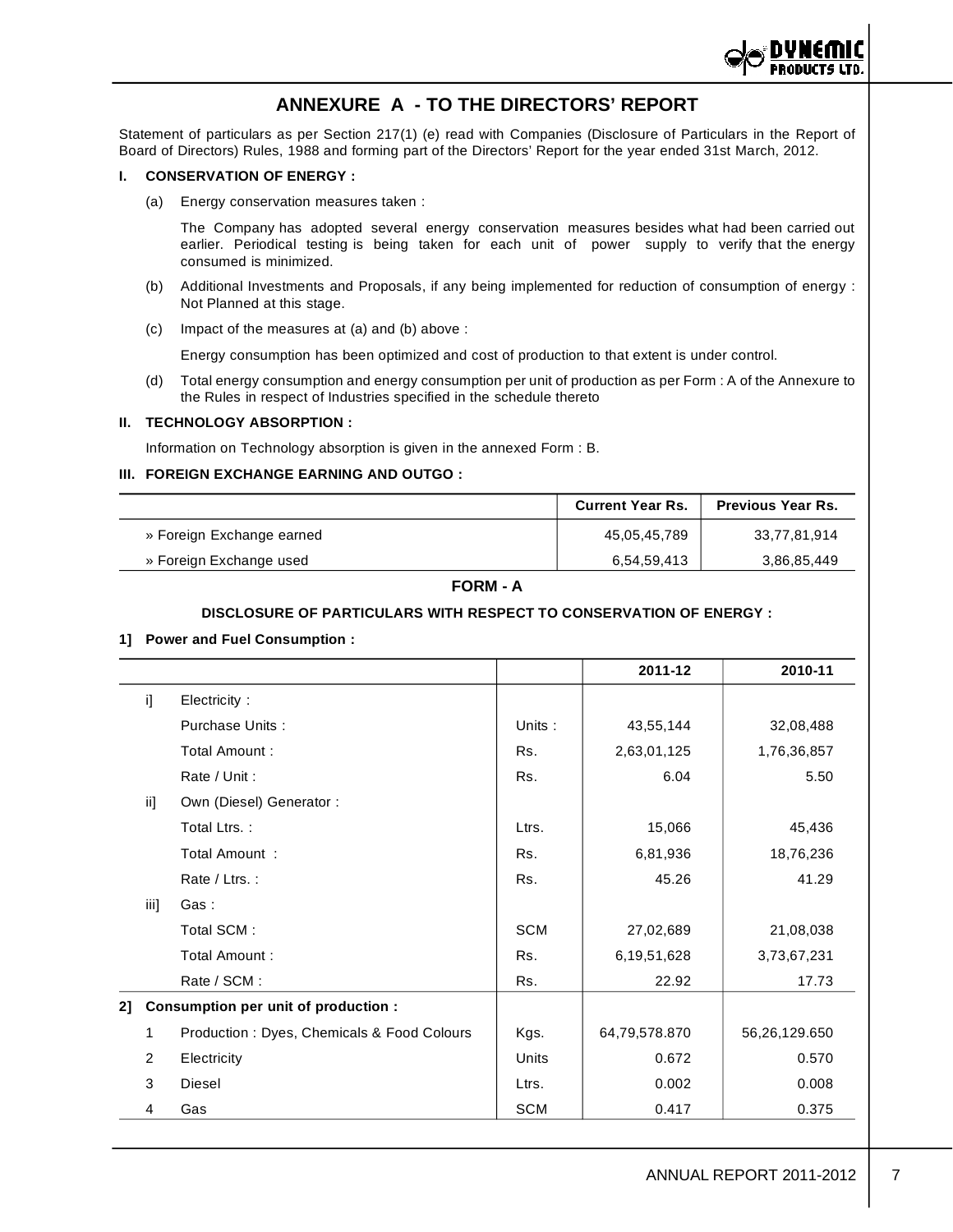# ANNEXURE A - TO THE DIRECTORS' REPORT

Statement of particulars as per Section 217(1) (e) read with Companies (Disclosure of Particulars in the Report of Board of Directors) Rules, 1988 and forming part of the Directors' Report for the year ended 31st March, 2012.

### I. CONSERVATION OF ENERGY :

(a) Energy conservation measures taken :

The Company has adopted several energy conservation measures besides what had been carried out earlier. Periodical testing is being taken for each unit of power supply to verify that the energy consumed is minimized.

(b) Additional Investments and Proposals, if any being implemented for reduction of consumption of energy : Not Planned at this stage.

(c) Impact of the measures at (a) and (b) above :

Energy consumption has been optimized and cost of production to that extent is under control.

(d) Total energy consumption and energy consumption per unit of production as per Form : A of the Annexure to the Rules in respect of Industries specified in the schedule thereto

### II. TECHNOLOGY ABSORPTION :

Information on Technology absorption is given in the annexed Form : B.

### III. FOREIGN EXCHANGE EARNING AND OUTGO :

| | Current Year Rs. | Previous Year Rs. |
|---|---|---|
| » Foreign Exchange earned | 45,05,45,789 | 33,77,81,914 |
| » Foreign Exchange used | 6,54,59,413 | 3,86,85,449 |

## FORM - A

### DISCLOSURE OF PARTICULARS WITH RESPECT TO CONSERVATION OF ENERGY :

**1] Power and Fuel Consumption :**

| | | | 2011-12 | 2010-11 |
|---|---|---|---|---|
| i] | Electricity : | | | |
| | Purchase Units : | Units : | 43,55,144 | 32,08,488 |
| | Total Amount : | Rs. | 2,63,01,125 | 1,76,36,857 |
| | Rate / Unit : | Rs. | 6.04 | 5.50 |
| ii] | Own (Diesel) Generator : | | | |
| | Total Ltrs. : | Ltrs. | 15,066 | 45,436 |
| | Total Amount : | Rs. | 6,81,936 | 18,76,236 |
| | Rate / Ltrs. : | Rs. | 45.26 | 41.29 |
| iii] | Gas : | | | |
| | Total SCM : | SCM | 27,02,689 | 21,08,038 |
| | Total Amount : | Rs. | 6,19,51,628 | 3,73,67,231 |
| | Rate / SCM : | Rs. | 22.92 | 17.73 |
| **2]** | **Consumption per unit of production :** | | | |
| 1 | Production : Dyes, Chemicals & Food Colours | Kgs. | 64,79,578.870 | 56,26,129.650 |
| 2 | Electricity | Units | 0.672 | 0.570 |
| 3 | Diesel | Ltrs. | 0.002 | 0.008 |
| 4 | Gas | SCM | 0.417 | 0.375 |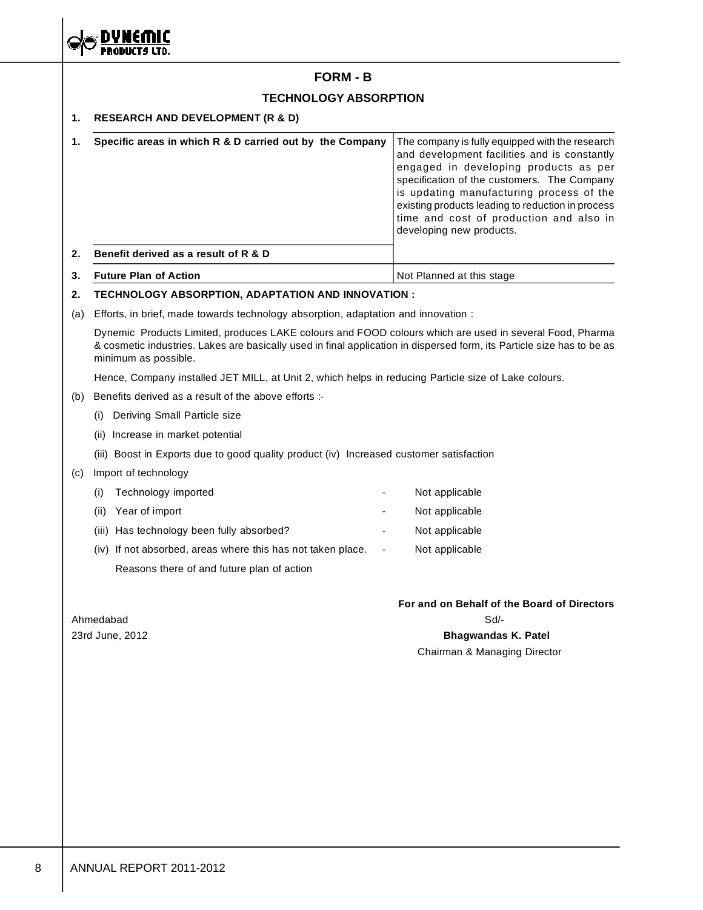## FORM - B

### TECHNOLOGY ABSORPTION

**1. RESEARCH AND DEVELOPMENT (R & D)**

| | | |
|---|---|---|
| **1.** | **Specific areas in which R & D carried out by the Company** | The company is fully equipped with the research and development facilities and is constantly engaged in developing products as per specification of the customers. The Company is updating manufacturing process of the existing products leading to reduction in process time and cost of production and also in developing new products. |
| **2.** | **Benefit derived as a result of R & D** | |
| **3.** | **Future Plan of Action** | Not Planned at this stage |

**2. TECHNOLOGY ABSORPTION, ADAPTATION AND INNOVATION :**

(a) Efforts, in brief, made towards technology absorption, adaptation and innovation :

Dynemic Products Limited, produces LAKE colours and FOOD colours which are used in several Food, Pharma & cosmetic industries. Lakes are basically used in final application in dispersed form, its Particle size has to be as minimum as possible.

Hence, Company installed JET MILL, at Unit 2, which helps in reducing Particle size of Lake colours.

(b) Benefits derived as a result of the above efforts :-

(i) Deriving Small Particle size

(ii) Increase in market potential

(iii) Boost in Exports due to good quality product (iv) Increased customer satisfaction

(c) Import of technology

| | | |
|---|---|---|
| (i) Technology imported | - | Not applicable |
| (ii) Year of import | - | Not applicable |
| (iii) Has technology been fully absorbed? | - | Not applicable |
| (iv) If not absorbed, areas where this has not taken place. Reasons there of and future plan of action | - | Not applicable |

**For and on Behalf of the Board of Directors**

Sd/-

**Bhagwandas K. Patel**

Chairman & Managing Director

Ahmedabad

23rd June, 2012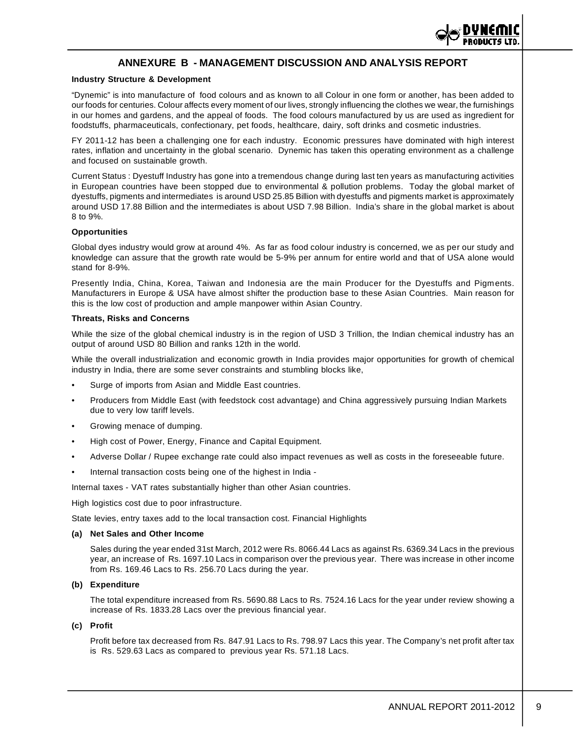## ANNEXURE B - MANAGEMENT DISCUSSION AND ANALYSIS REPORT

**Industry Structure & Development**

"Dynemic" is into manufacture of food colours and as known to all Colour in one form or another, has been added to our foods for centuries. Colour affects every moment of our lives, strongly influencing the clothes we wear, the furnishings in our homes and gardens, and the appeal of foods. The food colours manufactured by us are used as ingredient for foodstuffs, pharmaceuticals, confectionary, pet foods, healthcare, dairy, soft drinks and cosmetic industries.

FY 2011-12 has been a challenging one for each industry. Economic pressures have dominated with high interest rates, inflation and uncertainty in the global scenario. Dynemic has taken this operating environment as a challenge and focused on sustainable growth.

Current Status : Dyestuff Industry has gone into a tremendous change during last ten years as manufacturing activities in European countries have been stopped due to environmental & pollution problems. Today the global market of dyestuffs, pigments and intermediates is around USD 25.85 Billion with dyestuffs and pigments market is approximately around USD 17.88 Billion and the intermediates is about USD 7.98 Billion. India's share in the global market is about 8 to 9%.

**Opportunities**

Global dyes industry would grow at around 4%. As far as food colour industry is concerned, we as per our study and knowledge can assure that the growth rate would be 5-9% per annum for entire world and that of USA alone would stand for 8-9%.

Presently India, China, Korea, Taiwan and Indonesia are the main Producer for the Dyestuffs and Pigments. Manufacturers in Europe & USA have almost shifter the production base to these Asian Countries. Main reason for this is the low cost of production and ample manpower within Asian Country.

**Threats, Risks and Concerns**

While the size of the global chemical industry is in the region of USD 3 Trillion, the Indian chemical industry has an output of around USD 80 Billion and ranks 12th in the world.

While the overall industrialization and economic growth in India provides major opportunities for growth of chemical industry in India, there are some sever constraints and stumbling blocks like,

- Surge of imports from Asian and Middle East countries.
- Producers from Middle East (with feedstock cost advantage) and China aggressively pursuing Indian Markets due to very low tariff levels.
- Growing menace of dumping.
- High cost of Power, Energy, Finance and Capital Equipment.
- Adverse Dollar / Rupee exchange rate could also impact revenues as well as costs in the foreseeable future.
- Internal transaction costs being one of the highest in India -

Internal taxes - VAT rates substantially higher than other Asian countries.

High logistics cost due to poor infrastructure.

State levies, entry taxes add to the local transaction cost. Financial Highlights

**(a) Net Sales and Other Income**

Sales during the year ended 31st March, 2012 were Rs. 8066.44 Lacs as against Rs. 6369.34 Lacs in the previous year, an increase of Rs. 1697.10 Lacs in comparison over the previous year. There was increase in other income from Rs. 169.46 Lacs to Rs. 256.70 Lacs during the year.

**(b) Expenditure**

The total expenditure increased from Rs. 5690.88 Lacs to Rs. 7524.16 Lacs for the year under review showing a increase of Rs. 1833.28 Lacs over the previous financial year.

**(c) Profit**

Profit before tax decreased from Rs. 847.91 Lacs to Rs. 798.97 Lacs this year. The Company's net profit after tax is Rs. 529.63 Lacs as compared to previous year Rs. 571.18 Lacs.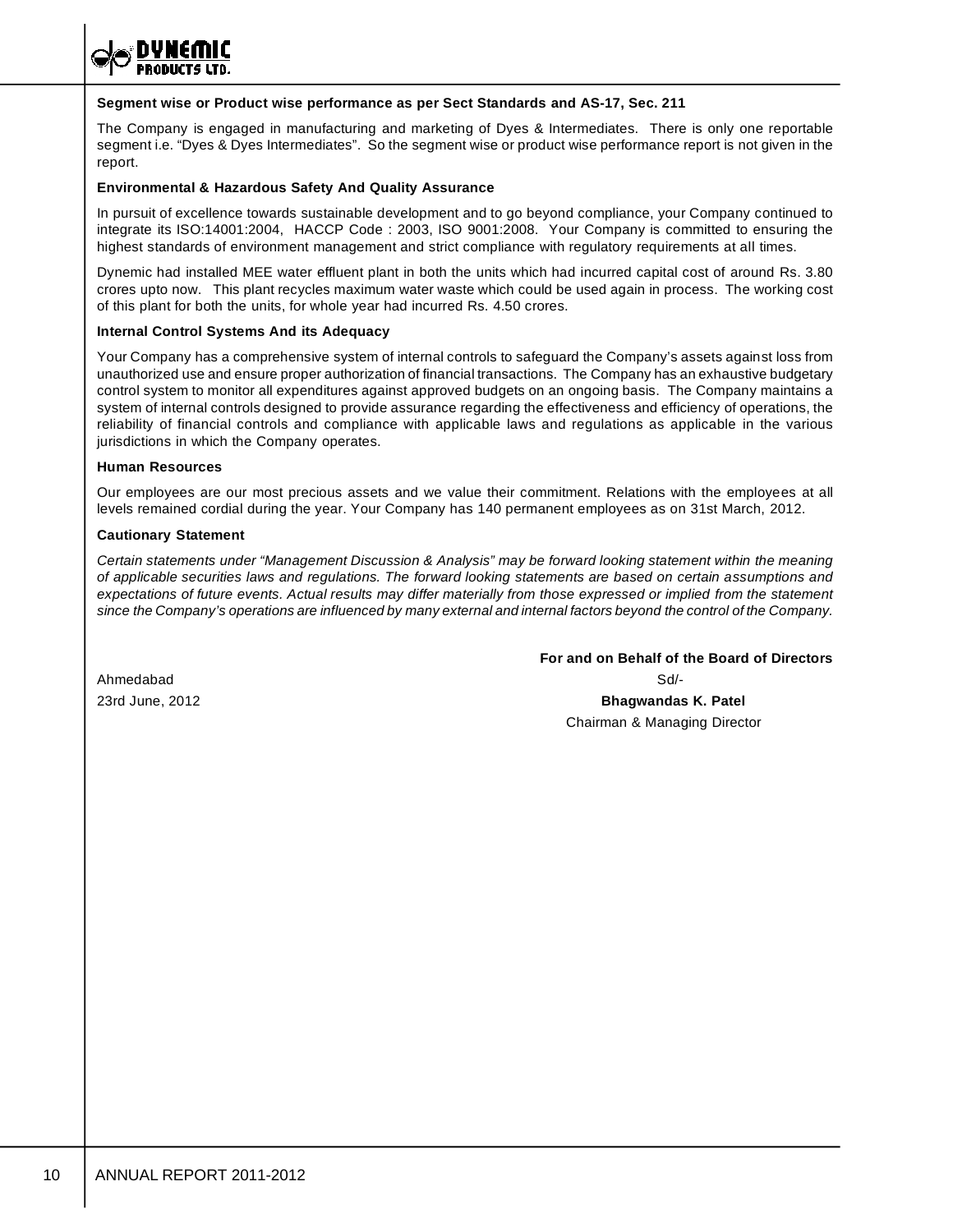**Segment wise or Product wise performance as per Sect Standards and AS-17, Sec. 211**

The Company is engaged in manufacturing and marketing of Dyes & Intermediates. There is only one reportable segment i.e. "Dyes & Dyes Intermediates". So the segment wise or product wise performance report is not given in the report.

**Environmental & Hazardous Safety And Quality Assurance**

In pursuit of excellence towards sustainable development and to go beyond compliance, your Company continued to integrate its ISO:14001:2004, HACCP Code : 2003, ISO 9001:2008. Your Company is committed to ensuring the highest standards of environment management and strict compliance with regulatory requirements at all times.

Dynemic had installed MEE water effluent plant in both the units which had incurred capital cost of around Rs. 3.80 crores upto now. This plant recycles maximum water waste which could be used again in process. The working cost of this plant for both the units, for whole year had incurred Rs. 4.50 crores.

**Internal Control Systems And its Adequacy**

Your Company has a comprehensive system of internal controls to safeguard the Company's assets against loss from unauthorized use and ensure proper authorization of financial transactions. The Company has an exhaustive budgetary control system to monitor all expenditures against approved budgets on an ongoing basis. The Company maintains a system of internal controls designed to provide assurance regarding the effectiveness and efficiency of operations, the reliability of financial controls and compliance with applicable laws and regulations as applicable in the various jurisdictions in which the Company operates.

**Human Resources**

Our employees are our most precious assets and we value their commitment. Relations with the employees at all levels remained cordial during the year. Your Company has 140 permanent employees as on 31st March, 2012.

**Cautionary Statement**

*Certain statements under "Management Discussion & Analysis" may be forward looking statement within the meaning of applicable securities laws and regulations. The forward looking statements are based on certain assumptions and expectations of future events. Actual results may differ materially from those expressed or implied from the statement since the Company's operations are influenced by many external and internal factors beyond the control of the Company.*

**For and on Behalf of the Board of Directors**

Ahmedabad
23rd June, 2012

Sd/-
**Bhagwandas K. Patel**
Chairman & Managing Director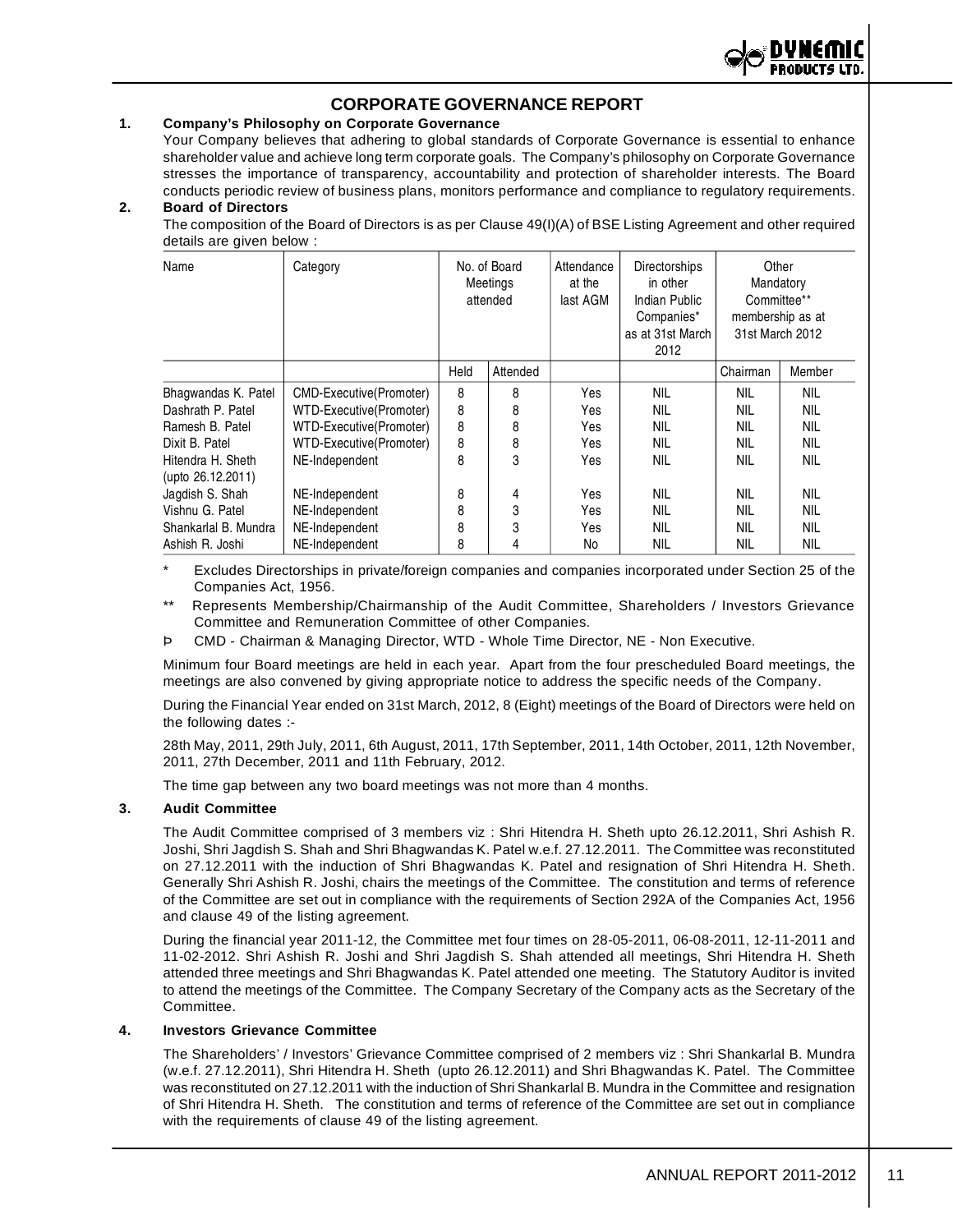# CORPORATE GOVERNANCE REPORT

**1. Company's Philosophy on Corporate Governance**

Your Company believes that adhering to global standards of Corporate Governance is essential to enhance shareholder value and achieve long term corporate goals. The Company's philosophy on Corporate Governance stresses the importance of transparency, accountability and protection of shareholder interests. The Board conducts periodic review of business plans, monitors performance and compliance to regulatory requirements.

**2. Board of Directors**

The composition of the Board of Directors is as per Clause 49(I)(A) of BSE Listing Agreement and other required details are given below :

| Name | Category | No. of Board Meetings attended | | Attendance at the last AGM | Directorships in other Indian Public Companies* as at 31st March 2012 | Other Mandatory Committee** membership as at 31st March 2012 | |
|---|---|---|---|---|---|---|---|
| | | Held | Attended | | | Chairman | Member |
| Bhagwandas K. Patel | CMD-Executive(Promoter) | 8 | 8 | Yes | NIL | NIL | NIL |
| Dashrath P. Patel | WTD-Executive(Promoter) | 8 | 8 | Yes | NIL | NIL | NIL |
| Ramesh B. Patel | WTD-Executive(Promoter) | 8 | 8 | Yes | NIL | NIL | NIL |
| Dixit B. Patel | WTD-Executive(Promoter) | 8 | 8 | Yes | NIL | NIL | NIL |
| Hitendra H. Sheth (upto 26.12.2011) | NE-Independent | 8 | 3 | Yes | NIL | NIL | NIL |
| Jagdish S. Shah | NE-Independent | 8 | 4 | Yes | NIL | NIL | NIL |
| Vishnu G. Patel | NE-Independent | 8 | 3 | Yes | NIL | NIL | NIL |
| Shankarlal B. Mundra | NE-Independent | 8 | 3 | Yes | NIL | NIL | NIL |
| Ashish R. Joshi | NE-Independent | 8 | 4 | No | NIL | NIL | NIL |

\* Excludes Directorships in private/foreign companies and companies incorporated under Section 25 of the Companies Act, 1956.

\*\* Represents Membership/Chairmanship of the Audit Committee, Shareholders / Investors Grievance Committee and Remuneration Committee of other Companies.

Þ CMD - Chairman & Managing Director, WTD - Whole Time Director, NE - Non Executive.

Minimum four Board meetings are held in each year. Apart from the four prescheduled Board meetings, the meetings are also convened by giving appropriate notice to address the specific needs of the Company.

During the Financial Year ended on 31st March, 2012, 8 (Eight) meetings of the Board of Directors were held on the following dates :-

28th May, 2011, 29th July, 2011, 6th August, 2011, 17th September, 2011, 14th October, 2011, 12th November, 2011, 27th December, 2011 and 11th February, 2012.

The time gap between any two board meetings was not more than 4 months.

**3. Audit Committee**

The Audit Committee comprised of 3 members viz : Shri Hitendra H. Sheth upto 26.12.2011, Shri Ashish R. Joshi, Shri Jagdish S. Shah and Shri Bhagwandas K. Patel w.e.f. 27.12.2011. The Committee was reconstituted on 27.12.2011 with the induction of Shri Bhagwandas K. Patel and resignation of Shri Hitendra H. Sheth. Generally Shri Ashish R. Joshi, chairs the meetings of the Committee. The constitution and terms of reference of the Committee are set out in compliance with the requirements of Section 292A of the Companies Act, 1956 and clause 49 of the listing agreement.

During the financial year 2011-12, the Committee met four times on 28-05-2011, 06-08-2011, 12-11-2011 and 11-02-2012. Shri Ashish R. Joshi and Shri Jagdish S. Shah attended all meetings, Shri Hitendra H. Sheth attended three meetings and Shri Bhagwandas K. Patel attended one meeting. The Statutory Auditor is invited to attend the meetings of the Committee. The Company Secretary of the Company acts as the Secretary of the Committee.

**4. Investors Grievance Committee**

The Shareholders' / Investors' Grievance Committee comprised of 2 members viz : Shri Shankarlal B. Mundra (w.e.f. 27.12.2011), Shri Hitendra H. Sheth (upto 26.12.2011) and Shri Bhagwandas K. Patel. The Committee was reconstituted on 27.12.2011 with the induction of Shri Shankarlal B. Mundra in the Committee and resignation of Shri Hitendra H. Sheth. The constitution and terms of reference of the Committee are set out in compliance with the requirements of clause 49 of the listing agreement.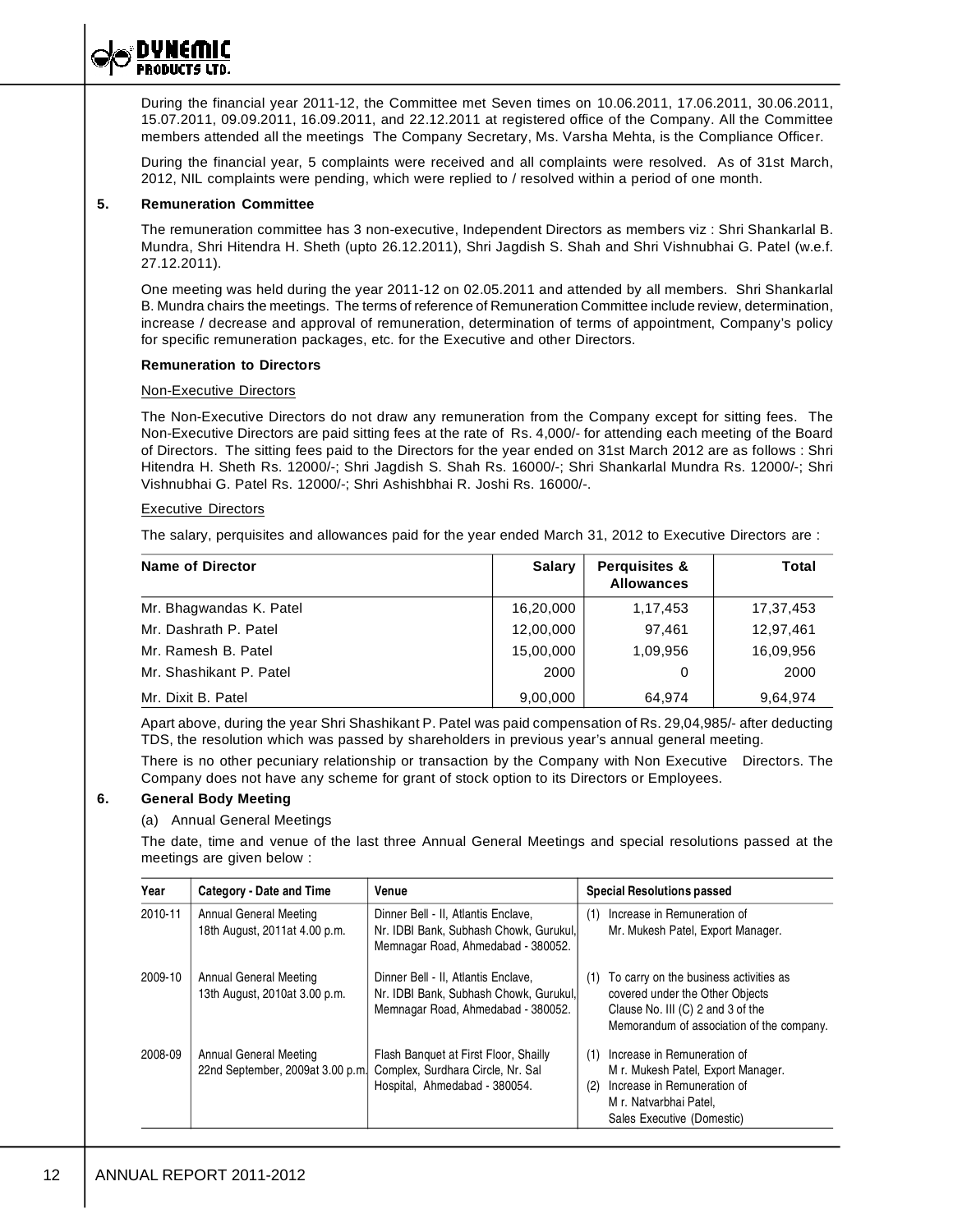During the financial year 2011-12, the Committee met Seven times on 10.06.2011, 17.06.2011, 30.06.2011, 15.07.2011, 09.09.2011, 16.09.2011, and 22.12.2011 at registered office of the Company. All the Committee members attended all the meetings The Company Secretary, Ms. Varsha Mehta, is the Compliance Officer.

During the financial year, 5 complaints were received and all complaints were resolved. As of 31st March, 2012, NIL complaints were pending, which were replied to / resolved within a period of one month.

**5. Remuneration Committee**

The remuneration committee has 3 non-executive, Independent Directors as members viz : Shri Shankarlal B. Mundra, Shri Hitendra H. Sheth (upto 26.12.2011), Shri Jagdish S. Shah and Shri Vishnubhai G. Patel (w.e.f. 27.12.2011).

One meeting was held during the year 2011-12 on 02.05.2011 and attended by all members. Shri Shankarlal B. Mundra chairs the meetings. The terms of reference of Remuneration Committee include review, determination, increase / decrease and approval of remuneration, determination of terms of appointment, Company's policy for specific remuneration packages, etc. for the Executive and other Directors.

**Remuneration to Directors**

Non-Executive Directors

The Non-Executive Directors do not draw any remuneration from the Company except for sitting fees. The Non-Executive Directors are paid sitting fees at the rate of Rs. 4,000/- for attending each meeting of the Board of Directors. The sitting fees paid to the Directors for the year ended on 31st March 2012 are as follows : Shri Hitendra H. Sheth Rs. 12000/-; Shri Jagdish S. Shah Rs. 16000/-; Shri Shankarlal Mundra Rs. 12000/-; Shri Vishnubhai G. Patel Rs. 12000/-; Shri Ashishbhai R. Joshi Rs. 16000/-.

Executive Directors

The salary, perquisites and allowances paid for the year ended March 31, 2012 to Executive Directors are :

| Name of Director | Salary | Perquisites & Allowances | Total |
|---|---|---|---|
| Mr. Bhagwandas K. Patel | 16,20,000 | 1,17,453 | 17,37,453 |
| Mr. Dashrath P. Patel | 12,00,000 | 97,461 | 12,97,461 |
| Mr. Ramesh B. Patel | 15,00,000 | 1,09,956 | 16,09,956 |
| Mr. Shashikant P. Patel | 2000 | 0 | 2000 |
| Mr. Dixit B. Patel | 9,00,000 | 64,974 | 9,64,974 |

Apart above, during the year Shri Shashikant P. Patel was paid compensation of Rs. 29,04,985/- after deducting TDS, the resolution which was passed by shareholders in previous year's annual general meeting.

There is no other pecuniary relationship or transaction by the Company with Non Executive Directors. The Company does not have any scheme for grant of stock option to its Directors or Employees.

**6. General Body Meeting**

(a) Annual General Meetings

The date, time and venue of the last three Annual General Meetings and special resolutions passed at the meetings are given below :

| Year | Category - Date and Time | Venue | Special Resolutions passed |
|---|---|---|---|
| 2010-11 | Annual General Meeting 18th August, 2011at 4.00 p.m. | Dinner Bell - II, Atlantis Enclave, Nr. IDBI Bank, Subhash Chowk, Gurukul, Memnagar Road, Ahmedabad - 380052. | (1) Increase in Remuneration of Mr. Mukesh Patel, Export Manager. |
| 2009-10 | Annual General Meeting 13th August, 2010at 3.00 p.m. | Dinner Bell - II, Atlantis Enclave, Nr. IDBI Bank, Subhash Chowk, Gurukul, Memnagar Road, Ahmedabad - 380052. | (1) To carry on the business activities as covered under the Other Objects Clause No. III (C) 2 and 3 of the Memorandum of association of the company. |
| 2008-09 | Annual General Meeting 22nd September, 2009at 3.00 p.m. | Flash Banquet at First Floor, Shailly Complex, Surdhara Circle, Nr. Sal Hospital, Ahmedabad - 380054. | (1) Increase in Remuneration of Mr. Mukesh Patel, Export Manager. (2) Increase in Remuneration of Mr. Natvarbhai Patel, Sales Executive (Domestic) |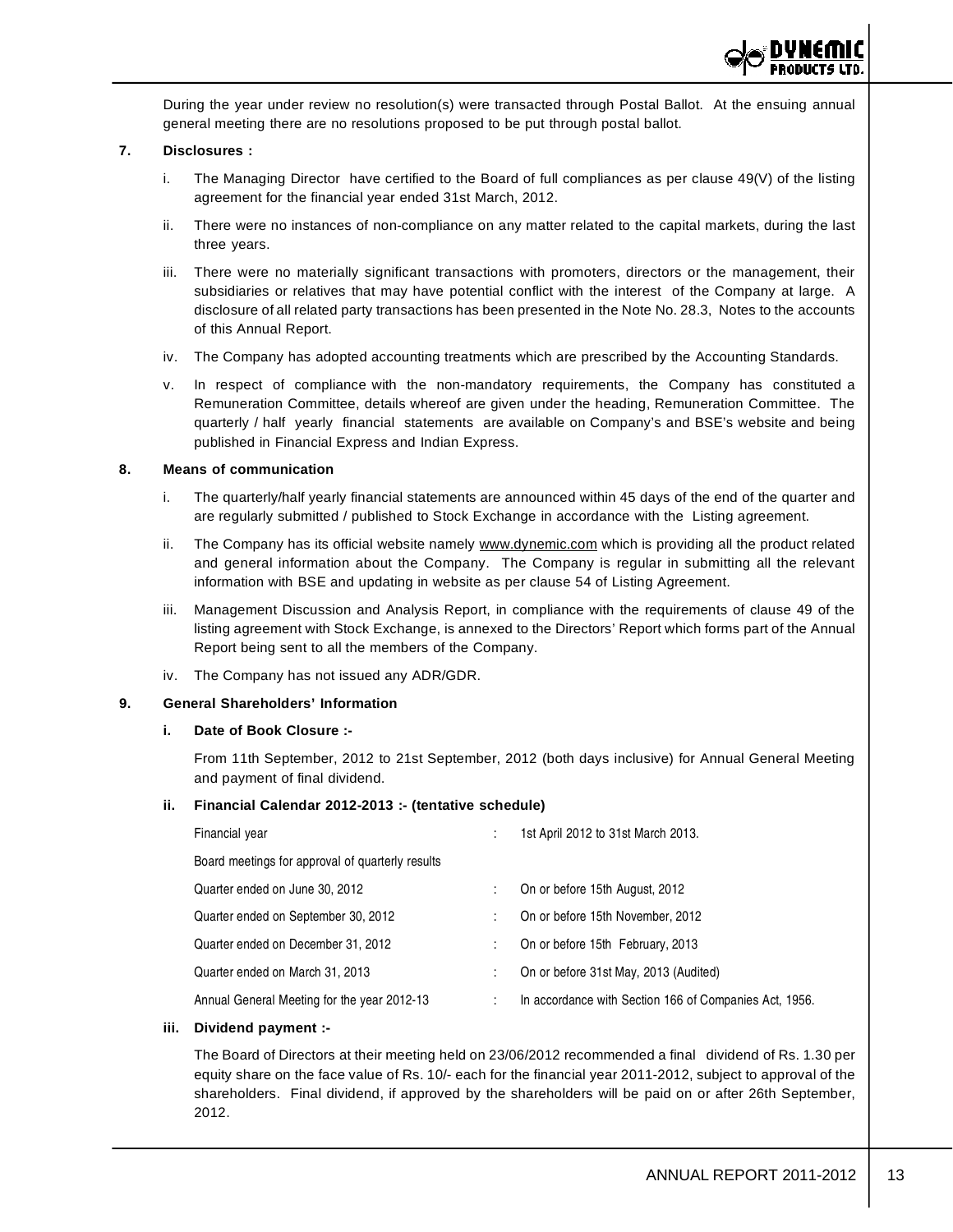During the year under review no resolution(s) were transacted through Postal Ballot. At the ensuing annual general meeting there are no resolutions proposed to be put through postal ballot.

**7. Disclosures :**

i. The Managing Director have certified to the Board of full compliances as per clause 49(V) of the listing agreement for the financial year ended 31st March, 2012.

ii. There were no instances of non-compliance on any matter related to the capital markets, during the last three years.

iii. There were no materially significant transactions with promoters, directors or the management, their subsidiaries or relatives that may have potential conflict with the interest of the Company at large. A disclosure of all related party transactions has been presented in the Note No. 28.3, Notes to the accounts of this Annual Report.

iv. The Company has adopted accounting treatments which are prescribed by the Accounting Standards.

v. In respect of compliance with the non-mandatory requirements, the Company has constituted a Remuneration Committee, details whereof are given under the heading, Remuneration Committee. The quarterly / half yearly financial statements are available on Company's and BSE's website and being published in Financial Express and Indian Express.

**8. Means of communication**

i. The quarterly/half yearly financial statements are announced within 45 days of the end of the quarter and are regularly submitted / published to Stock Exchange in accordance with the Listing agreement.

ii. The Company has its official website namely www.dynemic.com which is providing all the product related and general information about the Company. The Company is regular in submitting all the relevant information with BSE and updating in website as per clause 54 of Listing Agreement.

iii. Management Discussion and Analysis Report, in compliance with the requirements of clause 49 of the listing agreement with Stock Exchange, is annexed to the Directors' Report which forms part of the Annual Report being sent to all the members of the Company.

iv. The Company has not issued any ADR/GDR.

**9. General Shareholders' Information**

**i. Date of Book Closure :-**

From 11th September, 2012 to 21st September, 2012 (both days inclusive) for Annual General Meeting and payment of final dividend.

**ii. Financial Calendar 2012-2013 :- (tentative schedule)**

| | | |
|---|---|---|
| Financial year | : | 1st April 2012 to 31st March 2013. |
| Board meetings for approval of quarterly results | | |
| Quarter ended on June 30, 2012 | : | On or before 15th August, 2012 |
| Quarter ended on September 30, 2012 | : | On or before 15th November, 2012 |
| Quarter ended on December 31, 2012 | : | On or before 15th February, 2013 |
| Quarter ended on March 31, 2013 | : | On or before 31st May, 2013 (Audited) |
| Annual General Meeting for the year 2012-13 | : | In accordance with Section 166 of Companies Act, 1956. |

**iii. Dividend payment :-**

The Board of Directors at their meeting held on 23/06/2012 recommended a final dividend of Rs. 1.30 per equity share on the face value of Rs. 10/- each for the financial year 2011-2012, subject to approval of the shareholders. Final dividend, if approved by the shareholders will be paid on or after 26th September, 2012.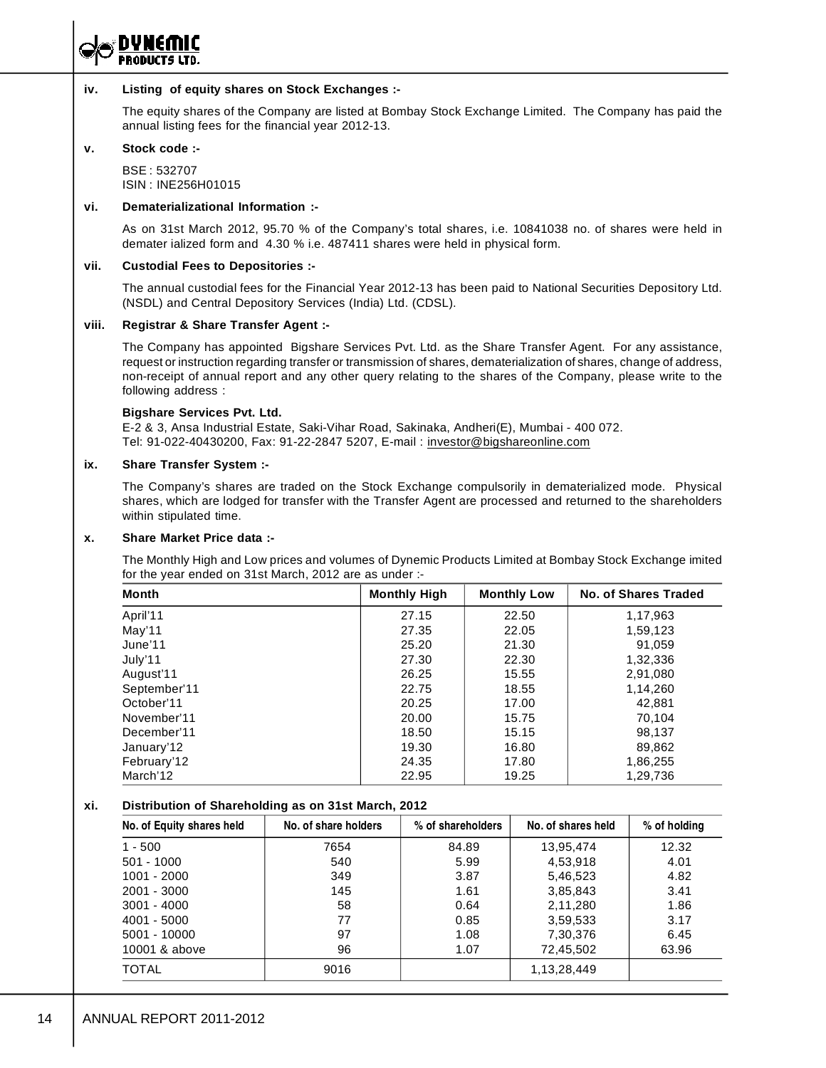**iv. Listing of equity shares on Stock Exchanges :-**

The equity shares of the Company are listed at Bombay Stock Exchange Limited. The Company has paid the annual listing fees for the financial year 2012-13.

**v. Stock code :-**

BSE : 532707
ISIN : INE256H01015

**vi. Dematerializational Information :-**

As on 31st March 2012, 95.70 % of the Company's total shares, i.e. 10841038 no. of shares were held in demater ialized form and 4.30 % i.e. 487411 shares were held in physical form.

**vii. Custodial Fees to Depositories :-**

The annual custodial fees for the Financial Year 2012-13 has been paid to National Securities Depository Ltd. (NSDL) and Central Depository Services (India) Ltd. (CDSL).

**viii. Registrar & Share Transfer Agent :-**

The Company has appointed Bigshare Services Pvt. Ltd. as the Share Transfer Agent. For any assistance, request or instruction regarding transfer or transmission of shares, dematerialization of shares, change of address, non-receipt of annual report and any other query relating to the shares of the Company, please write to the following address :

**Bigshare Services Pvt. Ltd.**
E-2 & 3, Ansa Industrial Estate, Saki-Vihar Road, Sakinaka, Andheri(E), Mumbai - 400 072.
Tel: 91-022-40430200, Fax: 91-22-2847 5207, E-mail : investor@bigshareonline.com

**ix. Share Transfer System :-**

The Company's shares are traded on the Stock Exchange compulsorily in dematerialized mode. Physical shares, which are lodged for transfer with the Transfer Agent are processed and returned to the shareholders within stipulated time.

**x. Share Market Price data :-**

The Monthly High and Low prices and volumes of Dynemic Products Limited at Bombay Stock Exchange imited for the year ended on 31st March, 2012 are as under :-

| Month | Monthly High | Monthly Low | No. of Shares Traded |
|---|---|---|---|
| April'11 | 27.15 | 22.50 | 1,17,963 |
| May'11 | 27.35 | 22.05 | 1,59,123 |
| June'11 | 25.20 | 21.30 | 91,059 |
| July'11 | 27.30 | 22.30 | 1,32,336 |
| August'11 | 26.25 | 15.55 | 2,91,080 |
| September'11 | 22.75 | 18.55 | 1,14,260 |
| October'11 | 20.25 | 17.00 | 42,881 |
| November'11 | 20.00 | 15.75 | 70,104 |
| December'11 | 18.50 | 15.15 | 98,137 |
| January'12 | 19.30 | 16.80 | 89,862 |
| February'12 | 24.35 | 17.80 | 1,86,255 |
| March'12 | 22.95 | 19.25 | 1,29,736 |

**xi. Distribution of Shareholding as on 31st March, 2012**

| No. of Equity shares held | No. of share holders | % of shareholders | No. of shares held | % of holding |
|---|---|---|---|---|
| 1 - 500 | 7654 | 84.89 | 13,95,474 | 12.32 |
| 501 - 1000 | 540 | 5.99 | 4,53,918 | 4.01 |
| 1001 - 2000 | 349 | 3.87 | 5,46,523 | 4.82 |
| 2001 - 3000 | 145 | 1.61 | 3,85,843 | 3.41 |
| 3001 - 4000 | 58 | 0.64 | 2,11,280 | 1.86 |
| 4001 - 5000 | 77 | 0.85 | 3,59,533 | 3.17 |
| 5001 - 10000 | 97 | 1.08 | 7,30,376 | 6.45 |
| 10001 & above | 96 | 1.07 | 72,45,502 | 63.96 |
| TOTAL | 9016 | | 1,13,28,449 | |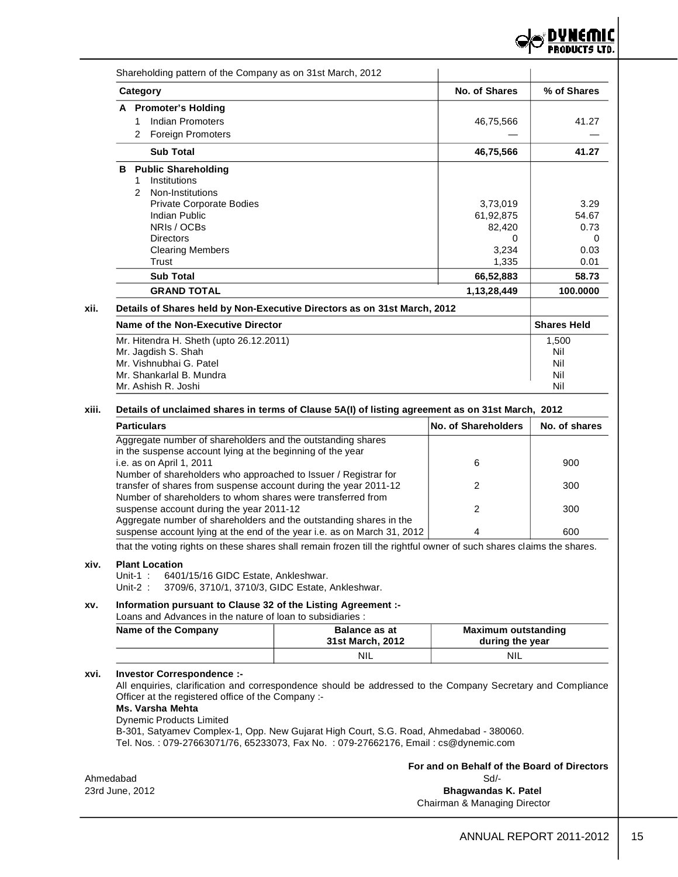Shareholding pattern of the Company as on 31st March, 2012

| Category | No. of Shares | % of Shares |
|---|---|---|
| **A Promoter's Holding** | | |
| 1 Indian Promoters | 46,75,566 | 41.27 |
| 2 Foreign Promoters | — | — |
| **Sub Total** | **46,75,566** | **41.27** |
| **B Public Shareholding** | | |
| 1 Institutions | | |
| 2 Non-Institutions | | |
| Private Corporate Bodies | 3,73,019 | 3.29 |
| Indian Public | 61,92,875 | 54.67 |
| NRIs / OCBs | 82,420 | 0.73 |
| Directors | 0 | 0 |
| Clearing Members | 3,234 | 0.03 |
| Trust | 1,335 | 0.01 |
| **Sub Total** | **66,52,883** | **58.73** |
| **GRAND TOTAL** | **1,13,28,449** | **100.0000** |

**xii. Details of Shares held by Non-Executive Directors as on 31st March, 2012**

| Name of the Non-Executive Director | Shares Held |
|---|---|
| Mr. Hitendra H. Sheth (upto 26.12.2011) | 1,500 |
| Mr. Jagdish S. Shah | Nil |
| Mr. Vishnubhai G. Patel | Nil |
| Mr. Shankarlal B. Mundra | Nil |
| Mr. Ashish R. Joshi | Nil |

**xiii. Details of unclaimed shares in terms of Clause 5A(I) of listing agreement as on 31st March, 2012**

| Particulars | No. of Shareholders | No. of shares |
|---|---|---|
| Aggregate number of shareholders and the outstanding shares in the suspense account lying at the beginning of the year i.e. as on April 1, 2011 | 6 | 900 |
| Number of shareholders who approached to Issuer / Registrar for transfer of shares from suspense account during the year 2011-12 | 2 | 300 |
| Number of shareholders to whom shares were transferred from suspense account during the year 2011-12 | 2 | 300 |
| Aggregate number of shareholders and the outstanding shares in the suspense account lying at the end of the year i.e. as on March 31, 2012 | 4 | 600 |

that the voting rights on these shares shall remain frozen till the rightful owner of such shares claims the shares.

**xiv. Plant Location**

Unit-1 : 6401/15/16 GIDC Estate, Ankleshwar.
Unit-2 : 3709/6, 3710/1, 3710/3, GIDC Estate, Ankleshwar.

**xv. Information pursuant to Clause 32 of the Listing Agreement :-**

Loans and Advances in the nature of loan to subsidiaries :

| Name of the Company | Balance as at 31st March, 2012 | Maximum outstanding during the year |
|---|---|---|
| | NIL | NIL |

**xvi. Investor Correspondence :-**

All enquiries, clarification and correspondence should be addressed to the Company Secretary and Compliance Officer at the registered office of the Company :-

**Ms. Varsha Mehta**
Dynemic Products Limited
B-301, Satyamev Complex-1, Opp. New Gujarat High Court, S.G. Road, Ahmedabad - 380060.
Tel. Nos. : 079-27663071/76, 65233073, Fax No. : 079-27662176, Email : cs@dynemic.com

**For and on Behalf of the Board of Directors**
Sd/-
**Bhagwandas K. Patel**
Chairman & Managing Director

Ahmedabad
23rd June, 2012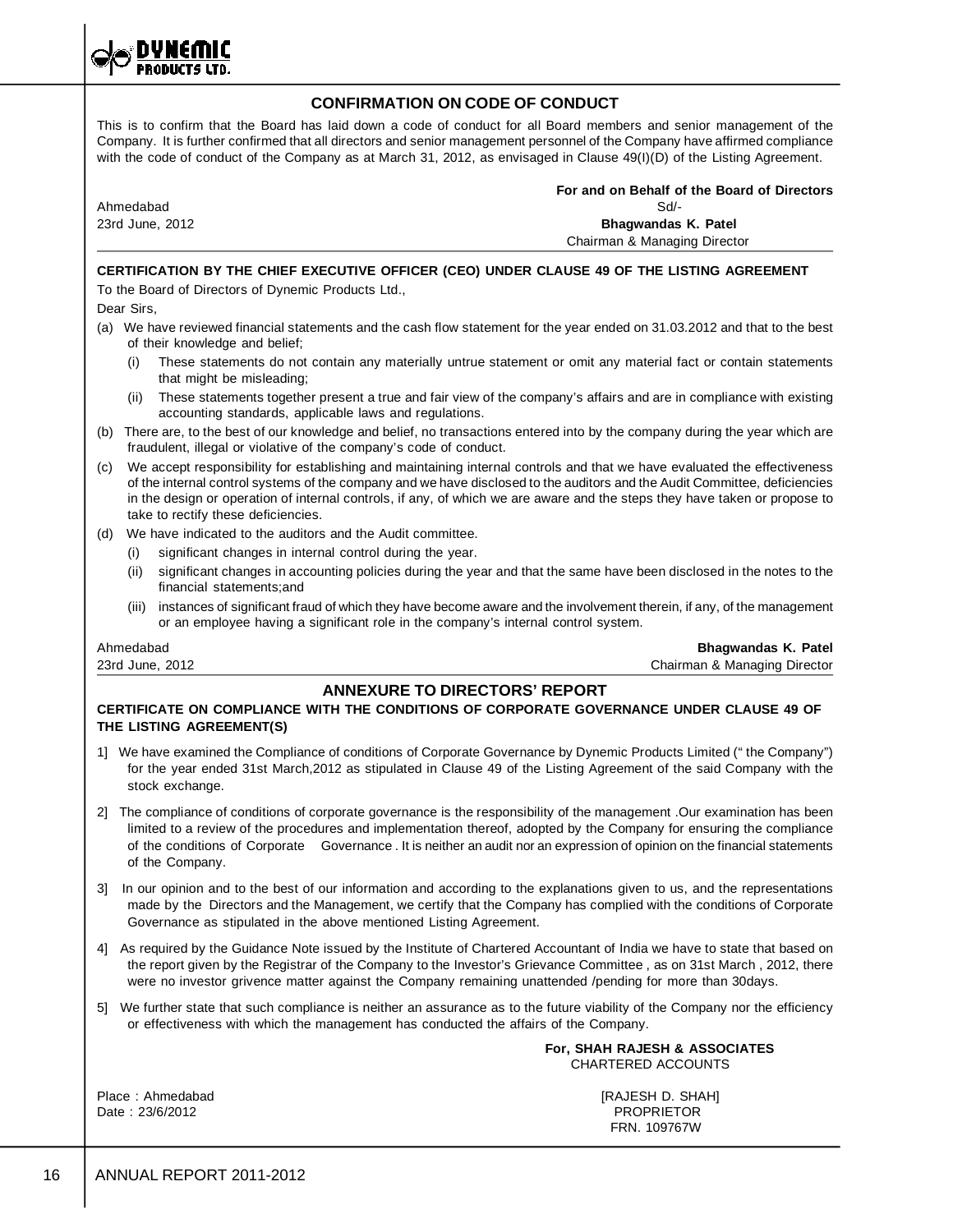## CONFIRMATION ON CODE OF CONDUCT

This is to confirm that the Board has laid down a code of conduct for all Board members and senior management of the Company. It is further confirmed that all directors and senior management personnel of the Company have affirmed compliance with the code of conduct of the Company as at March 31, 2012, as envisaged in Clause 49(I)(D) of the Listing Agreement.

**For and on Behalf of the Board of Directors**
Sd/-
**Bhagwandas K. Patel**
Chairman & Managing Director

Ahmedabad
23rd June, 2012

### CERTIFICATION BY THE CHIEF EXECUTIVE OFFICER (CEO) UNDER CLAUSE 49 OF THE LISTING AGREEMENT

To the Board of Directors of Dynemic Products Ltd.,

Dear Sirs,

(a) We have reviewed financial statements and the cash flow statement for the year ended on 31.03.2012 and that to the best of their knowledge and belief;

(i) These statements do not contain any materially untrue statement or omit any material fact or contain statements that might be misleading;

(ii) These statements together present a true and fair view of the company's affairs and are in compliance with existing accounting standards, applicable laws and regulations.

(b) There are, to the best of our knowledge and belief, no transactions entered into by the company during the year which are fraudulent, illegal or violative of the company's code of conduct.

(c) We accept responsibility for establishing and maintaining internal controls and that we have evaluated the effectiveness of the internal control systems of the company and we have disclosed to the auditors and the Audit Committee, deficiencies in the design or operation of internal controls, if any, of which we are aware and the steps they have taken or propose to take to rectify these deficiencies.

(d) We have indicated to the auditors and the Audit committee.

(i) significant changes in internal control during the year.

(ii) significant changes in accounting policies during the year and that the same have been disclosed in the notes to the financial statements;and

(iii) instances of significant fraud of which they have become aware and the involvement therein, if any, of the management or an employee having a significant role in the company's internal control system.

Ahmedabad
23rd June, 2012

**Bhagwandas K. Patel**
Chairman & Managing Director

## ANNEXURE TO DIRECTORS' REPORT

### CERTIFICATE ON COMPLIANCE WITH THE CONDITIONS OF CORPORATE GOVERNANCE UNDER CLAUSE 49 OF THE LISTING AGREEMENT(S)

1] We have examined the Compliance of conditions of Corporate Governance by Dynemic Products Limited (" the Company") for the year ended 31st March,2012 as stipulated in Clause 49 of the Listing Agreement of the said Company with the stock exchange.

2] The compliance of conditions of corporate governance is the responsibility of the management .Our examination has been limited to a review of the procedures and implementation thereof, adopted by the Company for ensuring the compliance of the conditions of Corporate Governance . It is neither an audit nor an expression of opinion on the financial statements of the Company.

3] In our opinion and to the best of our information and according to the explanations given to us, and the representations made by the Directors and the Management, we certify that the Company has complied with the conditions of Corporate Governance as stipulated in the above mentioned Listing Agreement.

4] As required by the Guidance Note issued by the Institute of Chartered Accountant of India we have to state that based on the report given by the Registrar of the Company to the Investor's Grievance Committee , as on 31st March , 2012, there were no investor grivence matter against the Company remaining unattended /pending for more than 30days.

5] We further state that such compliance is neither an assurance as to the future viability of the Company nor the efficiency or effectiveness with which the management has conducted the affairs of the Company.

**For, SHAH RAJESH & ASSOCIATES**
CHARTERED ACCOUNTS

Place : Ahmedabad
Date : 23/6/2012

[RAJESH D. SHAH]
PROPRIETOR
FRN. 109767W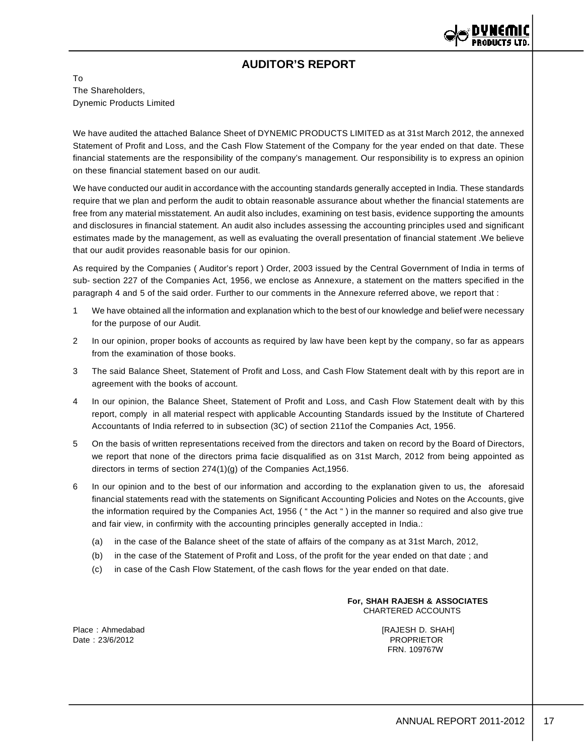# AUDITOR'S REPORT

To
The Shareholders,
Dynemic Products Limited

We have audited the attached Balance Sheet of DYNEMIC PRODUCTS LIMITED as at 31st March 2012, the annexed Statement of Profit and Loss, and the Cash Flow Statement of the Company for the year ended on that date. These financial statements are the responsibility of the company's management. Our responsibility is to express an opinion on these financial statement based on our audit.

We have conducted our audit in accordance with the accounting standards generally accepted in India. These standards require that we plan and perform the audit to obtain reasonable assurance about whether the financial statements are free from any material misstatement. An audit also includes, examining on test basis, evidence supporting the amounts and disclosures in financial statement. An audit also includes assessing the accounting principles used and significant estimates made by the management, as well as evaluating the overall presentation of financial statement .We believe that our audit provides reasonable basis for our opinion.

As required by the Companies ( Auditor's report ) Order, 2003 issued by the Central Government of India in terms of sub- section 227 of the Companies Act, 1956, we enclose as Annexure, a statement on the matters specified in the paragraph 4 and 5 of the said order. Further to our comments in the Annexure referred above, we report that :

1. We have obtained all the information and explanation which to the best of our knowledge and belief were necessary for the purpose of our Audit.
2. In our opinion, proper books of accounts as required by law have been kept by the company, so far as appears from the examination of those books.
3. The said Balance Sheet, Statement of Profit and Loss, and Cash Flow Statement dealt with by this report are in agreement with the books of account.
4. In our opinion, the Balance Sheet, Statement of Profit and Loss, and Cash Flow Statement dealt with by this report, comply in all material respect with applicable Accounting Standards issued by the Institute of Chartered Accountants of India referred to in subsection (3C) of section 211of the Companies Act, 1956.
5. On the basis of written representations received from the directors and taken on record by the Board of Directors, we report that none of the directors prima facie disqualified as on 31st March, 2012 from being appointed as directors in terms of section 274(1)(g) of the Companies Act,1956.
6. In our opinion and to the best of our information and according to the explanation given to us, the aforesaid financial statements read with the statements on Significant Accounting Policies and Notes on the Accounts, give the information required by the Companies Act, 1956 ( " the Act " ) in the manner so required and also give true and fair view, in confirmity with the accounting principles generally accepted in India.:
   - (a) in the case of the Balance sheet of the state of affairs of the company as at 31st March, 2012,
   - (b) in the case of the Statement of Profit and Loss, of the profit for the year ended on that date ; and
   - (c) in case of the Cash Flow Statement, of the cash flows for the year ended on that date.

**For, SHAH RAJESH & ASSOCIATES**
CHARTERED ACCOUNTS

Place : Ahmedabad
Date : 23/6/2012

[RAJESH D. SHAH]
PROPRIETOR
FRN. 109767W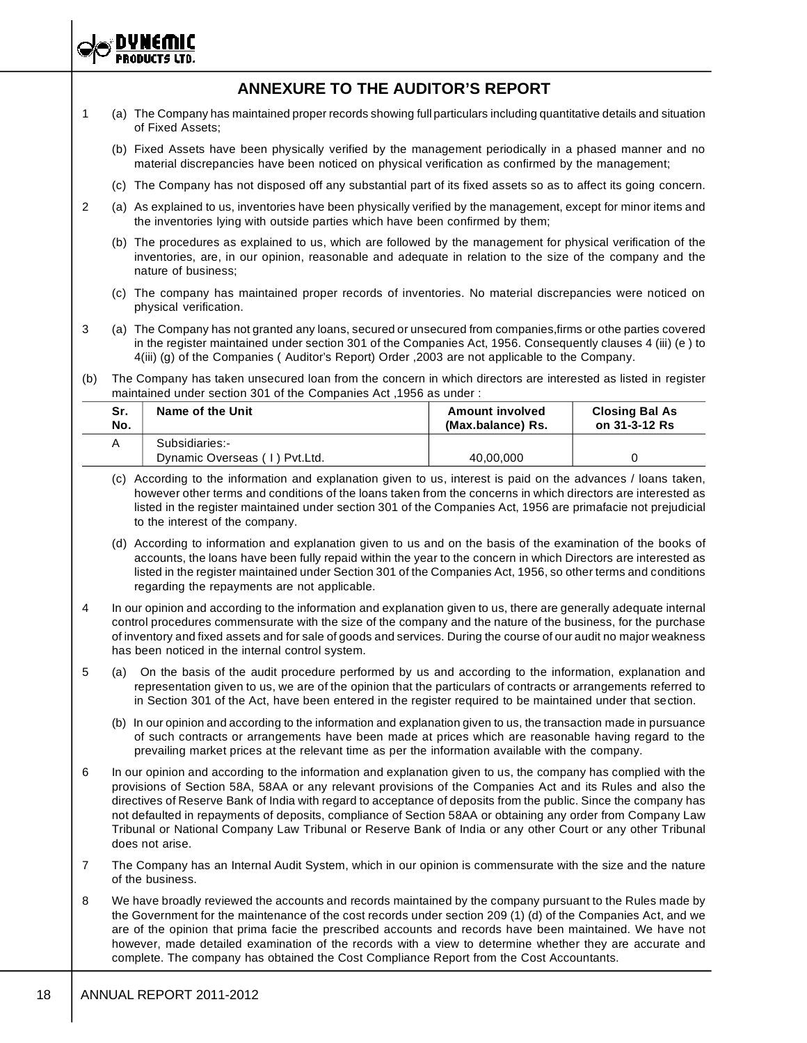## ANNEXURE TO THE AUDITOR'S REPORT

1 (a) The Company has maintained proper records showing full particulars including quantitative details and situation of Fixed Assets;

(b) Fixed Assets have been physically verified by the management periodically in a phased manner and no material discrepancies have been noticed on physical verification as confirmed by the management;

(c) The Company has not disposed off any substantial part of its fixed assets so as to affect its going concern.

2 (a) As explained to us, inventories have been physically verified by the management, except for minor items and the inventories lying with outside parties which have been confirmed by them;

(b) The procedures as explained to us, which are followed by the management for physical verification of the inventories, are, in our opinion, reasonable and adequate in relation to the size of the company and the nature of business;

(c) The company has maintained proper records of inventories. No material discrepancies were noticed on physical verification.

3 (a) The Company has not granted any loans, secured or unsecured from companies,firms or othe parties covered in the register maintained under section 301 of the Companies Act, 1956. Consequently clauses 4 (iii) (e ) to 4(iii) (g) of the Companies ( Auditor's Report) Order ,2003 are not applicable to the Company.

(b) The Company has taken unsecured loan from the concern in which directors are interested as listed in register maintained under section 301 of the Companies Act ,1956 as under :

| Sr. No. | Name of the Unit | Amount involved (Max.balance) Rs. | Closing Bal As on 31-3-12 Rs |
|---|---|---|---|
| A | Subsidiaries:-<br>Dynamic Overseas ( I ) Pvt.Ltd. | 40,00,000 | 0 |

(c) According to the information and explanation given to us, interest is paid on the advances / loans taken, however other terms and conditions of the loans taken from the concerns in which directors are interested as listed in the register maintained under section 301 of the Companies Act, 1956 are primafacie not prejudicial to the interest of the company.

(d) According to information and explanation given to us and on the basis of the examination of the books of accounts, the loans have been fully repaid within the year to the concern in which Directors are interested as listed in the register maintained under Section 301 of the Companies Act, 1956, so other terms and conditions regarding the repayments are not applicable.

4 In our opinion and according to the information and explanation given to us, there are generally adequate internal control procedures commensurate with the size of the company and the nature of the business, for the purchase of inventory and fixed assets and for sale of goods and services. During the course of our audit no major weakness has been noticed in the internal control system.

5 (a) On the basis of the audit procedure performed by us and according to the information, explanation and representation given to us, we are of the opinion that the particulars of contracts or arrangements referred to in Section 301 of the Act, have been entered in the register required to be maintained under that section.

(b) In our opinion and according to the information and explanation given to us, the transaction made in pursuance of such contracts or arrangements have been made at prices which are reasonable having regard to the prevailing market prices at the relevant time as per the information available with the company.

6 In our opinion and according to the information and explanation given to us, the company has complied with the provisions of Section 58A, 58AA or any relevant provisions of the Companies Act and its Rules and also the directives of Reserve Bank of India with regard to acceptance of deposits from the public. Since the company has not defaulted in repayments of deposits, compliance of Section 58AA or obtaining any order from Company Law Tribunal or National Company Law Tribunal or Reserve Bank of India or any other Court or any other Tribunal does not arise.

7 The Company has an Internal Audit System, which in our opinion is commensurate with the size and the nature of the business.

8 We have broadly reviewed the accounts and records maintained by the company pursuant to the Rules made by the Government for the maintenance of the cost records under section 209 (1) (d) of the Companies Act, and we are of the opinion that prima facie the prescribed accounts and records have been maintained. We have not however, made detailed examination of the records with a view to determine whether they are accurate and complete. The company has obtained the Cost Compliance Report from the Cost Accountants.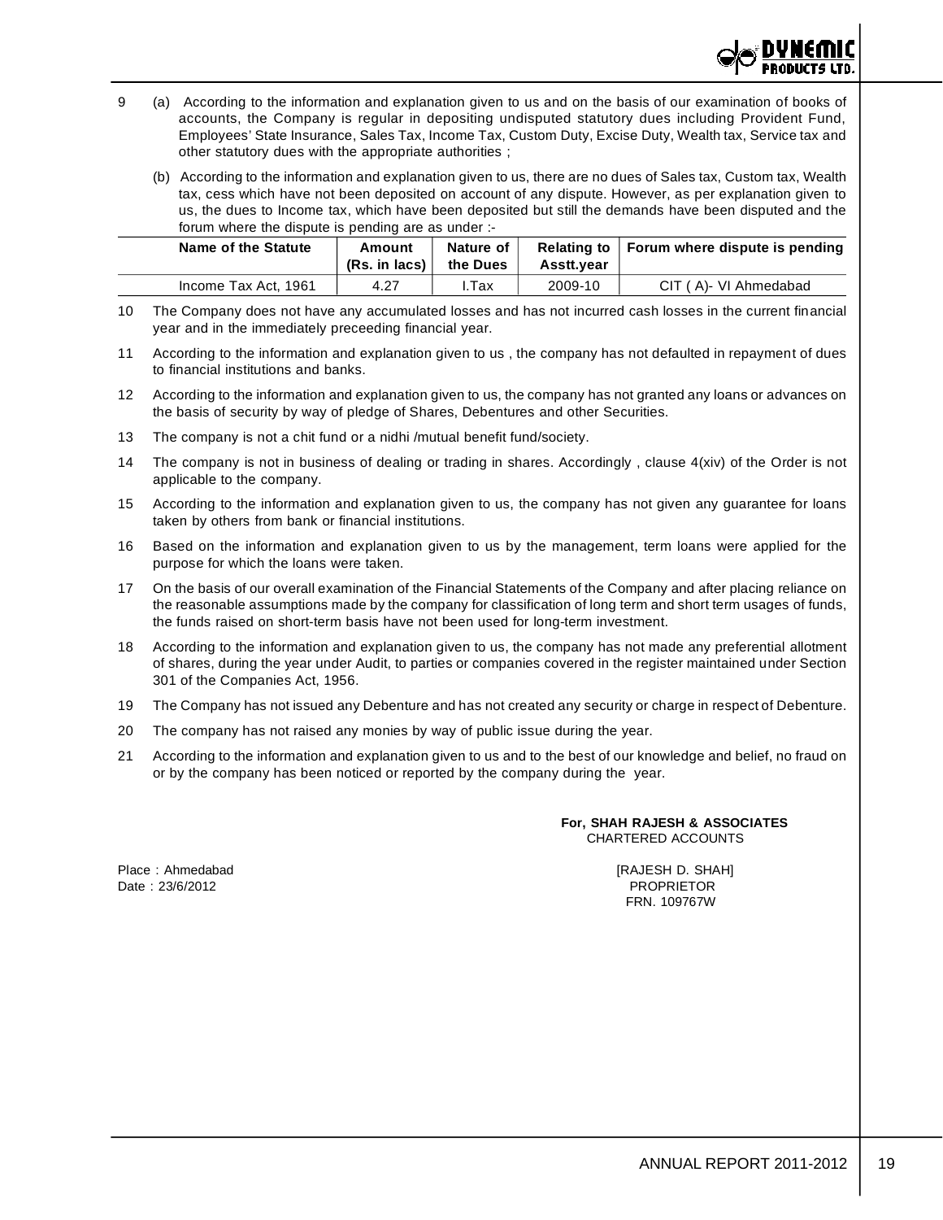9 (a) According to the information and explanation given to us and on the basis of our examination of books of accounts, the Company is regular in depositing undisputed statutory dues including Provident Fund, Employees' State Insurance, Sales Tax, Income Tax, Custom Duty, Excise Duty, Wealth tax, Service tax and other statutory dues with the appropriate authorities ;

(b) According to the information and explanation given to us, there are no dues of Sales tax, Custom tax, Wealth tax, cess which have not been deposited on account of any dispute. However, as per explanation given to us, the dues to Income tax, which have been deposited but still the demands have been disputed and the forum where the dispute is pending are as under :-

| Name of the Statute | Amount (Rs. in lacs) | Nature of the Dues | Relating to Asstt.year | Forum where dispute is pending |
|---|---|---|---|---|
| Income Tax Act, 1961 | 4.27 | I.Tax | 2009-10 | CIT ( A)- VI Ahmedabad |

10 The Company does not have any accumulated losses and has not incurred cash losses in the current financial year and in the immediately preceeding financial year.

11 According to the information and explanation given to us , the company has not defaulted in repayment of dues to financial institutions and banks.

12 According to the information and explanation given to us, the company has not granted any loans or advances on the basis of security by way of pledge of Shares, Debentures and other Securities.

13 The company is not a chit fund or a nidhi /mutual benefit fund/society.

14 The company is not in business of dealing or trading in shares. Accordingly , clause 4(xiv) of the Order is not applicable to the company.

15 According to the information and explanation given to us, the company has not given any guarantee for loans taken by others from bank or financial institutions.

16 Based on the information and explanation given to us by the management, term loans were applied for the purpose for which the loans were taken.

17 On the basis of our overall examination of the Financial Statements of the Company and after placing reliance on the reasonable assumptions made by the company for classification of long term and short term usages of funds, the funds raised on short-term basis have not been used for long-term investment.

18 According to the information and explanation given to us, the company has not made any preferential allotment of shares, during the year under Audit, to parties or companies covered in the register maintained under Section 301 of the Companies Act, 1956.

19 The Company has not issued any Debenture and has not created any security or charge in respect of Debenture.

20 The company has not raised any monies by way of public issue during the year.

21 According to the information and explanation given to us and to the best of our knowledge and belief, no fraud on or by the company has been noticed or reported by the company during the year.

**For, SHAH RAJESH & ASSOCIATES**
CHARTERED ACCOUNTS

Place : Ahmedabad
Date : 23/6/2012

[RAJESH D. SHAH]
PROPRIETOR
FRN. 109767W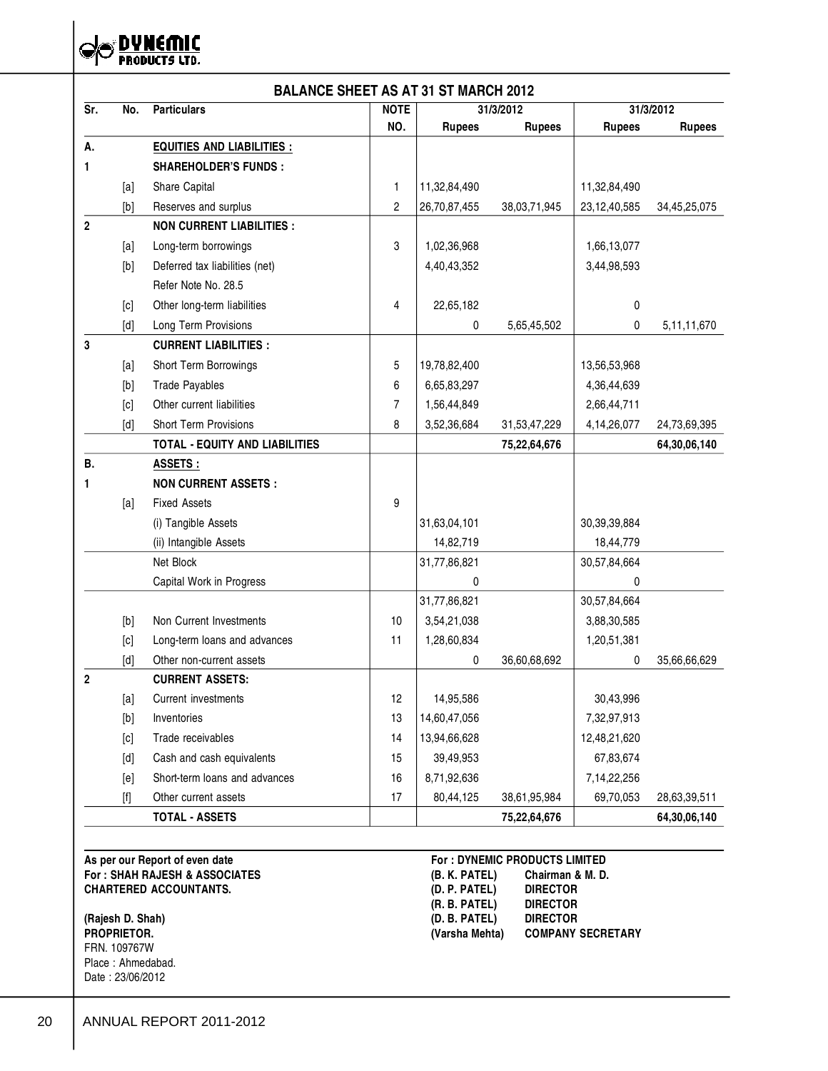# DYNEMIC PRODUCTS LTD.

## BALANCE SHEET AS AT 31 ST MARCH 2012

| Sr. | No. | Particulars | NOTE NO. | 31/3/2012 Rupees | 31/3/2012 Rupees | 31/3/2012 Rupees | 31/3/2012 Rupees |
|---|---|---|---|---|---|---|---|
| A. | | **EQUITIES AND LIABILITIES :** | | | | | |
| 1 | | **SHAREHOLDER'S FUNDS :** | | | | | |
| | [a] | Share Capital | 1 | 11,32,84,490 | | 11,32,84,490 | |
| | [b] | Reserves and surplus | 2 | 26,70,87,455 | 38,03,71,945 | 23,12,40,585 | 34,45,25,075 |
| 2 | | **NON CURRENT LIABILITIES :** | | | | | |
| | [a] | Long-term borrowings | 3 | 1,02,36,968 | | 1,66,13,077 | |
| | [b] | Deferred tax liabilities (net) Refer Note No. 28.5 | | 4,40,43,352 | | 3,44,98,593 | |
| | [c] | Other long-term liabilities | 4 | 22,65,182 | | 0 | |
| | [d] | Long Term Provisions | | 0 | 5,65,45,502 | 0 | 5,11,11,670 |
| 3 | | **CURRENT LIABILITIES :** | | | | | |
| | [a] | Short Term Borrowings | 5 | 19,78,82,400 | | 13,56,53,968 | |
| | [b] | Trade Payables | 6 | 6,65,83,297 | | 4,36,44,639 | |
| | [c] | Other current liabilities | 7 | 1,56,44,849 | | 2,66,44,711 | |
| | [d] | Short Term Provisions | 8 | 3,52,36,684 | 31,53,47,229 | 4,14,26,077 | 24,73,69,395 |
| | | **TOTAL - EQUITY AND LIABILITIES** | | | **75,22,64,676** | | **64,30,06,140** |
| B. | | **ASSETS :** | | | | | |
| 1 | | **NON CURRENT ASSETS :** | | | | | |
| | [a] | Fixed Assets | 9 | | | | |
| | | (i) Tangible Assets | | 31,63,04,101 | | 30,39,39,884 | |
| | | (ii) Intangible Assets | | 14,82,719 | | 18,44,779 | |
| | | Net Block | | 31,77,86,821 | | 30,57,84,664 | |
| | | Capital Work in Progress | | 0 | | 0 | |
| | | | | 31,77,86,821 | | 30,57,84,664 | |
| | [b] | Non Current Investments | 10 | 3,54,21,038 | | 3,88,30,585 | |
| | [c] | Long-term loans and advances | 11 | 1,28,60,834 | | 1,20,51,381 | |
| | [d] | Other non-current assets | | 0 | 36,60,68,692 | 0 | 35,66,66,629 |
| 2 | | **CURRENT ASSETS:** | | | | | |
| | [a] | Current investments | 12 | 14,95,586 | | 30,43,996 | |
| | [b] | Inventories | 13 | 14,60,47,056 | | 7,32,97,913 | |
| | [c] | Trade receivables | 14 | 13,94,66,628 | | 12,48,21,620 | |
| | [d] | Cash and cash equivalents | 15 | 39,49,953 | | 67,83,674 | |
| | [e] | Short-term loans and advances | 16 | 8,71,92,636 | | 7,14,22,256 | |
| | [f] | Other current assets | 17 | 80,44,125 | 38,61,95,984 | 69,70,053 | 28,63,39,511 |
| | | **TOTAL - ASSETS** | | | **75,22,64,676** | | **64,30,06,140** |

**As per our Report of even date**
**For : SHAH RAJESH & ASSOCIATES**
**CHARTERED ACCOUNTANTS.**

**(Rajesh D. Shah)**
**PROPRIETOR.**
FRN. 109767W
Place : Ahmedabad.
Date : 23/06/2012

**For : DYNEMIC PRODUCTS LIMITED**

| | |
|---|---|
| **(B. K. PATEL)** | **Chairman & M. D.** |
| **(D. P. PATEL)** | **DIRECTOR** |
| **(R. B. PATEL)** | **DIRECTOR** |
| **(D. B. PATEL)** | **DIRECTOR** |
| **(Varsha Mehta)** | **COMPANY SECRETARY** |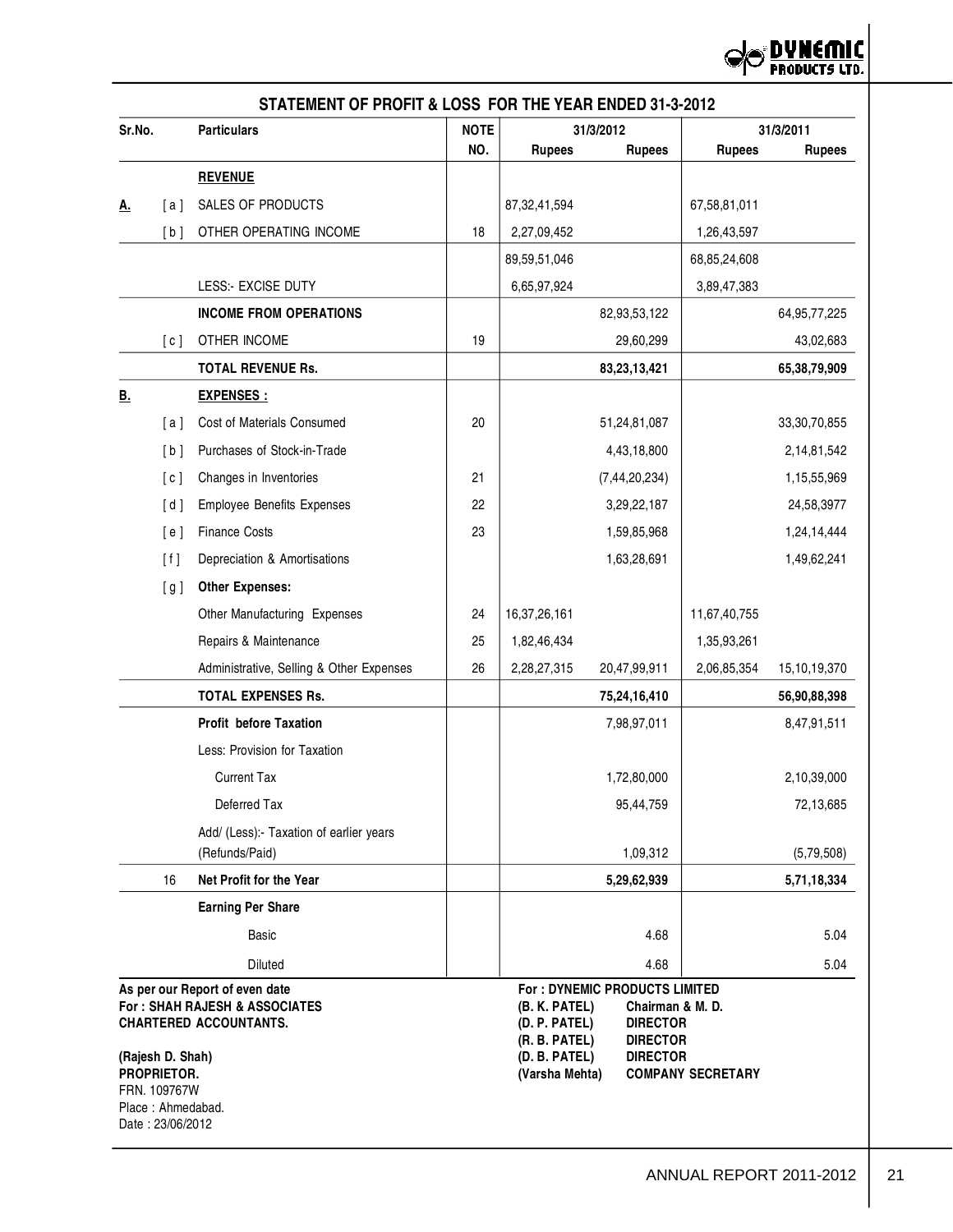## STATEMENT OF PROFIT & LOSS FOR THE YEAR ENDED 31-3-2012

| Sr.No. | | Particulars | NOTE NO. | 31/3/2012 Rupees | 31/3/2012 Rupees | 31/3/2011 Rupees | 31/3/2011 Rupees |
|---|---|---|---|---|---|---|---|
| | | **REVENUE** | | | | | |
| **A.** | [ a ] | SALES OF PRODUCTS | | 87,32,41,594 | | 67,58,81,011 | |
| | [ b ] | OTHER OPERATING INCOME | 18 | 2,27,09,452 | | 1,26,43,597 | |
| | | | | 89,59,51,046 | | 68,85,24,608 | |
| | | LESS:- EXCISE DUTY | | 6,65,97,924 | | 3,89,47,383 | |
| | | **INCOME FROM OPERATIONS** | | | 82,93,53,122 | | 64,95,77,225 |
| | [ c ] | OTHER INCOME | 19 | | 29,60,299 | | 43,02,683 |
| | | **TOTAL REVENUE Rs.** | | | **83,23,13,421** | | **65,38,79,909** |
| **B.** | | **EXPENSES :** | | | | | |
| | [ a ] | Cost of Materials Consumed | 20 | | 51,24,81,087 | | 33,30,70,855 |
| | [ b ] | Purchases of Stock-in-Trade | | | 4,43,18,800 | | 2,14,81,542 |
| | [ c ] | Changes in Inventories | 21 | | (7,44,20,234) | | 1,15,55,969 |
| | [ d ] | Employee Benefits Expenses | 22 | | 3,29,22,187 | | 24,58,3977 |
| | [ e ] | Finance Costs | 23 | | 1,59,85,968 | | 1,24,14,444 |
| | [ f ] | Depreciation & Amortisations | | | 1,63,28,691 | | 1,49,62,241 |
| | [ g ] | **Other Expenses:** | | | | | |
| | | Other Manufacturing Expenses | 24 | 16,37,26,161 | | 11,67,40,755 | |
| | | Repairs & Maintenance | 25 | 1,82,46,434 | | 1,35,93,261 | |
| | | Administrative, Selling & Other Expenses | 26 | 2,28,27,315 | 20,47,99,911 | 2,06,85,354 | 15,10,19,370 |
| | | **TOTAL EXPENSES Rs.** | | | **75,24,16,410** | | **56,90,88,398** |
| | | **Profit before Taxation** | | | 7,98,97,011 | | 8,47,91,511 |
| | | Less: Provision for Taxation | | | | | |
| | | Current Tax | | | 1,72,80,000 | | 2,10,39,000 |
| | | Deferred Tax | | | 95,44,759 | | 72,13,685 |
| | | Add/ (Less):- Taxation of earlier years (Refunds/Paid) | | | 1,09,312 | | (5,79,508) |
| | 16 | **Net Profit for the Year** | | | **5,29,62,939** | | **5,71,18,334** |
| | | **Earning Per Share** | | | | | |
| | | Basic | | | 4.68 | | 5.04 |
| | | Diluted | | | 4.68 | | 5.04 |

**As per our Report of even date**
**For : SHAH RAJESH & ASSOCIATES**
**CHARTERED ACCOUNTANTS.**

**(Rajesh D. Shah)**
**PROPRIETOR.**
FRN. 109767W
Place : Ahmedabad.
Date : 23/06/2012

**For : DYNEMIC PRODUCTS LIMITED**
**(B. K. PATEL)** **Chairman & M. D.**
**(D. P. PATEL)** **DIRECTOR**
**(R. B. PATEL)** **DIRECTOR**
**(D. B. PATEL)** **DIRECTOR**
**(Varsha Mehta)** **COMPANY SECRETARY**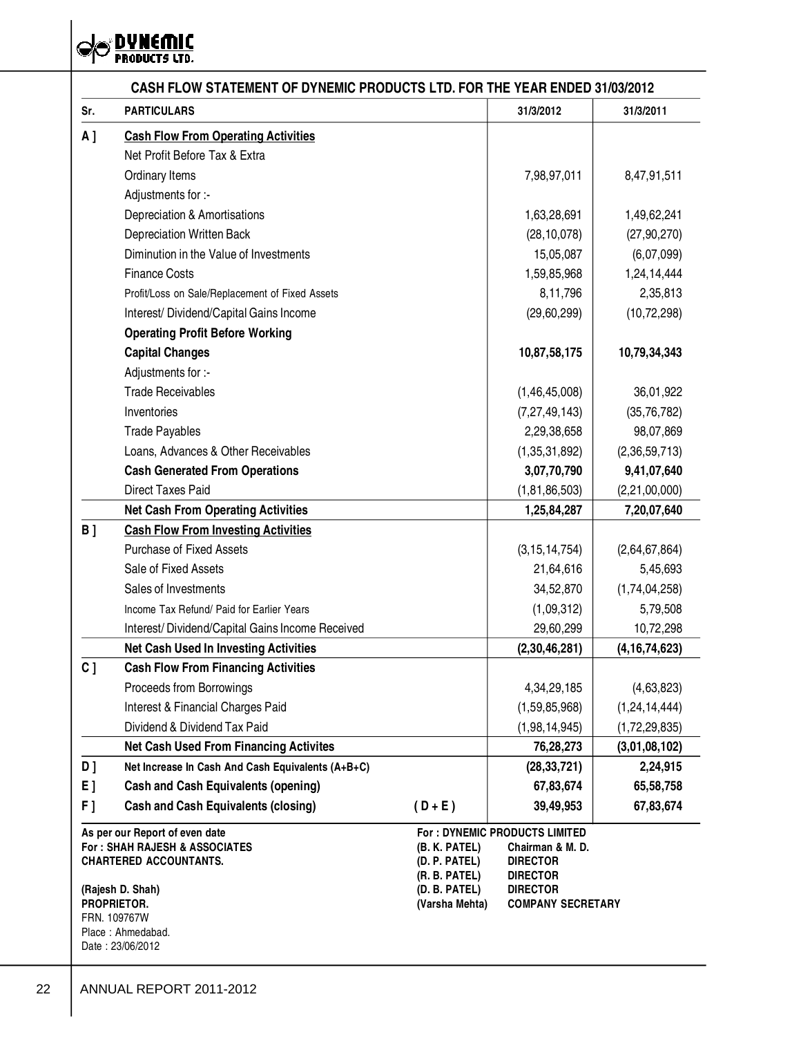## CASH FLOW STATEMENT OF DYNEMIC PRODUCTS LTD. FOR THE YEAR ENDED 31/03/2012

| Sr. | PARTICULARS | | 31/3/2012 | 31/3/2011 |
|---|---|---|---|---|
| A ] | **Cash Flow From Operating Activities** | | | |
| | Net Profit Before Tax & Extra Ordinary Items | | 7,98,97,011 | 8,47,91,511 |
| | Adjustments for :- | | | |
| | Depreciation & Amortisations | | 1,63,28,691 | 1,49,62,241 |
| | Depreciation Written Back | | (28,10,078) | (27,90,270) |
| | Diminution in the Value of Investments | | 15,05,087 | (6,07,099) |
| | Finance Costs | | 1,59,85,968 | 1,24,14,444 |
| | Profit/Loss on Sale/Replacement of Fixed Assets | | 8,11,796 | 2,35,813 |
| | Interest/ Dividend/Capital Gains Income | | (29,60,299) | (10,72,298) |
| | **Operating Profit Before Working Capital Changes** | | **10,87,58,175** | **10,79,34,343** |
| | Adjustments for :- | | | |
| | Trade Receivables | | (1,46,45,008) | 36,01,922 |
| | Inventories | | (7,27,49,143) | (35,76,782) |
| | Trade Payables | | 2,29,38,658 | 98,07,869 |
| | Loans, Advances & Other Receivables | | (1,35,31,892) | (2,36,59,713) |
| | **Cash Generated From Operations** | | **3,07,70,790** | **9,41,07,640** |
| | Direct Taxes Paid | | (1,81,86,503) | (2,21,00,000) |
| | **Net Cash From Operating Activities** | | **1,25,84,287** | **7,20,07,640** |
| B ] | **Cash Flow From Investing Activities** | | | |
| | Purchase of Fixed Assets | | (3,15,14,754) | (2,64,67,864) |
| | Sale of Fixed Assets | | 21,64,616 | 5,45,693 |
| | Sales of Investments | | 34,52,870 | (1,74,04,258) |
| | Income Tax Refund/ Paid for Earlier Years | | (1,09,312) | 5,79,508 |
| | Interest/ Dividend/Capital Gains Income Received | | 29,60,299 | 10,72,298 |
| | **Net Cash Used In Investing Activities** | | **(2,30,46,281)** | **(4,16,74,623)** |
| C ] | **Cash Flow From Financing Activities** | | | |
| | Proceeds from Borrowings | | 4,34,29,185 | (4,63,823) |
| | Interest & Financial Charges Paid | | (1,59,85,968) | (1,24,14,444) |
| | Dividend & Dividend Tax Paid | | (1,98,14,945) | (1,72,29,835) |
| | **Net Cash Used From Financing Activites** | | **76,28,273** | **(3,01,08,102)** |
| D ] | **Net Increase In Cash And Cash Equivalents (A+B+C)** | | **(28,33,721)** | **2,24,915** |
| E ] | **Cash and Cash Equivalents (opening)** | | **67,83,674** | **65,58,758** |
| F ] | **Cash and Cash Equivalents (closing)** | **( D + E )** | **39,49,953** | **67,83,674** |

**As per our Report of even date**
**For : SHAH RAJESH & ASSOCIATES**
**CHARTERED ACCOUNTANTS.**

**(Rajesh D. Shah)**
**PROPRIETOR.**
FRN. 109767W
Place : Ahmedabad.
Date : 23/06/2012

**For : DYNEMIC PRODUCTS LIMITED**

| | |
|---|---|
| **(B. K. PATEL)** | **Chairman & M. D.** |
| **(D. P. PATEL)** | **DIRECTOR** |
| **(R. B. PATEL)** | **DIRECTOR** |
| **(D. B. PATEL)** | **DIRECTOR** |
| **(Varsha Mehta)** | **COMPANY SECRETARY** |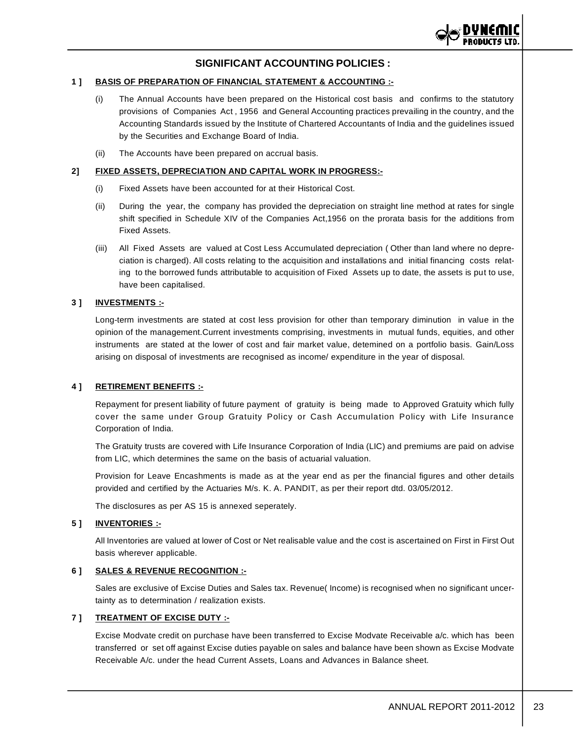# SIGNIFICANT ACCOUNTING POLICIES :

**1 ] BASIS OF PREPARATION OF FINANCIAL STATEMENT & ACCOUNTING :-**

(i) The Annual Accounts have been prepared on the Historical cost basis and confirms to the statutory provisions of Companies Act , 1956 and General Accounting practices prevailing in the country, and the Accounting Standards issued by the Institute of Chartered Accountants of India and the guidelines issued by the Securities and Exchange Board of India.

(ii) The Accounts have been prepared on accrual basis.

**2] FIXED ASSETS, DEPRECIATION AND CAPITAL WORK IN PROGRESS:-**

(i) Fixed Assets have been accounted for at their Historical Cost.

(ii) During the year, the company has provided the depreciation on straight line method at rates for single shift specified in Schedule XIV of the Companies Act,1956 on the prorata basis for the additions from Fixed Assets.

(iii) All Fixed Assets are valued at Cost Less Accumulated depreciation ( Other than land where no depreciation is charged). All costs relating to the acquisition and installations and initial financing costs relating to the borrowed funds attributable to acquisition of Fixed Assets up to date, the assets is put to use, have been capitalised.

**3 ] INVESTMENTS :-**

Long-term investments are stated at cost less provision for other than temporary diminution in value in the opinion of the management.Current investments comprising, investments in mutual funds, equities, and other instruments are stated at the lower of cost and fair market value, detemined on a portfolio basis. Gain/Loss arising on disposal of investments are recognised as income/ expenditure in the year of disposal.

**4 ] RETIREMENT BENEFITS :-**

Repayment for present liability of future payment of gratuity is being made to Approved Gratuity which fully cover the same under Group Gratuity Policy or Cash Accumulation Policy with Life Insurance Corporation of India.

The Gratuity trusts are covered with Life Insurance Corporation of India (LIC) and premiums are paid on advise from LIC, which determines the same on the basis of actuarial valuation.

Provision for Leave Encashments is made as at the year end as per the financial figures and other details provided and certified by the Actuaries M/s. K. A. PANDIT, as per their report dtd. 03/05/2012.

The disclosures as per AS 15 is annexed seperately.

**5 ] INVENTORIES :-**

All Inventories are valued at lower of Cost or Net realisable value and the cost is ascertained on First in First Out basis wherever applicable.

**6 ] SALES & REVENUE RECOGNITION :-**

Sales are exclusive of Excise Duties and Sales tax. Revenue( Income) is recognised when no significant uncertainty as to determination / realization exists.

**7 ] TREATMENT OF EXCISE DUTY :-**

Excise Modvate credit on purchase have been transferred to Excise Modvate Receivable a/c. which has been transferred or set off against Excise duties payable on sales and balance have been shown as Excise Modvate Receivable A/c. under the head Current Assets, Loans and Advances in Balance sheet.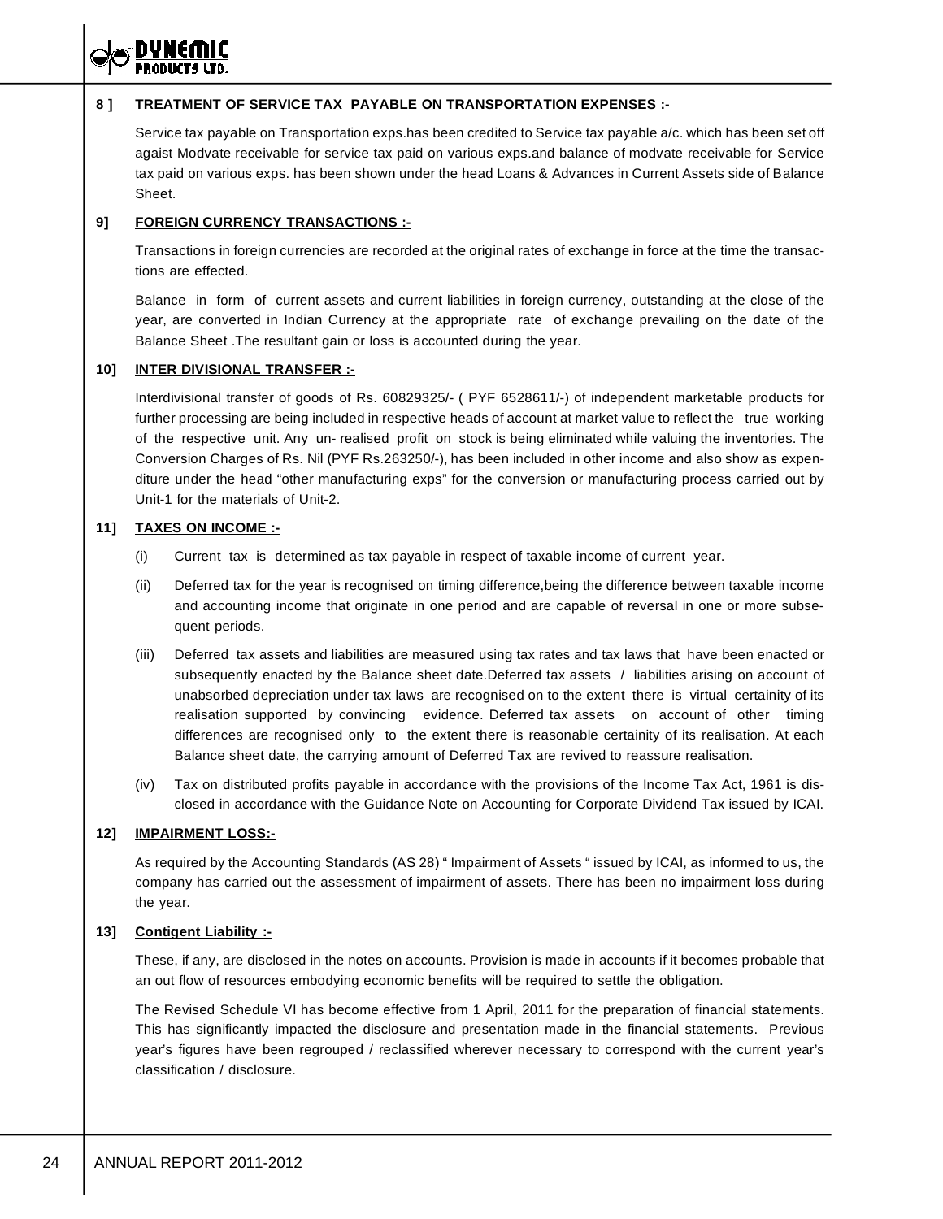**8 ] TREATMENT OF SERVICE TAX PAYABLE ON TRANSPORTATION EXPENSES :-**

Service tax payable on Transportation exps.has been credited to Service tax payable a/c. which has been set off agaist Modvate receivable for service tax paid on various exps.and balance of modvate receivable for Service tax paid on various exps. has been shown under the head Loans & Advances in Current Assets side of Balance Sheet.

**9] FOREIGN CURRENCY TRANSACTIONS :-**

Transactions in foreign currencies are recorded at the original rates of exchange in force at the time the transactions are effected.

Balance in form of current assets and current liabilities in foreign currency, outstanding at the close of the year, are converted in Indian Currency at the appropriate rate of exchange prevailing on the date of the Balance Sheet .The resultant gain or loss is accounted during the year.

**10] INTER DIVISIONAL TRANSFER :-**

Interdivisional transfer of goods of Rs. 60829325/- ( PYF 6528611/-) of independent marketable products for further processing are being included in respective heads of account at market value to reflect the true working of the respective unit. Any un- realised profit on stock is being eliminated while valuing the inventories. The Conversion Charges of Rs. Nil (PYF Rs.263250/-), has been included in other income and also show as expenditure under the head "other manufacturing exps" for the conversion or manufacturing process carried out by Unit-1 for the materials of Unit-2.

**11] TAXES ON INCOME :-**

(i) Current tax is determined as tax payable in respect of taxable income of current year.

(ii) Deferred tax for the year is recognised on timing difference,being the difference between taxable income and accounting income that originate in one period and are capable of reversal in one or more subsequent periods.

(iii) Deferred tax assets and liabilities are measured using tax rates and tax laws that have been enacted or subsequently enacted by the Balance sheet date.Deferred tax assets / liabilities arising on account of unabsorbed depreciation under tax laws are recognised on to the extent there is virtual certainity of its realisation supported by convincing evidence. Deferred tax assets on account of other timing differences are recognised only to the extent there is reasonable certainity of its realisation. At each Balance sheet date, the carrying amount of Deferred Tax are revived to reassure realisation.

(iv) Tax on distributed profits payable in accordance with the provisions of the Income Tax Act, 1961 is disclosed in accordance with the Guidance Note on Accounting for Corporate Dividend Tax issued by ICAI.

**12] IMPAIRMENT LOSS:-**

As required by the Accounting Standards (AS 28) " Impairment of Assets " issued by ICAI, as informed to us, the company has carried out the assessment of impairment of assets. There has been no impairment loss during the year.

**13] Contigent Liability :-**

These, if any, are disclosed in the notes on accounts. Provision is made in accounts if it becomes probable that an out flow of resources embodying economic benefits will be required to settle the obligation.

The Revised Schedule VI has become effective from 1 April, 2011 for the preparation of financial statements. This has significantly impacted the disclosure and presentation made in the financial statements. Previous year's figures have been regrouped / reclassified wherever necessary to correspond with the current year's classification / disclosure.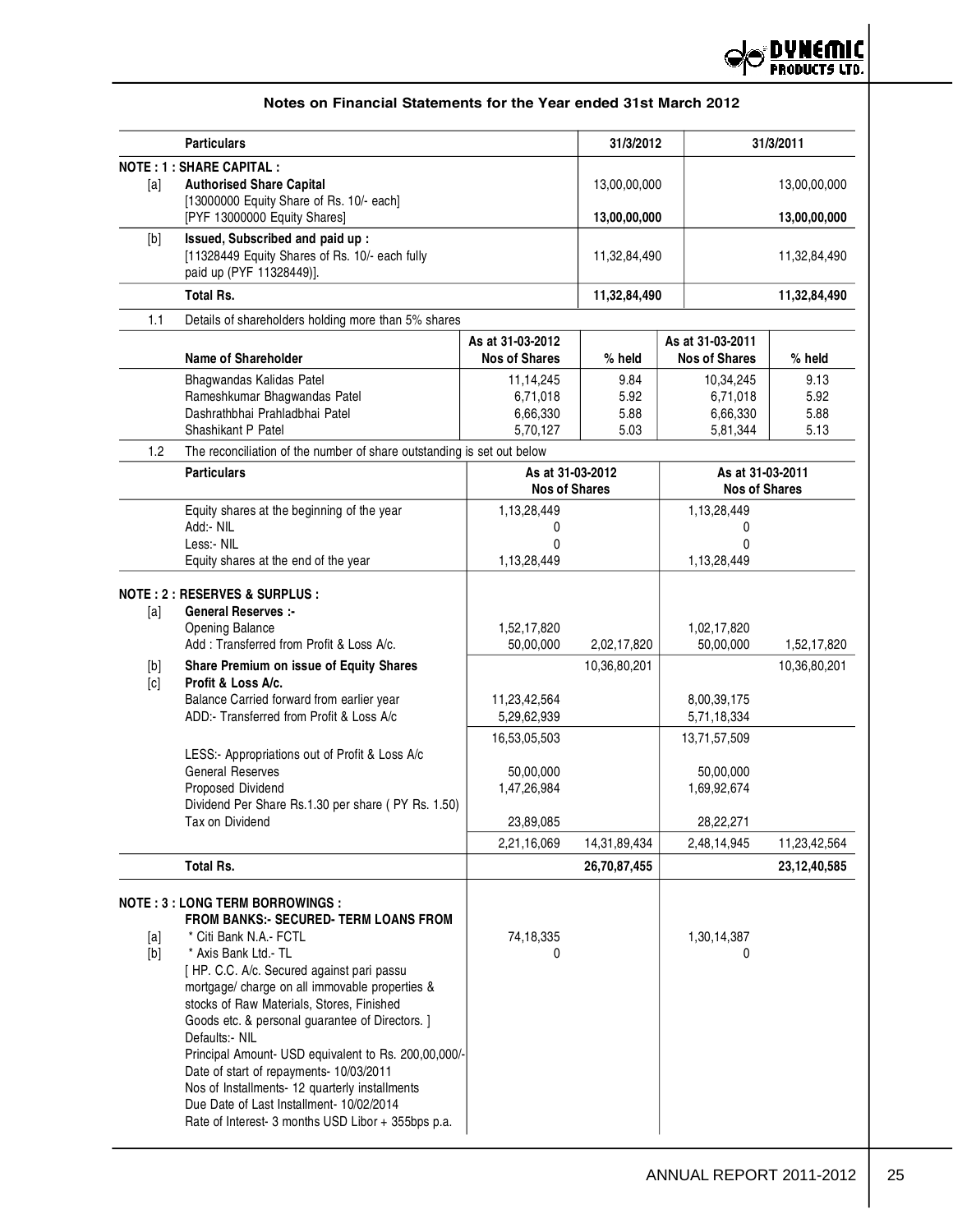## Notes on Financial Statements for the Year ended 31st March 2012

| | Particulars | 31/3/2012 | 31/3/2011 |
|---|---|---|---|
| | **NOTE : 1 : SHARE CAPITAL :** | | |
| [a] | **Authorised Share Capital** [13000000 Equity Share of Rs. 10/- each] [PYF 13000000 Equity Shares] | 13,00,00,000 | 13,00,00,000 |
| | | **13,00,00,000** | **13,00,00,000** |
| [b] | **Issued, Subscribed and paid up :** [11328449 Equity Shares of Rs. 10/- each fully paid up (PYF 11328449)]. | 11,32,84,490 | 11,32,84,490 |
| | **Total Rs.** | **11,32,84,490** | **11,32,84,490** |

1.1 Details of shareholders holding more than 5% shares

| Name of Shareholder | As at 31-03-2012 Nos of Shares | % held | As at 31-03-2011 Nos of Shares | % held |
|---|---|---|---|---|
| Bhagwandas Kalidas Patel | 11,14,245 | 9.84 | 10,34,245 | 9.13 |
| Rameshkumar Bhagwandas Patel | 6,71,018 | 5.92 | 6,71,018 | 5.92 |
| Dashrathbhai Prahladbhai Patel | 6,66,330 | 5.88 | 6,66,330 | 5.88 |
| Shashikant P Patel | 5,70,127 | 5.03 | 5,81,344 | 5.13 |

1.2 The reconciliation of the number of share outstanding is set out below

| Particulars | As at 31-03-2012 Nos of Shares | As at 31-03-2011 Nos of Shares |
|---|---|---|
| Equity shares at the beginning of the year | 1,13,28,449 | 1,13,28,449 |
| Add:- NIL | 0 | 0 |
| Less:- NIL | 0 | 0 |
| Equity shares at the end of the year | 1,13,28,449 | 1,13,28,449 |

| | Particulars | 31/3/2012 | 31/3/2012 | 31/3/2011 | 31/3/2011 |
|---|---|---|---|---|---|
| | **NOTE : 2 : RESERVES & SURPLUS :** | | | | |
| [a] | **General Reserves :-** | | | | |
| | Opening Balance | 1,52,17,820 | | 1,02,17,820 | |
| | Add : Transferred from Profit & Loss A/c. | 50,00,000 | 2,02,17,820 | 50,00,000 | 1,52,17,820 |
| [b] | **Share Premium on issue of Equity Shares** | | 10,36,80,201 | | 10,36,80,201 |
| [c] | **Profit & Loss A/c.** | | | | |
| | Balance Carried forward from earlier year | 11,23,42,564 | | 8,00,39,175 | |
| | ADD:- Transferred from Profit & Loss A/c | 5,29,62,939 | | 5,71,18,334 | |
| | | 16,53,05,503 | | 13,71,57,509 | |
| | LESS:- Appropriations out of Profit & Loss A/c | | | | |
| | General Reserves | 50,00,000 | | 50,00,000 | |
| | Proposed Dividend | 1,47,26,984 | | 1,69,92,674 | |
| | Dividend Per Share Rs.1.30 per share ( PY Rs. 1.50) | | | | |
| | Tax on Dividend | 23,89,085 | | 28,22,271 | |
| | | 2,21,16,069 | 14,31,89,434 | 2,48,14,945 | 11,23,42,564 |
| | **Total Rs.** | | **26,70,87,455** | | **23,12,40,585** |
| | **NOTE : 3 : LONG TERM BORROWINGS :** | | | | |
| | **FROM BANKS:- SECURED- TERM LOANS FROM** | | | | |
| [a] | * Citi Bank N.A.- FCTL | 74,18,335 | | 1,30,14,387 | |
| [b] | * Axis Bank Ltd.- TL | 0 | | 0 | |
| | [ HP. C.C. A/c. Secured against pari passu mortgage/ charge on all immovable properties & stocks of Raw Materials, Stores, Finished Goods etc. & personal guarantee of Directors. ] | | | | |
| | Defaults:- NIL | | | | |
| | Principal Amount- USD equivalent to Rs. 200,00,000/- | | | | |
| | Date of start of repayments- 10/03/2011 | | | | |
| | Nos of Installments- 12 quarterly installments | | | | |
| | Due Date of Last Installment- 10/02/2014 | | | | |
| | Rate of Interest- 3 months USD Libor + 355bps p.a. | | | | |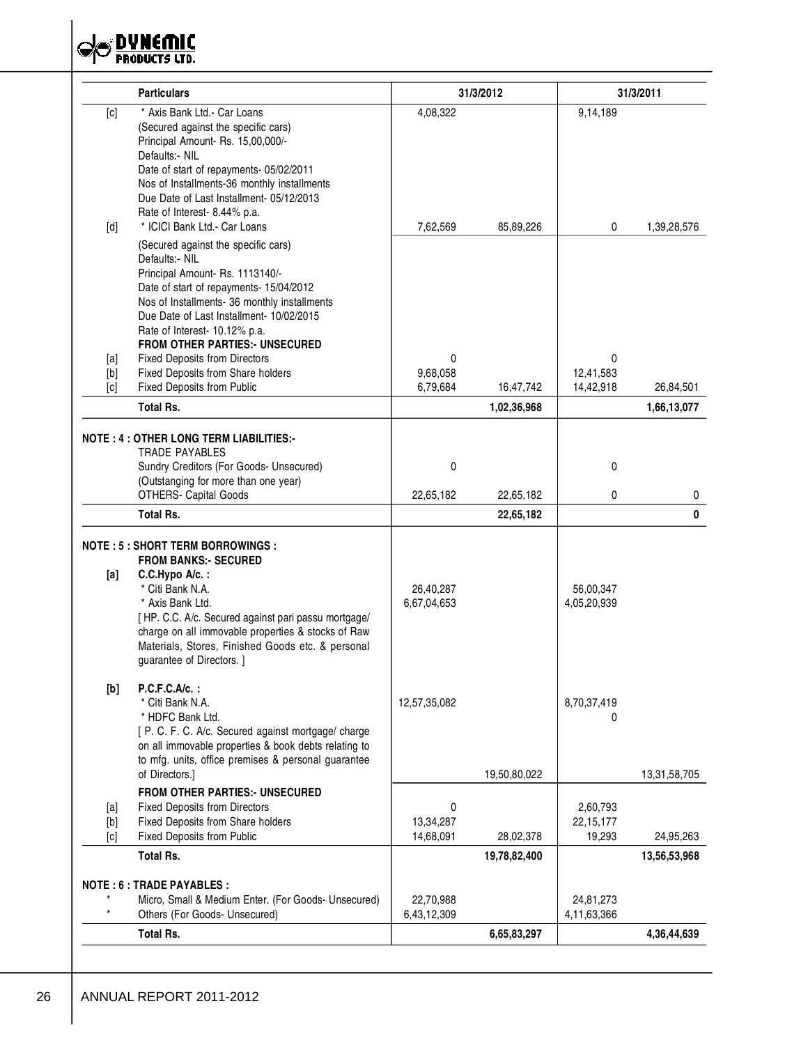| | Particulars | 31/3/2012 | | 31/3/2011 | |
|---|---|---|---|---|---|
| [c] | * Axis Bank Ltd.- Car Loans<br>(Secured against the specific cars)<br>Principal Amount- Rs. 15,00,000/-<br>Defaults:- NIL<br>Date of start of repayments- 05/02/2011<br>Nos of Installments-36 monthly installments<br>Due Date of Last Installment- 05/12/2013<br>Rate of Interest- 8.44% p.a. | 4,08,322 | | 9,14,189 | |
| [d] | * ICICI Bank Ltd.- Car Loans | 7,62,569 | 85,89,226 | 0 | 1,39,28,576 |
| | (Secured against the specific cars)<br>Defaults:- NIL<br>Principal Amount- Rs. 1113140/-<br>Date of start of repayments- 15/04/2012<br>Nos of Installments- 36 monthly installments<br>Due Date of Last Installment- 10/02/2015<br>Rate of Interest- 10.12% p.a. | | | | |
| | **FROM OTHER PARTIES:- UNSECURED** | | | | |
| [a] | Fixed Deposits from Directors | 0 | | 0 | |
| [b] | Fixed Deposits from Share holders | 9,68,058 | | 12,41,583 | |
| [c] | Fixed Deposits from Public | 6,79,684 | 16,47,742 | 14,42,918 | 26,84,501 |
| | **Total Rs.** | | **1,02,36,968** | | **1,66,13,077** |
| | **NOTE : 4 : OTHER LONG TERM LIABILITIES:-** | | | | |
| | TRADE PAYABLES | | | | |
| | Sundry Creditors (For Goods- Unsecured)<br>(Outstanging for more than one year) | 0 | | 0 | |
| | OTHERS- Capital Goods | 22,65,182 | 22,65,182 | 0 | 0 |
| | **Total Rs.** | | **22,65,182** | | **0** |
| | **NOTE : 5 : SHORT TERM BORROWINGS :** | | | | |
| | **FROM BANKS:- SECURED** | | | | |
| **[a]** | **C.C.Hypo A/c. :** | | | | |
| | * Citi Bank N.A. | 26,40,287 | | 56,00,347 | |
| | * Axis Bank Ltd. | 6,67,04,653 | | 4,05,20,939 | |
| | [ HP. C.C. A/c. Secured against pari passu mortgage/ charge on all immovable properties & stocks of Raw Materials, Stores, Finished Goods etc. & personal guarantee of Directors. ] | | | | |
| **[b]** | **P.C.F.C.A/c. :** | | | | |
| | * Citi Bank N.A. | 12,57,35,082 | | 8,70,37,419 | |
| | * HDFC Bank Ltd. | | | 0 | |
| | [ P. C. F. C. A/c. Secured against mortgage/ charge on all immovable properties & book debts relating to to mfg. units, office premises & personal guarantee of Directors.] | | 19,50,80,022 | | 13,31,58,705 |
| | **FROM OTHER PARTIES:- UNSECURED** | | | | |
| [a] | Fixed Deposits from Directors | 0 | | 2,60,793 | |
| [b] | Fixed Deposits from Share holders | 13,34,287 | | 22,15,177 | |
| [c] | Fixed Deposits from Public | 14,68,091 | 28,02,378 | 19,293 | 24,95,263 |
| | **Total Rs.** | | **19,78,82,400** | | **13,56,53,968** |
| | **NOTE : 6 : TRADE PAYABLES :** | | | | |
| * | Micro, Small & Medium Enter. (For Goods- Unsecured) | 22,70,988 | | 24,81,273 | |
| * | Others (For Goods- Unsecured) | 6,43,12,309 | | 4,11,63,366 | |
| | **Total Rs.** | | **6,65,83,297** | | **4,36,44,639** |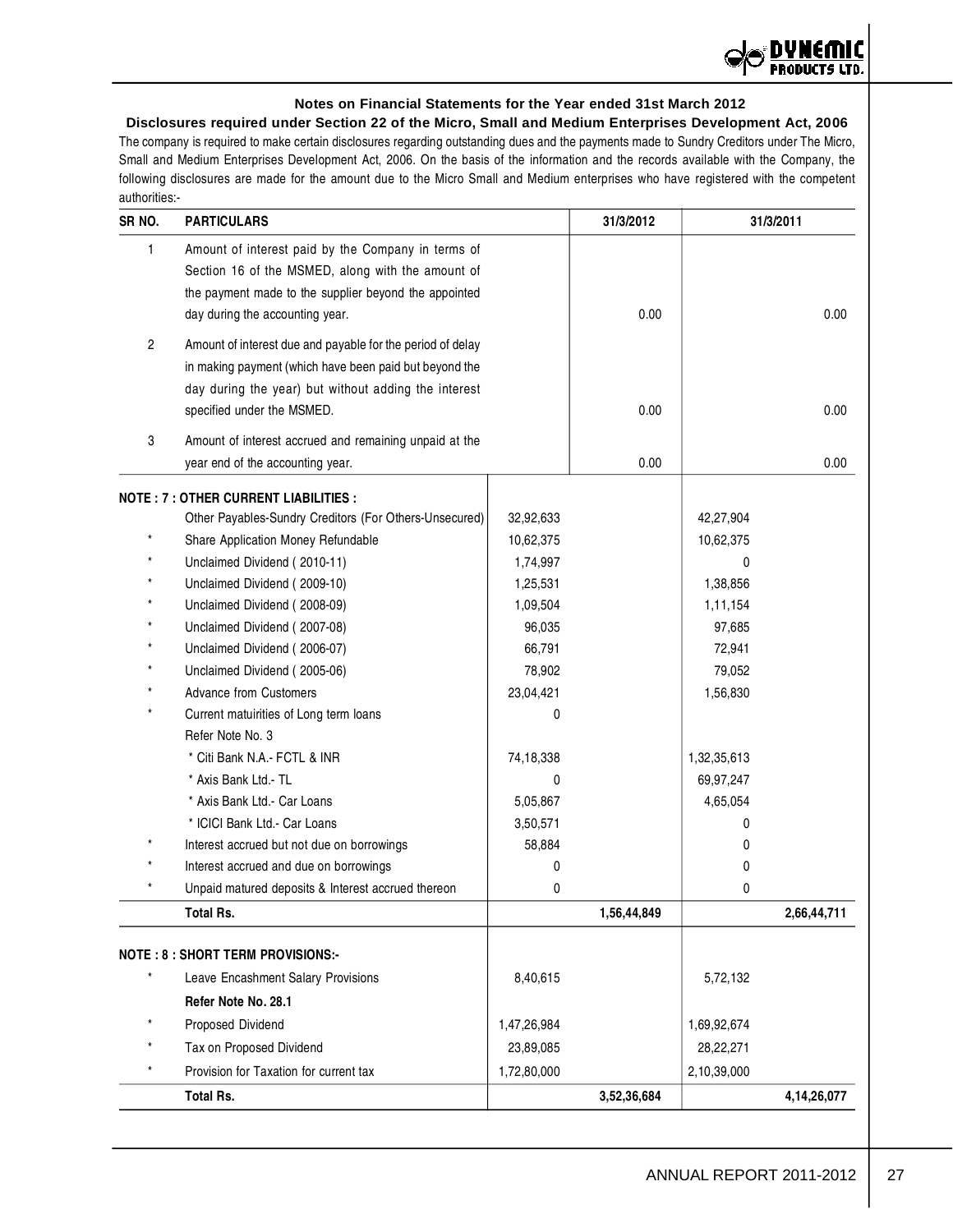### Notes on Financial Statements for the Year ended 31st March 2012

**Disclosures required under Section 22 of the Micro, Small and Medium Enterprises Development Act, 2006**

The company is required to make certain disclosures regarding outstanding dues and the payments made to Sundry Creditors under The Micro, Small and Medium Enterprises Development Act, 2006. On the basis of the information and the records available with the Company, the following disclosures are made for the amount due to the Micro Small and Medium enterprises who have registered with the competent authorities:-

| SR NO. | PARTICULARS | 31/3/2012 | 31/3/2011 |
|---|---|---|---|
| 1 | Amount of interest paid by the Company in terms of Section 16 of the MSMED, along with the amount of the payment made to the supplier beyond the appointed day during the accounting year. | 0.00 | 0.00 |
| 2 | Amount of interest due and payable for the period of delay in making payment (which have been paid but beyond the day during the year) but without adding the interest specified under the MSMED. | 0.00 | 0.00 |
| 3 | Amount of interest accrued and remaining unpaid at the year end of the accounting year. | 0.00 | 0.00 |

| | PARTICULARS | 31/3/2012 | | 31/3/2011 | |
|---|---|---|---|---|---|
| | **NOTE : 7 : OTHER CURRENT LIABILITIES :** | | | | |
| | Other Payables-Sundry Creditors (For Others-Unsecured) | 32,92,633 | | 42,27,904 | |
| * | Share Application Money Refundable | 10,62,375 | | 10,62,375 | |
| * | Unclaimed Dividend ( 2010-11) | 1,74,997 | | 0 | |
| * | Unclaimed Dividend ( 2009-10) | 1,25,531 | | 1,38,856 | |
| * | Unclaimed Dividend ( 2008-09) | 1,09,504 | | 1,11,154 | |
| * | Unclaimed Dividend ( 2007-08) | 96,035 | | 97,685 | |
| * | Unclaimed Dividend ( 2006-07) | 66,791 | | 72,941 | |
| * | Unclaimed Dividend ( 2005-06) | 78,902 | | 79,052 | |
| * | Advance from Customers | 23,04,421 | | 1,56,830 | |
| * | Current matuirities of Long term loans | 0 | | | |
| | Refer Note No. 3 | | | | |
| | * Citi Bank N.A.- FCTL & INR | 74,18,338 | | 1,32,35,613 | |
| | * Axis Bank Ltd.- TL | 0 | | 69,97,247 | |
| | * Axis Bank Ltd.- Car Loans | 5,05,867 | | 4,65,054 | |
| | * ICICI Bank Ltd.- Car Loans | 3,50,571 | | 0 | |
| * | Interest accrued but not due on borrowings | 58,884 | | 0 | |
| * | Interest accrued and due on borrowings | 0 | | 0 | |
| * | Unpaid matured deposits & Interest accrued thereon | 0 | | 0 | |
| | **Total Rs.** | | **1,56,44,849** | | **2,66,44,711** |
| | **NOTE : 8 : SHORT TERM PROVISIONS:-** | | | | |
| * | Leave Encashment Salary Provisions | 8,40,615 | | 5,72,132 | |
| | **Refer Note No. 28.1** | | | | |
| * | Proposed Dividend | 1,47,26,984 | | 1,69,92,674 | |
| * | Tax on Proposed Dividend | 23,89,085 | | 28,22,271 | |
| * | Provision for Taxation for current tax | 1,72,80,000 | | 2,10,39,000 | |
| | **Total Rs.** | | **3,52,36,684** | | **4,14,26,077** |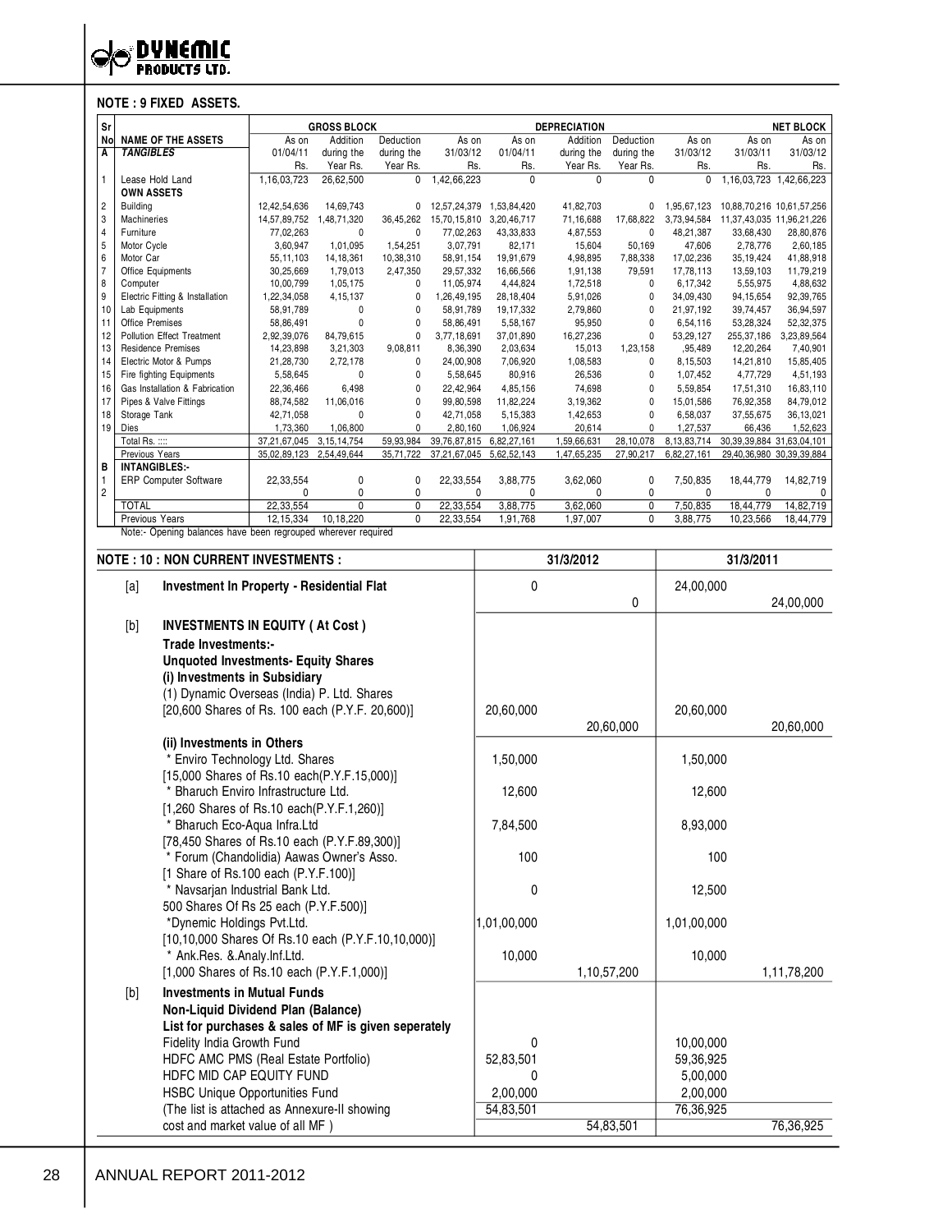## NOTE : 9 FIXED ASSETS.

| Sr No | NAME OF THE ASSETS | GROSS BLOCK As on 01/04/11 Rs. | Addition during the Year Rs. | Deduction during the Year Rs. | As on 31/03/12 Rs. | DEPRECIATION As on 01/04/11 Rs. | Addition during the Year Rs. | Deduction during the Year Rs. | As on 31/03/12 Rs. | NET BLOCK As on 31/03/11 Rs. | As on 31/03/12 Rs. |
|---|---|---|---|---|---|---|---|---|---|---|---|
| A | *TANGIBLES* | | | | | | | | | | |
| 1 | Lease Hold Land | 1,16,03,723 | 26,62,500 | 0 | 1,42,66,223 | 0 | 0 | 0 | 0 | 1,16,03,723 | 1,42,66,223 |
| | **OWN ASSETS** | | | | | | | | | | |
| 2 | Building | 12,42,54,636 | 14,69,743 | 0 | 12,57,24,379 | 1,53,84,420 | 41,82,703 | 0 | 1,95,67,123 | 10,88,70,216 | 10,61,57,256 |
| 3 | Machineries | 14,57,89,752 | 1,48,71,320 | 36,45,262 | 15,70,15,810 | 3,20,46,717 | 71,16,688 | 17,68,822 | 3,73,94,584 | 11,37,43,035 | 11,96,21,226 |
| 4 | Furniture | 77,02,263 | 0 | 0 | 77,02,263 | 43,33,833 | 4,87,553 | 0 | 48,21,387 | 33,68,430 | 28,80,876 |
| 5 | Motor Cycle | 3,60,947 | 1,01,095 | 1,54,251 | 3,07,791 | 82,171 | 15,604 | 50,169 | 47,606 | 2,78,776 | 2,60,185 |
| 6 | Motor Car | 55,11,103 | 14,18,361 | 10,38,310 | 58,91,154 | 19,91,679 | 4,98,895 | 7,88,338 | 17,02,236 | 35,19,424 | 41,88,918 |
| 7 | Office Equipments | 30,25,669 | 1,79,013 | 2,47,350 | 29,57,332 | 16,66,566 | 1,91,138 | 79,591 | 17,78,113 | 13,59,103 | 11,79,219 |
| 8 | Computer | 10,00,799 | 1,05,175 | 0 | 11,05,974 | 4,44,824 | 1,72,518 | 0 | 6,17,342 | 5,55,975 | 4,88,632 |
| 9 | Electric Fitting & Installation | 1,22,34,058 | 4,15,137 | 0 | 1,26,49,195 | 28,18,404 | 5,91,026 | 0 | 34,09,430 | 94,15,654 | 92,39,765 |
| 10 | Lab Equipments | 58,91,789 | 0 | 0 | 58,91,789 | 19,17,332 | 2,79,860 | 0 | 21,97,192 | 39,74,457 | 36,94,597 |
| 11 | Office Premises | 58,86,491 | 0 | 0 | 58,86,491 | 5,58,167 | 95,950 | 0 | 6,54,116 | 53,28,324 | 52,32,375 |
| 12 | Pollution Effect Treatment | 2,92,39,076 | 84,79,615 | 0 | 3,77,18,691 | 37,01,890 | 16,27,236 | 0 | 53,29,127 | 255,37,186 | 3,23,89,564 |
| 13 | Residence Premises | 14,23,898 | 3,21,303 | 9,08,811 | 8,36,390 | 2,03,634 | 15,013 | 1,23,158 | ,95,489 | 12,20,264 | 7,40,901 |
| 14 | Electric Motor & Pumps | 21,28,730 | 2,72,178 | 0 | 24,00,908 | 7,06,920 | 1,08,583 | 0 | 8,15,503 | 14,21,810 | 15,85,405 |
| 15 | Fire fighting Equipments | 5,58,645 | 0 | 0 | 5,58,645 | 80,916 | 26,536 | 0 | 1,07,452 | 4,77,729 | 4,51,193 |
| 16 | Gas Installation & Fabrication | 22,36,466 | 6,498 | 0 | 22,42,964 | 4,85,156 | 74,698 | 0 | 5,59,854 | 17,51,310 | 16,83,110 |
| 17 | Pipes & Valve Fittings | 88,74,582 | 11,06,016 | 0 | 99,80,598 | 11,82,224 | 3,19,362 | 0 | 15,01,586 | 76,92,358 | 84,79,012 |
| 18 | Storage Tank | 42,71,058 | 0 | 0 | 42,71,058 | 5,15,383 | 1,42,653 | 0 | 6,58,037 | 37,55,675 | 36,13,021 |
| 19 | Dies | 1,73,360 | 1,06,800 | 0 | 2,80,160 | 1,06,924 | 20,614 | 0 | 1,27,537 | 66,436 | 1,52,623 |
| | Total Rs. :::: | 37,21,67,045 | 3,15,14,754 | 59,93,984 | 39,76,87,815 | 6,82,27,161 | 1,59,66,631 | 28,10,078 | 8,13,83,714 | 30,39,39,884 | 31,63,04,101 |
| | Previous Years | 35,02,89,123 | 2,54,49,644 | 35,71,722 | 37,21,67,045 | 5,62,52,143 | 1,47,65,235 | 27,90,217 | 6,82,27,161 | 29,40,36,980 | 30,39,39,884 |
| B | **INTANGIBLES:-** | | | | | | | | | | |
| 1 | ERP Computer Software | 22,33,554 | 0 | 0 | 22,33,554 | 3,88,775 | 3,62,060 | 0 | 7,50,835 | 18,44,779 | 14,82,719 |
| 2 | | 0 | 0 | 0 | 0 | 0 | 0 | 0 | 0 | 0 | 0 |
| | TOTAL | 22,33,554 | 0 | 0 | 22,33,554 | 3,88,775 | 3,62,060 | 0 | 7,50,835 | 18,44,779 | 14,82,719 |
| | Previous Years | 12,15,334 | 10,18,220 | 0 | 22,33,554 | 1,91,768 | 1,97,007 | 0 | 3,88,775 | 10,23,566 | 18,44,779 |

Note:- Opening balances have been regrouped wherever required

## NOTE : 10 : NON CURRENT INVESTMENTS :

| | | 31/3/2012 | | 31/3/2011 | |
|---|---|---|---|---|---|
| [a] | **Investment In Property - Residential Flat** | 0 | 0 | 24,00,000 | 24,00,000 |
| [b] | **INVESTMENTS IN EQUITY ( At Cost )** | | | | |
| | **Trade Investments:-** | | | | |
| | **Unquoted Investments- Equity Shares** | | | | |
| | **(i) Investments in Subsidiary** | | | | |
| | (1) Dynamic Overseas (India) P. Ltd. Shares [20,600 Shares of Rs. 100 each (P.Y.F. 20,600)] | 20,60,000 | 20,60,000 | 20,60,000 | 20,60,000 |
| | **(ii) Investments in Others** | | | | |
| | * Enviro Technology Ltd. Shares [15,000 Shares of Rs.10 each(P.Y.F.15,000)] | 1,50,000 | | 1,50,000 | |
| | * Bharuch Enviro Infrastructure Ltd. [1,260 Shares of Rs.10 each(P.Y.F.1,260)] | 12,600 | | 12,600 | |
| | * Bharuch Eco-Aqua Infra.Ltd [78,450 Shares of Rs.10 each (P.Y.F.89,300)] | 7,84,500 | | 8,93,000 | |
| | * Forum (Chandolidia) Aawas Owner's Asso. [1 Share of Rs.100 each (P.Y.F.100)] | 100 | | 100 | |
| | * Navsarjan Industrial Bank Ltd. 500 Shares Of Rs 25 each (P.Y.F.500)] | 0 | | 12,500 | |
| | *Dynemic Holdings Pvt.Ltd. [10,10,000 Shares Of Rs.10 each (P.Y.F.10,10,000)] | 1,01,00,000 | | 1,01,00,000 | |
| | * Ank.Res. &.Analy.Inf.Ltd. [1,000 Shares of Rs.10 each (P.Y.F.1,000)] | 10,000 | 1,10,57,200 | 10,000 | 1,11,78,200 |
| [b] | **Investments in Mutual Funds** | | | | |
| | **Non-Liquid Dividend Plan (Balance)** | | | | |
| | **List for purchases & sales of MF is given seperately** | | | | |
| | Fidelity India Growth Fund | 0 | | 10,00,000 | |
| | HDFC AMC PMS (Real Estate Portfolio) | 52,83,501 | | 59,36,925 | |
| | HDFC MID CAP EQUITY FUND | 0 | | 5,00,000 | |
| | HSBC Unique Opportunities Fund | 2,00,000 | | 2,00,000 | |
| | (The list is attached as Annexure-II showing cost and market value of all MF ) | 54,83,501 | 54,83,501 | 76,36,925 | 76,36,925 |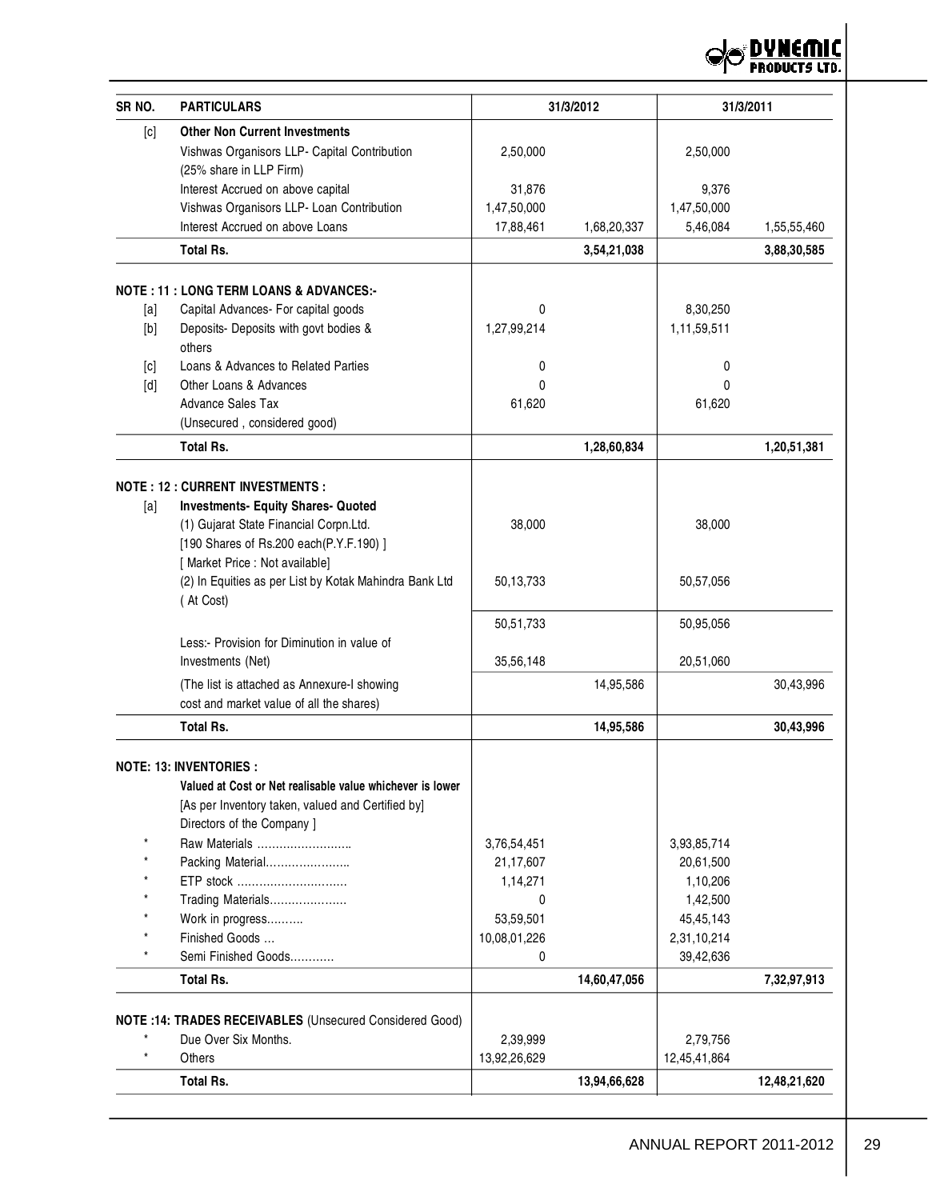| SR NO. | PARTICULARS | 31/3/2012 | | 31/3/2011 | |
|---|---|---|---|---|---|
| [c] | **Other Non Current Investments** | | | | |
| | Vishwas Organisors LLP- Capital Contribution (25% share in LLP Firm) | 2,50,000 | | 2,50,000 | |
| | Interest Accrued on above capital | 31,876 | | 9,376 | |
| | Vishwas Organisors LLP- Loan Contribution | 1,47,50,000 | | 1,47,50,000 | |
| | Interest Accrued on above Loans | 17,88,461 | 1,68,20,337 | 5,46,084 | 1,55,55,460 |
| | **Total Rs.** | | **3,54,21,038** | | **3,88,30,585** |
| | **NOTE : 11 : LONG TERM LOANS & ADVANCES:-** | | | | |
| [a] | Capital Advances- For capital goods | 0 | | 8,30,250 | |
| [b] | Deposits- Deposits with govt bodies & others | 1,27,99,214 | | 1,11,59,511 | |
| [c] | Loans & Advances to Related Parties | 0 | | 0 | |
| [d] | Other Loans & Advances | 0 | | 0 | |
| | Advance Sales Tax | 61,620 | | 61,620 | |
| | (Unsecured , considered good) | | | | |
| | **Total Rs.** | | **1,28,60,834** | | **1,20,51,381** |
| | **NOTE : 12 : CURRENT INVESTMENTS :** | | | | |
| [a] | **Investments- Equity Shares- Quoted** | | | | |
| | (1) Gujarat State Financial Corpn.Ltd. [190 Shares of Rs.200 each(P.Y.F.190) ] [ Market Price : Not available] | 38,000 | | 38,000 | |
| | (2) In Equities as per List by Kotak Mahindra Bank Ltd ( At Cost) | 50,13,733 | | 50,57,056 | |
| | | 50,51,733 | | 50,95,056 | |
| | Less:- Provision for Diminution in value of Investments (Net) | 35,56,148 | | 20,51,060 | |
| | (The list is attached as Annexure-I showing cost and market value of all the shares) | | 14,95,586 | | 30,43,996 |
| | **Total Rs.** | | **14,95,586** | | **30,43,996** |
| | **NOTE: 13: INVENTORIES :** | | | | |
| | **Valued at Cost or Net realisable value whichever is lower** | | | | |
| | [As per Inventory taken, valued and Certified by] Directors of the Company ] | | | | |
| * | Raw Materials …………………….. | 3,76,54,451 | | 3,93,85,714 | |
| * | Packing Material………………….. | 21,17,607 | | 20,61,500 | |
| * | ETP stock ……………………….. | 1,14,271 | | 1,10,206 | |
| * | Trading Materials………………… | 0 | | 1,42,500 | |
| * | Work in progress………. | 53,59,501 | | 45,45,143 | |
| * | Finished Goods … | 10,08,01,226 | | 2,31,10,214 | |
| * | Semi Finished Goods………… | 0 | | 39,42,636 | |
| | **Total Rs.** | | **14,60,47,056** | | **7,32,97,913** |
| | **NOTE :14: TRADES RECEIVABLES** (Unsecured Considered Good) | | | | |
| * | Due Over Six Months. | 2,39,999 | | 2,79,756 | |
| * | Others | 13,92,26,629 | | 12,45,41,864 | |
| | **Total Rs.** | | **13,94,66,628** | | **12,48,21,620** |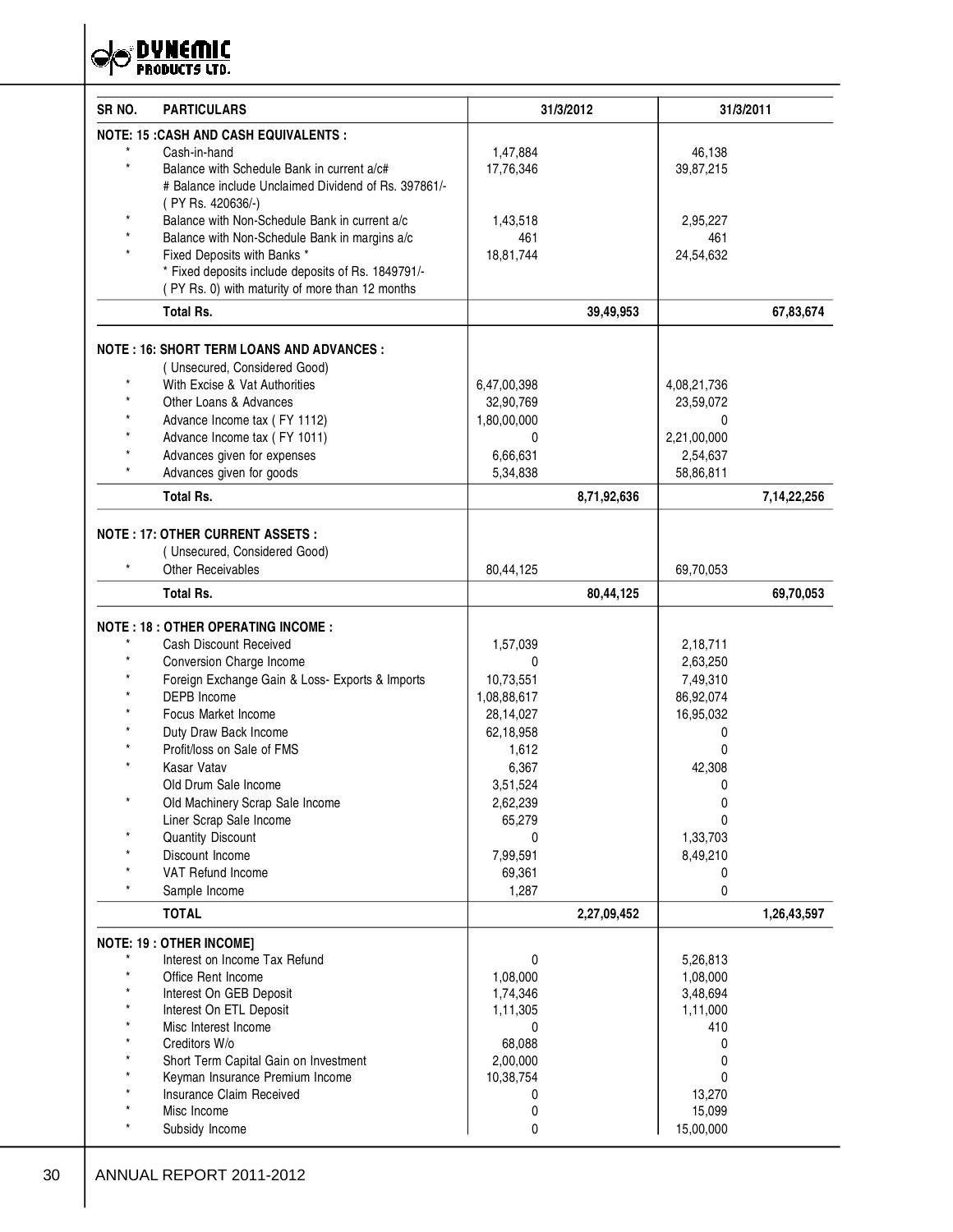| SR NO. | PARTICULARS | 31/3/2012 | | 31/3/2011 | |
|---|---|---|---|---|---|
| | **NOTE: 15 :CASH AND CASH EQUIVALENTS :** | | | | |
| * | Cash-in-hand | 1,47,884 | | 46,138 | |
| * | Balance with Schedule Bank in current a/c# | 17,76,346 | | 39,87,215 | |
| | # Balance include Unclaimed Dividend of Rs. 397861/- ( PY Rs. 420636/-) | | | | |
| * | Balance with Non-Schedule Bank in current a/c | 1,43,518 | | 2,95,227 | |
| * | Balance with Non-Schedule Bank in margins a/c | 461 | | 461 | |
| * | Fixed Deposits with Banks * | 18,81,744 | | 24,54,632 | |
| | * Fixed deposits include deposits of Rs. 1849791/- ( PY Rs. 0) with maturity of more than 12 months | | | | |
| | **Total Rs.** | | **39,49,953** | | **67,83,674** |
| | **NOTE : 16: SHORT TERM LOANS AND ADVANCES :** | | | | |
| | ( Unsecured, Considered Good) | | | | |
| * | With Excise & Vat Authorities | 6,47,00,398 | | 4,08,21,736 | |
| * | Other Loans & Advances | 32,90,769 | | 23,59,072 | |
| * | Advance Income tax ( FY 1112) | 1,80,00,000 | | 0 | |
| * | Advance Income tax ( FY 1011) | 0 | | 2,21,00,000 | |
| * | Advances given for expenses | 6,66,631 | | 2,54,637 | |
| * | Advances given for goods | 5,34,838 | | 58,86,811 | |
| | **Total Rs.** | | **8,71,92,636** | | **7,14,22,256** |
| | **NOTE : 17: OTHER CURRENT ASSETS :** | | | | |
| | ( Unsecured, Considered Good) | | | | |
| * | Other Receivables | 80,44,125 | | 69,70,053 | |
| | **Total Rs.** | | **80,44,125** | | **69,70,053** |
| | **NOTE : 18 : OTHER OPERATING INCOME :** | | | | |
| * | Cash Discount Received | 1,57,039 | | 2,18,711 | |
| * | Conversion Charge Income | 0 | | 2,63,250 | |
| * | Foreign Exchange Gain & Loss- Exports & Imports | 10,73,551 | | 7,49,310 | |
| * | DEPB Income | 1,08,88,617 | | 86,92,074 | |
| * | Focus Market Income | 28,14,027 | | 16,95,032 | |
| * | Duty Draw Back Income | 62,18,958 | | 0 | |
| * | Profit/loss on Sale of FMS | 1,612 | | 0 | |
| * | Kasar Vatav | 6,367 | | 42,308 | |
| | Old Drum Sale Income | 3,51,524 | | 0 | |
| * | Old Machinery Scrap Sale Income | 2,62,239 | | 0 | |
| | Liner Scrap Sale Income | 65,279 | | 0 | |
| * | Quantity Discount | 0 | | 1,33,703 | |
| * | Discount Income | 7,99,591 | | 8,49,210 | |
| * | VAT Refund Income | 69,361 | | 0 | |
| * | Sample Income | 1,287 | | 0 | |
| | **TOTAL** | | **2,27,09,452** | | **1,26,43,597** |
| | **NOTE: 19 : OTHER INCOME]** | | | | |
| * | Interest on Income Tax Refund | 0 | | 5,26,813 | |
| * | Office Rent Income | 1,08,000 | | 1,08,000 | |
| * | Interest On GEB Deposit | 1,74,346 | | 3,48,694 | |
| * | Interest On ETL Deposit | 1,11,305 | | 1,11,000 | |
| * | Misc Interest Income | 0 | | 410 | |
| * | Creditors W/o | 68,088 | | 0 | |
| * | Short Term Capital Gain on Investment | 2,00,000 | | 0 | |
| * | Keyman Insurance Premium Income | 10,38,754 | | 0 | |
| * | Insurance Claim Received | 0 | | 13,270 | |
| * | Misc Income | 0 | | 15,099 | |
| * | Subsidy Income | 0 | | 15,00,000 | |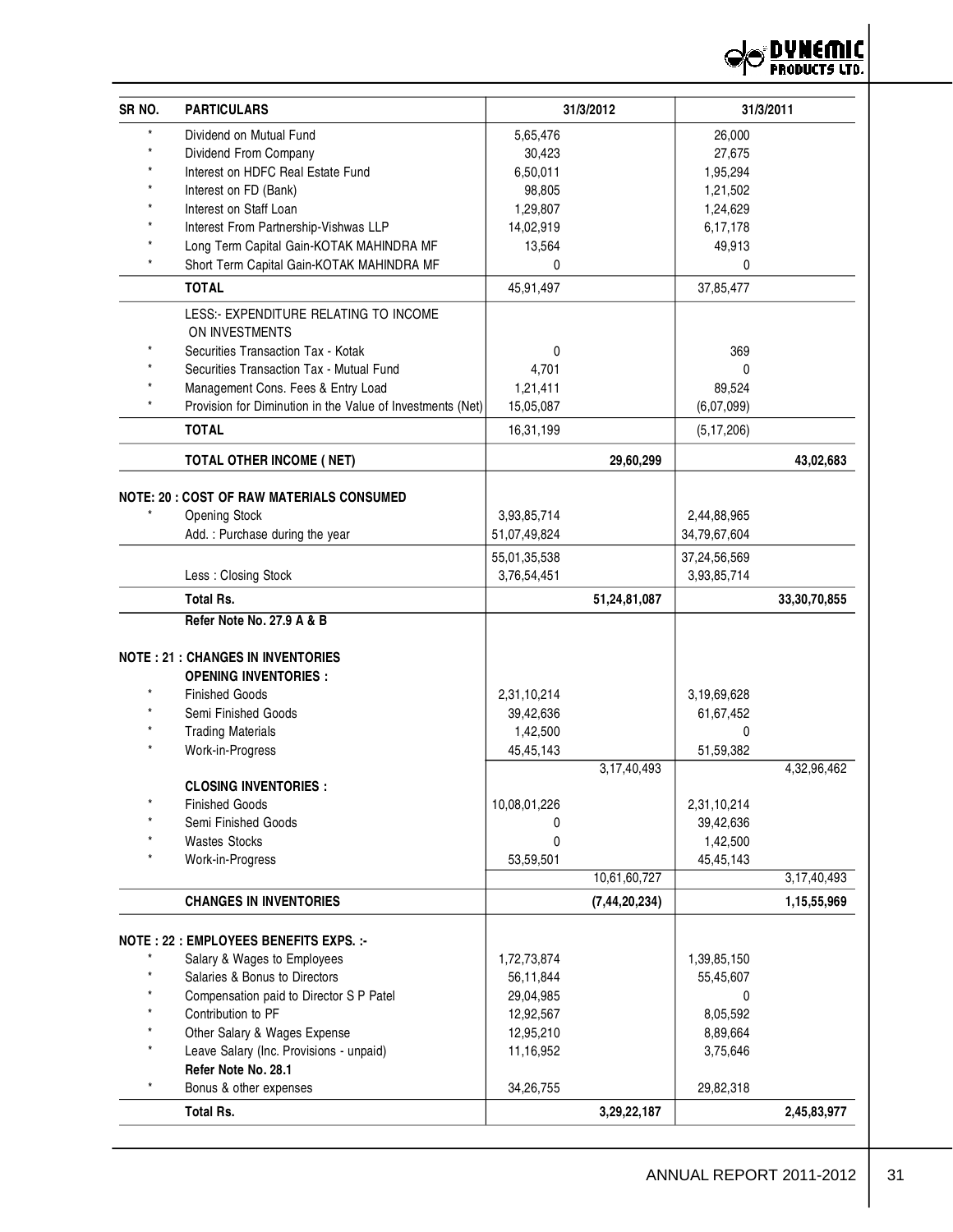| SR NO. | PARTICULARS | 31/3/2012 | | 31/3/2011 | |
|---|---|---|---|---|---|
| * | Dividend on Mutual Fund | 5,65,476 | | 26,000 | |
| * | Dividend From Company | 30,423 | | 27,675 | |
| * | Interest on HDFC Real Estate Fund | 6,50,011 | | 1,95,294 | |
| * | Interest on FD (Bank) | 98,805 | | 1,21,502 | |
| * | Interest on Staff Loan | 1,29,807 | | 1,24,629 | |
| * | Interest From Partnership-Vishwas LLP | 14,02,919 | | 6,17,178 | |
| * | Long Term Capital Gain-KOTAK MAHINDRA MF | 13,564 | | 49,913 | |
| * | Short Term Capital Gain-KOTAK MAHINDRA MF | 0 | | 0 | |
| | **TOTAL** | 45,91,497 | | 37,85,477 | |
| | LESS:- EXPENDITURE RELATING TO INCOME ON INVESTMENTS | | | | |
| * | Securities Transaction Tax - Kotak | 0 | | 369 | |
| * | Securities Transaction Tax - Mutual Fund | 4,701 | | 0 | |
| * | Management Cons. Fees & Entry Load | 1,21,411 | | 89,524 | |
| * | Provision for Diminution in the Value of Investments (Net) | 15,05,087 | | (6,07,099) | |
| | **TOTAL** | 16,31,199 | | (5,17,206) | |
| | **TOTAL OTHER INCOME ( NET)** | | **29,60,299** | | **43,02,683** |
| | **NOTE: 20 : COST OF RAW MATERIALS CONSUMED** | | | | |
| * | Opening Stock | 3,93,85,714 | | 2,44,88,965 | |
| | Add. : Purchase during the year | 51,07,49,824 | | 34,79,67,604 | |
| | | 55,01,35,538 | | 37,24,56,569 | |
| | Less : Closing Stock | 3,76,54,451 | | 3,93,85,714 | |
| | **Total Rs.** | | **51,24,81,087** | | **33,30,70,855** |
| | **Refer Note No. 27.9 A & B** | | | | |
| | **NOTE : 21 : CHANGES IN INVENTORIES** | | | | |
| | **OPENING INVENTORIES :** | | | | |
| * | Finished Goods | 2,31,10,214 | | 3,19,69,628 | |
| * | Semi Finished Goods | 39,42,636 | | 61,67,452 | |
| * | Trading Materials | 1,42,500 | | 0 | |
| * | Work-in-Progress | 45,45,143 | | 51,59,382 | |
| | | | 3,17,40,493 | | 4,32,96,462 |
| | **CLOSING INVENTORIES :** | | | | |
| * | Finished Goods | 10,08,01,226 | | 2,31,10,214 | |
| * | Semi Finished Goods | 0 | | 39,42,636 | |
| * | Wastes Stocks | 0 | | 1,42,500 | |
| * | Work-in-Progress | 53,59,501 | | 45,45,143 | |
| | | | 10,61,60,727 | | 3,17,40,493 |
| | **CHANGES IN INVENTORIES** | | **(7,44,20,234)** | | **1,15,55,969** |
| | **NOTE : 22 : EMPLOYEES BENEFITS EXPS. :-** | | | | |
| * | Salary & Wages to Employees | 1,72,73,874 | | 1,39,85,150 | |
| * | Salaries & Bonus to Directors | 56,11,844 | | 55,45,607 | |
| * | Compensation paid to Director S P Patel | 29,04,985 | | 0 | |
| * | Contribution to PF | 12,92,567 | | 8,05,592 | |
| * | Other Salary & Wages Expense | 12,95,210 | | 8,89,664 | |
| * | Leave Salary (Inc. Provisions - unpaid) | 11,16,952 | | 3,75,646 | |
| | **Refer Note No. 28.1** | | | | |
| * | Bonus & other expenses | 34,26,755 | | 29,82,318 | |
| | **Total Rs.** | | **3,29,22,187** | | **2,45,83,977** |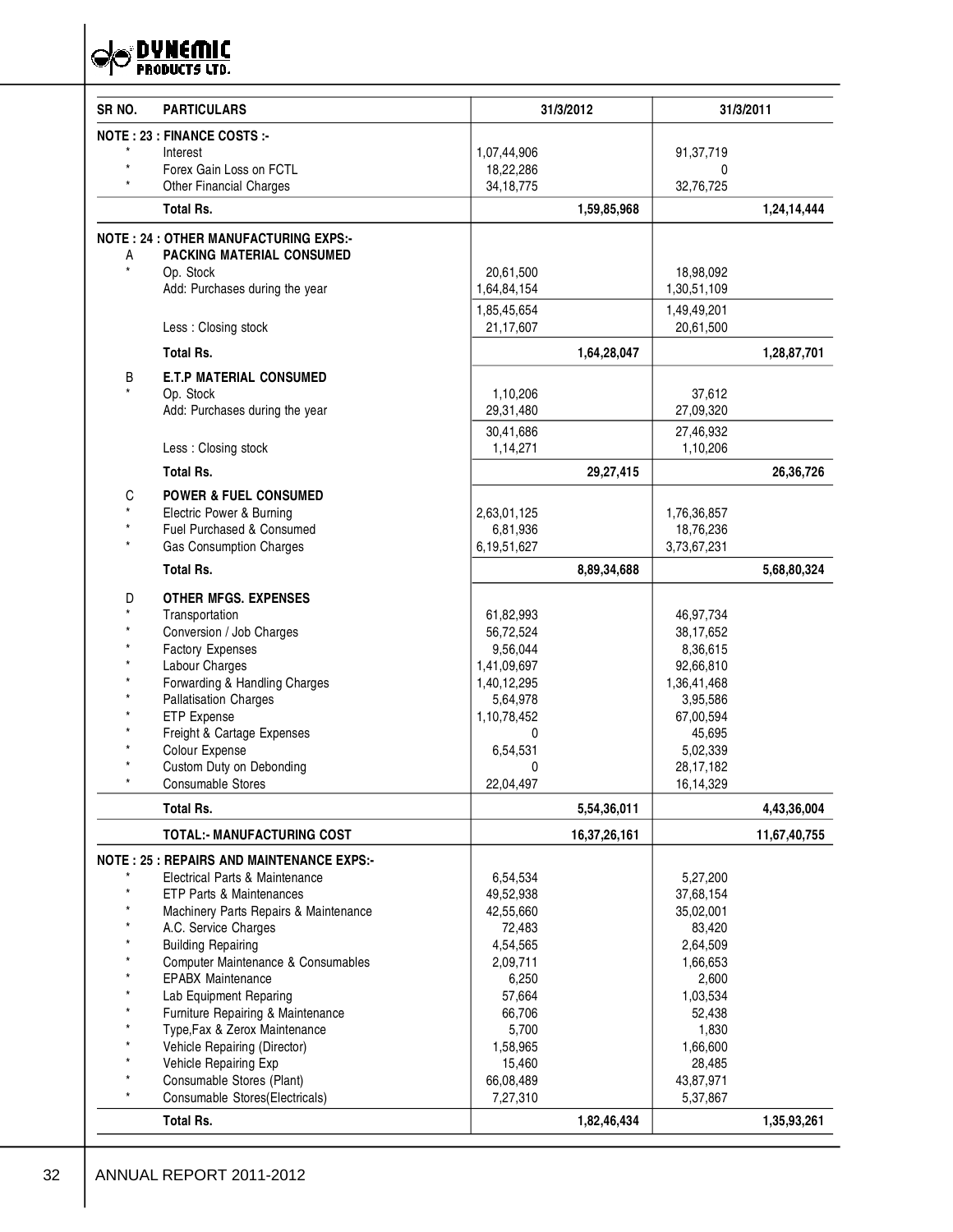| SR NO. | PARTICULARS | 31/3/2012 | | 31/3/2011 | |
|---|---|---|---|---|---|
| | **NOTE : 23 : FINANCE COSTS :-** | | | | |
| * | Interest | 1,07,44,906 | | 91,37,719 | |
| * | Forex Gain Loss on FCTL | 18,22,286 | | 0 | |
| * | Other Financial Charges | 34,18,775 | | 32,76,725 | |
| | **Total Rs.** | | **1,59,85,968** | | **1,24,14,444** |
| | **NOTE : 24 : OTHER MANUFACTURING EXPS:-** | | | | |
| A | **PACKING MATERIAL CONSUMED** | | | | |
| * | Op. Stock | 20,61,500 | | 18,98,092 | |
| | Add: Purchases during the year | 1,64,84,154 | | 1,30,51,109 | |
| | | 1,85,45,654 | | 1,49,49,201 | |
| | Less : Closing stock | 21,17,607 | | 20,61,500 | |
| | **Total Rs.** | | **1,64,28,047** | | **1,28,87,701** |
| B | **E.T.P MATERIAL CONSUMED** | | | | |
| * | Op. Stock | 1,10,206 | | 37,612 | |
| | Add: Purchases during the year | 29,31,480 | | 27,09,320 | |
| | | 30,41,686 | | 27,46,932 | |
| | Less : Closing stock | 1,14,271 | | 1,10,206 | |
| | **Total Rs.** | | **29,27,415** | | **26,36,726** |
| C | **POWER & FUEL CONSUMED** | | | | |
| * | Electric Power & Burning | 2,63,01,125 | | 1,76,36,857 | |
| * | Fuel Purchased & Consumed | 6,81,936 | | 18,76,236 | |
| * | Gas Consumption Charges | 6,19,51,627 | | 3,73,67,231 | |
| | **Total Rs.** | | **8,89,34,688** | | **5,68,80,324** |
| D | **OTHER MFGS. EXPENSES** | | | | |
| * | Transportation | 61,82,993 | | 46,97,734 | |
| * | Conversion / Job Charges | 56,72,524 | | 38,17,652 | |
| * | Factory Expenses | 9,56,044 | | 8,36,615 | |
| * | Labour Charges | 1,41,09,697 | | 92,66,810 | |
| * | Forwarding & Handling Charges | 1,40,12,295 | | 1,36,41,468 | |
| * | Pallatisation Charges | 5,64,978 | | 3,95,586 | |
| * | ETP Expense | 1,10,78,452 | | 67,00,594 | |
| * | Freight & Cartage Expenses | 0 | | 45,695 | |
| * | Colour Expense | 6,54,531 | | 5,02,339 | |
| * | Custom Duty on Debonding | 0 | | 28,17,182 | |
| * | Consumable Stores | 22,04,497 | | 16,14,329 | |
| | **Total Rs.** | | **5,54,36,011** | | **4,43,36,004** |
| | **TOTAL:- MANUFACTURING COST** | | **16,37,26,161** | | **11,67,40,755** |
| | **NOTE : 25 : REPAIRS AND MAINTENANCE EXPS:-** | | | | |
| * | Electrical Parts & Maintenance | 6,54,534 | | 5,27,200 | |
| * | ETP Parts & Maintenances | 49,52,938 | | 37,68,154 | |
| * | Machinery Parts Repairs & Maintenance | 42,55,660 | | 35,02,001 | |
| * | A.C. Service Charges | 72,483 | | 83,420 | |
| * | Building Repairing | 4,54,565 | | 2,64,509 | |
| * | Computer Maintenance & Consumables | 2,09,711 | | 1,66,653 | |
| * | EPABX Maintenance | 6,250 | | 2,600 | |
| * | Lab Equipment Reparing | 57,664 | | 1,03,534 | |
| * | Furniture Repairing & Maintenance | 66,706 | | 52,438 | |
| * | Type,Fax & Zerox Maintenance | 5,700 | | 1,830 | |
| * | Vehicle Repairing (Director) | 1,58,965 | | 1,66,600 | |
| * | Vehicle Repairing Exp | 15,460 | | 28,485 | |
| * | Consumable Stores (Plant) | 66,08,489 | | 43,87,971 | |
| * | Consumable Stores(Electricals) | 7,27,310 | | 5,37,867 | |
| | **Total Rs.** | | **1,82,46,434** | | **1,35,93,261** |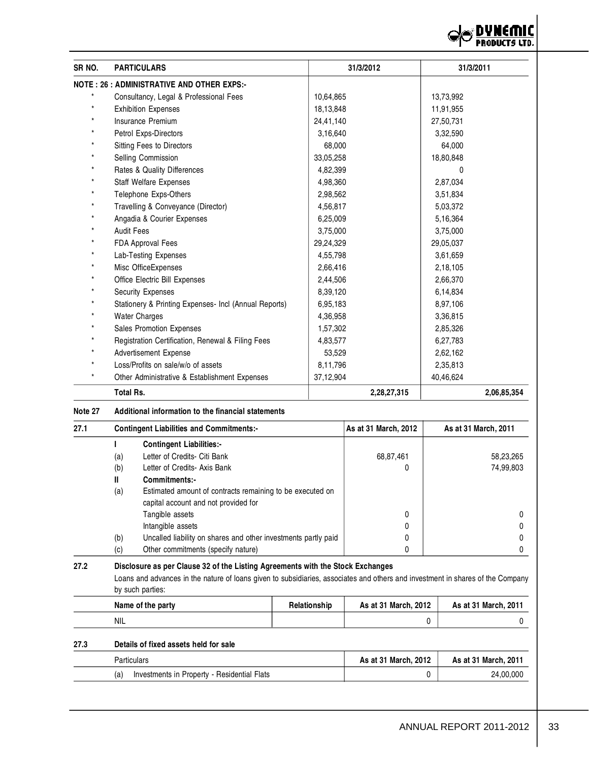| SR NO. | PARTICULARS | 31/3/2012 | | 31/3/2011 | |
|---|---|---|---|---|---|
| | **NOTE : 26 : ADMINISTRATIVE AND OTHER EXPS:-** | | | | |
| * | Consultancy, Legal & Professional Fees | 10,64,865 | | 13,73,992 | |
| * | Exhibition Expenses | 18,13,848 | | 11,91,955 | |
| * | Insurance Premium | 24,41,140 | | 27,50,731 | |
| * | Petrol Exps-Directors | 3,16,640 | | 3,32,590 | |
| * | Sitting Fees to Directors | 68,000 | | 64,000 | |
| * | Selling Commission | 33,05,258 | | 18,80,848 | |
| * | Rates & Quality Differences | 4,82,399 | | 0 | |
| * | Staff Welfare Expenses | 4,98,360 | | 2,87,034 | |
| * | Telephone Exps-Others | 2,98,562 | | 3,51,834 | |
| * | Travelling & Conveyance (Director) | 4,56,817 | | 5,03,372 | |
| * | Angadia & Courier Expenses | 6,25,009 | | 5,16,364 | |
| * | Audit Fees | 3,75,000 | | 3,75,000 | |
| * | FDA Approval Fees | 29,24,329 | | 29,05,037 | |
| * | Lab-Testing Expenses | 4,55,798 | | 3,61,659 | |
| * | Misc OfficeExpenses | 2,66,416 | | 2,18,105 | |
| * | Office Electric Bill Expenses | 2,44,506 | | 2,66,370 | |
| * | Security Expenses | 8,39,120 | | 6,14,834 | |
| * | Stationery & Printing Expenses- Incl (Annual Reports) | 6,95,183 | | 8,97,106 | |
| * | Water Charges | 4,36,958 | | 3,36,815 | |
| * | Sales Promotion Expenses | 1,57,302 | | 2,85,326 | |
| * | Registration Certification, Renewal & Filing Fees | 4,83,577 | | 6,27,783 | |
| * | Advertisement Expense | 53,529 | | 2,62,162 | |
| * | Loss/Profits on sale/w/o of assets | 8,11,796 | | 2,35,813 | |
| * | Other Administrative & Establishment Expenses | 37,12,904 | | 40,46,624 | |
| | **Total Rs.** | | **2,28,27,315** | | **2,06,85,354** |

**Note 27 Additional information to the financial statements**

| 27.1 | Contingent Liabilities and Commitments:- | As at 31 March, 2012 | As at 31 March, 2011 |
|---|---|---|---|
| | **I Contingent Liabilities:-** | | |
| | (a) Letter of Credits- Citi Bank | 68,87,461 | 58,23,265 |
| | (b) Letter of Credits- Axis Bank | 0 | 74,99,803 |
| | **II Commitments:-** | | |
| | (a) Estimated amount of contracts remaining to be executed on capital account and not provided for | | |
| | Tangible assets | 0 | 0 |
| | Intangible assets | 0 | 0 |
| | (b) Uncalled liability on shares and other investments partly paid | 0 | 0 |
| | (c) Other commitments (specify nature) | 0 | 0 |

**27.2 Disclosure as per Clause 32 of the Listing Agreements with the Stock Exchanges**

Loans and advances in the nature of loans given to subsidiaries, associates and others and investment in shares of the Company by such parties:

| Name of the party | Relationship | As at 31 March, 2012 | As at 31 March, 2011 |
|---|---|---|---|
| NIL | | 0 | 0 |

**27.3 Details of fixed assets held for sale**

| Particulars | As at 31 March, 2012 | As at 31 March, 2011 |
|---|---|---|
| (a) Investments in Property - Residential Flats | 0 | 24,00,000 |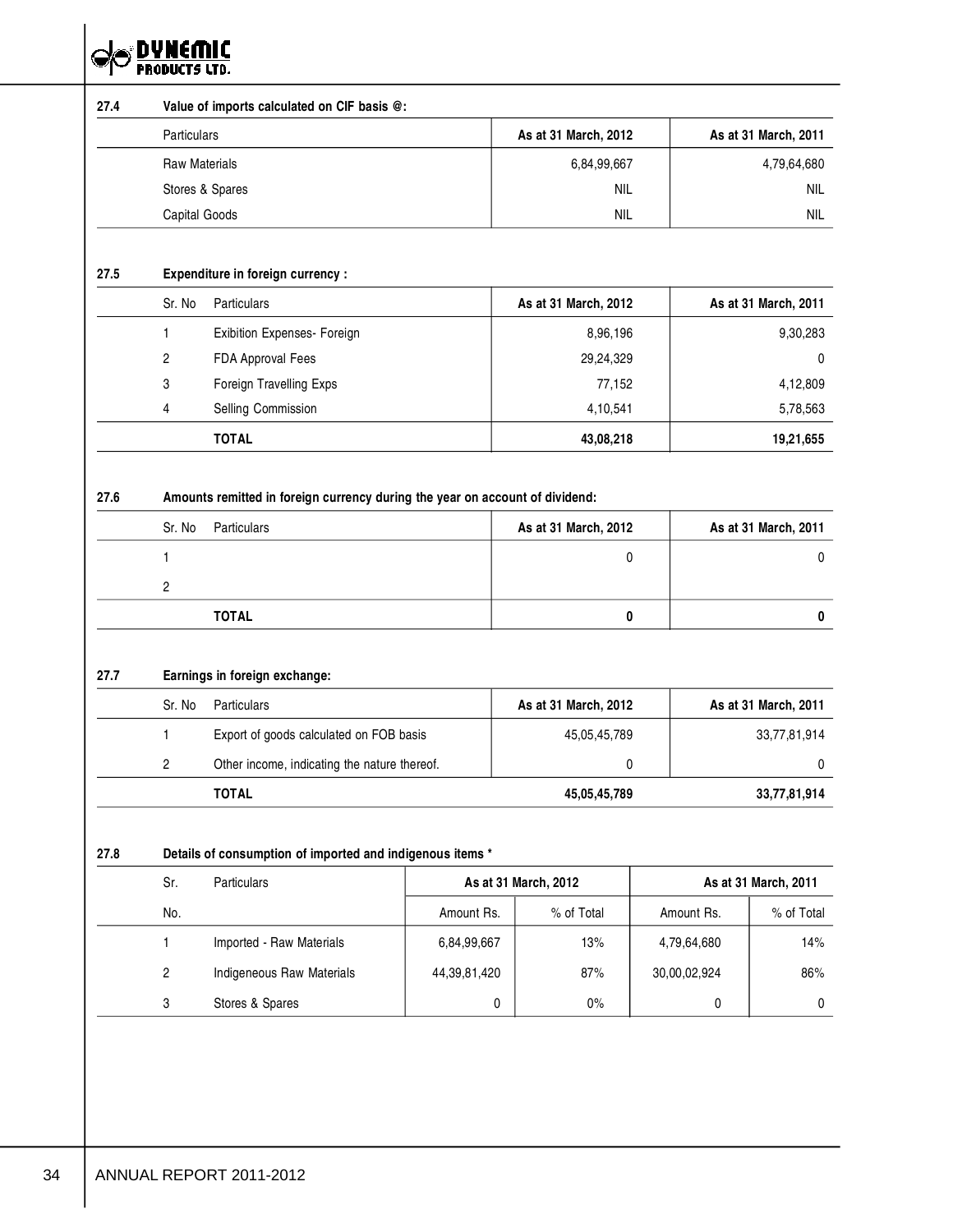**27.4 Value of imports calculated on CIF basis @:**

| Particulars | As at 31 March, 2012 | As at 31 March, 2011 |
|---|---|---|
| Raw Materials | 6,84,99,667 | 4,79,64,680 |
| Stores & Spares | NIL | NIL |
| Capital Goods | NIL | NIL |

**27.5 Expenditure in foreign currency :**

| Sr. No | Particulars | As at 31 March, 2012 | As at 31 March, 2011 |
|---|---|---|---|
| 1 | Exibition Expenses- Foreign | 8,96,196 | 9,30,283 |
| 2 | FDA Approval Fees | 29,24,329 | 0 |
| 3 | Foreign Travelling Exps | 77,152 | 4,12,809 |
| 4 | Selling Commission | 4,10,541 | 5,78,563 |
| | **TOTAL** | **43,08,218** | **19,21,655** |

**27.6 Amounts remitted in foreign currency during the year on account of dividend:**

| Sr. No | Particulars | As at 31 March, 2012 | As at 31 March, 2011 |
|---|---|---|---|
| 1 | | 0 | 0 |
| 2 | | | |
| | **TOTAL** | **0** | **0** |

**27.7 Earnings in foreign exchange:**

| Sr. No | Particulars | As at 31 March, 2012 | As at 31 March, 2011 |
|---|---|---|---|
| 1 | Export of goods calculated on FOB basis | 45,05,45,789 | 33,77,81,914 |
| 2 | Other income, indicating the nature thereof. | 0 | 0 |
| | **TOTAL** | **45,05,45,789** | **33,77,81,914** |

**27.8 Details of consumption of imported and indigenous items ***

| Sr. | Particulars | As at 31 March, 2012 | | As at 31 March, 2011 | |
|---|---|---|---|---|---|
| No. | | Amount Rs. | % of Total | Amount Rs. | % of Total |
| 1 | Imported - Raw Materials | 6,84,99,667 | 13% | 4,79,64,680 | 14% |
| 2 | Indigeneous Raw Materials | 44,39,81,420 | 87% | 30,00,02,924 | 86% |
| 3 | Stores & Spares | 0 | 0% | 0 | 0 |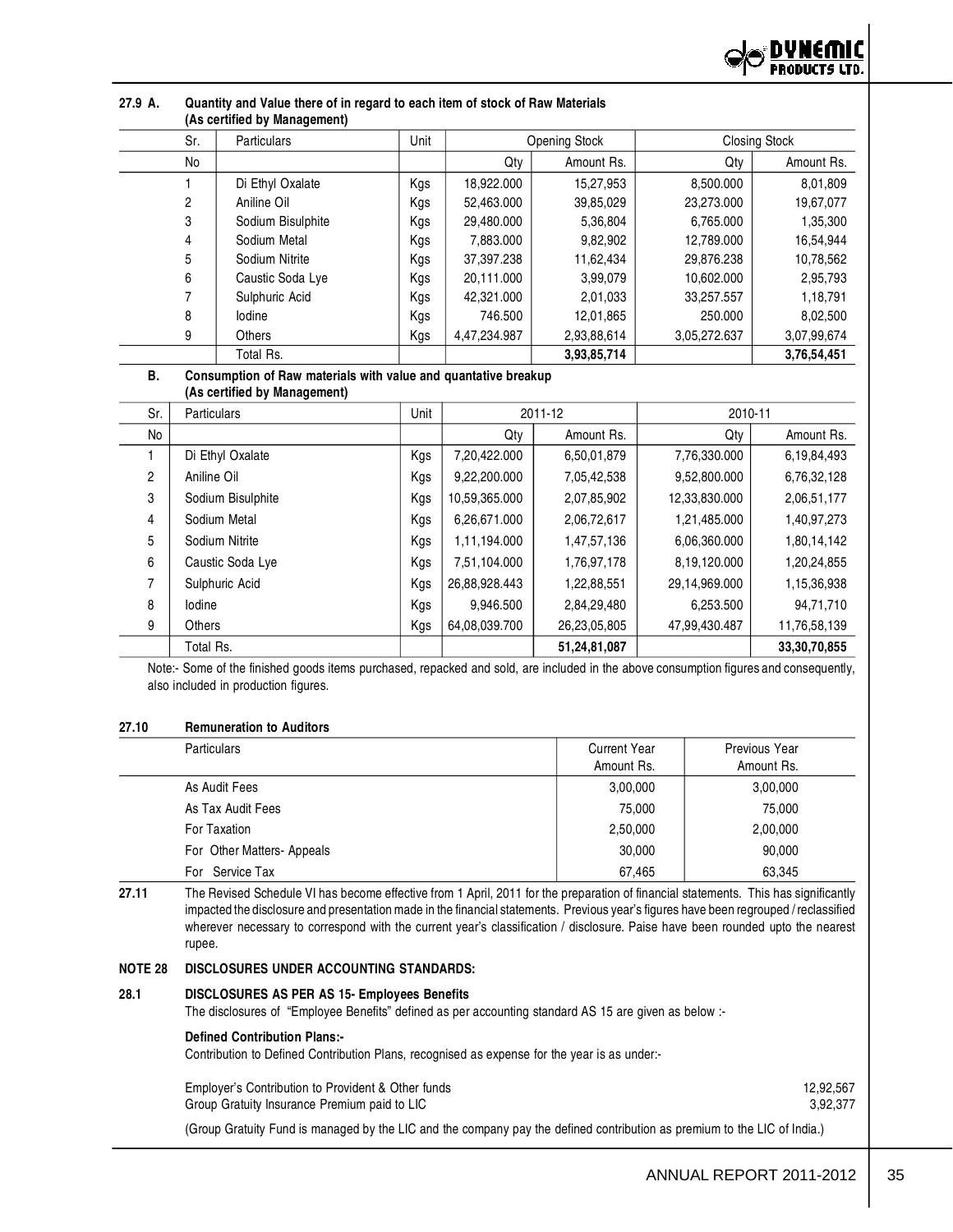**27.9 A. Quantity and Value there of in regard to each item of stock of Raw Materials (As certified by Management)**

| Sr. | Particulars | Unit | Opening Stock | | Closing Stock | |
|---|---|---|---|---|---|---|
| No | | | Qty | Amount Rs. | Qty | Amount Rs. |
| 1 | Di Ethyl Oxalate | Kgs | 18,922.000 | 15,27,953 | 8,500.000 | 8,01,809 |
| 2 | Aniline Oil | Kgs | 52,463.000 | 39,85,029 | 23,273.000 | 19,67,077 |
| 3 | Sodium Bisulphite | Kgs | 29,480.000 | 5,36,804 | 6,765.000 | 1,35,300 |
| 4 | Sodium Metal | Kgs | 7,883.000 | 9,82,902 | 12,789.000 | 16,54,944 |
| 5 | Sodium Nitrite | Kgs | 37,397.238 | 11,62,434 | 29,876.238 | 10,78,562 |
| 6 | Caustic Soda Lye | Kgs | 20,111.000 | 3,99,079 | 10,602.000 | 2,95,793 |
| 7 | Sulphuric Acid | Kgs | 42,321.000 | 2,01,033 | 33,257.557 | 1,18,791 |
| 8 | Iodine | Kgs | 746.500 | 12,01,865 | 250.000 | 8,02,500 |
| 9 | Others | Kgs | 4,47,234.987 | 2,93,88,614 | 3,05,272.637 | 3,07,99,674 |
| | Total Rs. | | | **3,93,85,714** | | **3,76,54,451** |

**B. Consumption of Raw materials with value and quantative breakup (As certified by Management)**

| Sr. | Particulars | Unit | 2011-12 | | 2010-11 | |
|---|---|---|---|---|---|---|
| No | | | Qty | Amount Rs. | Qty | Amount Rs. |
| 1 | Di Ethyl Oxalate | Kgs | 7,20,422.000 | 6,50,01,879 | 7,76,330.000 | 6,19,84,493 |
| 2 | Aniline Oil | Kgs | 9,22,200.000 | 7,05,42,538 | 9,52,800.000 | 6,76,32,128 |
| 3 | Sodium Bisulphite | Kgs | 10,59,365.000 | 2,07,85,902 | 12,33,830.000 | 2,06,51,177 |
| 4 | Sodium Metal | Kgs | 6,26,671.000 | 2,06,72,617 | 1,21,485.000 | 1,40,97,273 |
| 5 | Sodium Nitrite | Kgs | 1,11,194.000 | 1,47,57,136 | 6,06,360.000 | 1,80,14,142 |
| 6 | Caustic Soda Lye | Kgs | 7,51,104.000 | 1,76,97,178 | 8,19,120.000 | 1,20,24,855 |
| 7 | Sulphuric Acid | Kgs | 26,88,928.443 | 1,22,88,551 | 29,14,969.000 | 1,15,36,938 |
| 8 | Iodine | Kgs | 9,946.500 | 2,84,29,480 | 6,253.500 | 94,71,710 |
| 9 | Others | Kgs | 64,08,039.700 | 26,23,05,805 | 47,99,430.487 | 11,76,58,139 |
| | Total Rs. | | | **51,24,81,087** | | **33,30,70,855** |

Note:- Some of the finished goods items purchased, repacked and sold, are included in the above consumption figures and consequently, also included in production figures.

**27.10 Remuneration to Auditors**

| Particulars | Current Year Amount Rs. | Previous Year Amount Rs. |
|---|---|---|
| As Audit Fees | 3,00,000 | 3,00,000 |
| As Tax Audit Fees | 75,000 | 75,000 |
| For Taxation | 2,50,000 | 2,00,000 |
| For Other Matters- Appeals | 30,000 | 90,000 |
| For Service Tax | 67,465 | 63,345 |

**27.11** The Revised Schedule VI has become effective from 1 April, 2011 for the preparation of financial statements. This has significantly impacted the disclosure and presentation made in the financial statements. Previous year's figures have been regrouped / reclassified wherever necessary to correspond with the current year's classification / disclosure. Paise have been rounded upto the nearest rupee.

## NOTE 28 DISCLOSURES UNDER ACCOUNTING STANDARDS:

### 28.1 DISCLOSURES AS PER AS 15- Employees Benefits

The disclosures of "Employee Benefits" defined as per accounting standard AS 15 are given as below :-

**Defined Contribution Plans:-**

Contribution to Defined Contribution Plans, recognised as expense for the year is as under:-

| | |
|---|---|
| Employer's Contribution to Provident & Other funds | 12,92,567 |
| Group Gratuity Insurance Premium paid to LIC | 3,92,377 |

(Group Gratuity Fund is managed by the LIC and the company pay the defined contribution as premium to the LIC of India.)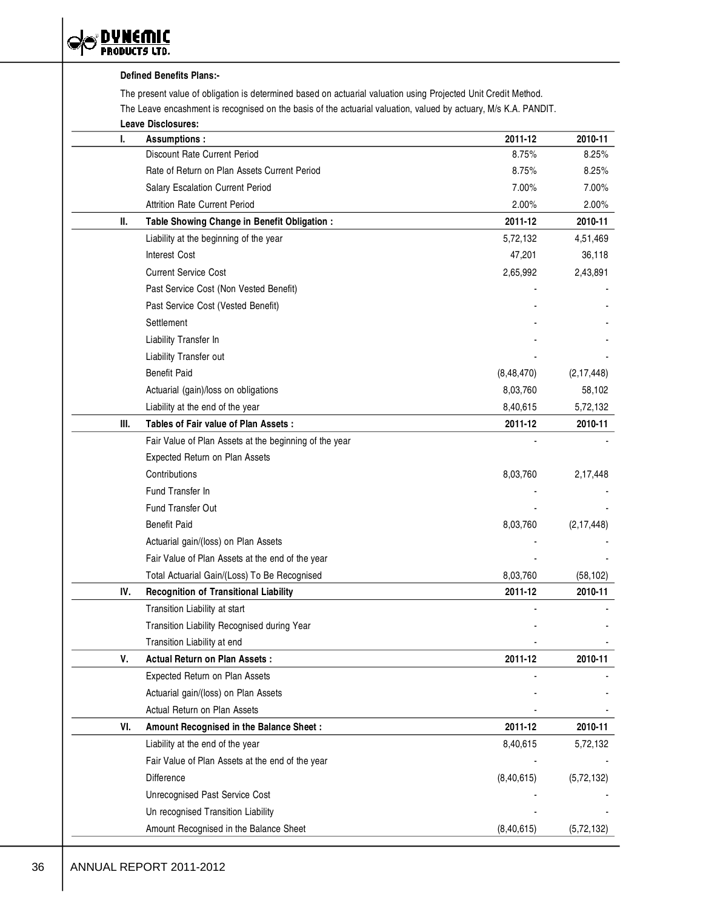**Defined Benefits Plans:-**

The present value of obligation is determined based on actuarial valuation using Projected Unit Credit Method.

The Leave encashment is recognised on the basis of the actuarial valuation, valued by actuary, M/s K.A. PANDIT.

**Leave Disclosures:**

| | | 2011-12 | 2010-11 |
|---|---|---|---|
| **I.** | **Assumptions :** | **2011-12** | **2010-11** |
| | Discount Rate Current Period | 8.75% | 8.25% |
| | Rate of Return on Plan Assets Current Period | 8.75% | 8.25% |
| | Salary Escalation Current Period | 7.00% | 7.00% |
| | Attrition Rate Current Period | 2.00% | 2.00% |
| **II.** | **Table Showing Change in Benefit Obligation :** | **2011-12** | **2010-11** |
| | Liability at the beginning of the year | 5,72,132 | 4,51,469 |
| | Interest Cost | 47,201 | 36,118 |
| | Current Service Cost | 2,65,992 | 2,43,891 |
| | Past Service Cost (Non Vested Benefit) | - | - |
| | Past Service Cost (Vested Benefit) | - | - |
| | Settlement | - | - |
| | Liability Transfer In | - | - |
| | Liability Transfer out | - | - |
| | Benefit Paid | (8,48,470) | (2,17,448) |
| | Actuarial (gain)/loss on obligations | 8,03,760 | 58,102 |
| | Liability at the end of the year | 8,40,615 | 5,72,132 |
| **III.** | **Tables of Fair value of Plan Assets :** | **2011-12** | **2010-11** |
| | Fair Value of Plan Assets at the beginning of the year | - | - |
| | Expected Return on Plan Assets | | |
| | Contributions | 8,03,760 | 2,17,448 |
| | Fund Transfer In | - | - |
| | Fund Transfer Out | - | - |
| | Benefit Paid | 8,03,760 | (2,17,448) |
| | Actuarial gain/(loss) on Plan Assets | - | - |
| | Fair Value of Plan Assets at the end of the year | - | - |
| | Total Actuarial Gain/(Loss) To Be Recognised | 8,03,760 | (58,102) |
| **IV.** | **Recognition of Transitional Liability** | **2011-12** | **2010-11** |
| | Transition Liability at start | - | - |
| | Transition Liability Recognised during Year | - | - |
| | Transition Liability at end | - | - |
| **V.** | **Actual Return on Plan Assets :** | **2011-12** | **2010-11** |
| | Expected Return on Plan Assets | - | - |
| | Actuarial gain/(loss) on Plan Assets | - | - |
| | Actual Return on Plan Assets | - | - |
| **VI.** | **Amount Recognised in the Balance Sheet :** | **2011-12** | **2010-11** |
| | Liability at the end of the year | 8,40,615 | 5,72,132 |
| | Fair Value of Plan Assets at the end of the year | - | - |
| | Difference | (8,40,615) | (5,72,132) |
| | Unrecognised Past Service Cost | - | - |
| | Un recognised Transition Liability | - | - |
| | Amount Recognised in the Balance Sheet | (8,40,615) | (5,72,132) |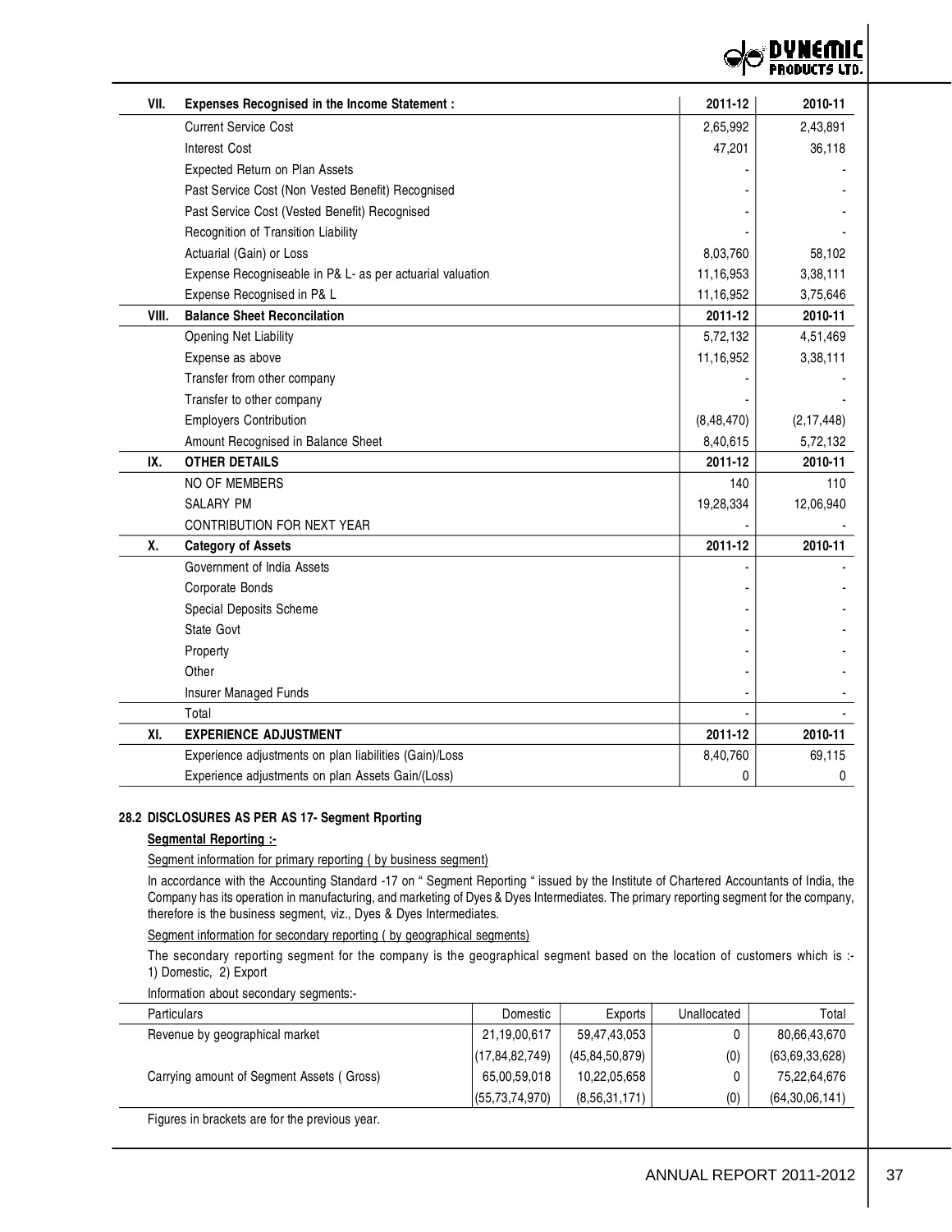| VII. | Expenses Recognised in the Income Statement : | 2011-12 | 2010-11 |
|---|---|---|---|
| | Current Service Cost | 2,65,992 | 2,43,891 |
| | Interest Cost | 47,201 | 36,118 |
| | Expected Return on Plan Assets | - | - |
| | Past Service Cost (Non Vested Benefit) Recognised | - | - |
| | Past Service Cost (Vested Benefit) Recognised | - | - |
| | Recognition of Transition Liability | - | - |
| | Actuarial (Gain) or Loss | 8,03,760 | 58,102 |
| | Expense Recogniseable in P& L- as per actuarial valuation | 11,16,953 | 3,38,111 |
| | Expense Recognised in P& L | 11,16,952 | 3,75,646 |
| **VIII.** | **Balance Sheet Reconcilation** | **2011-12** | **2010-11** |
| | Opening Net Liability | 5,72,132 | 4,51,469 |
| | Expense as above | 11,16,952 | 3,38,111 |
| | Transfer from other company | - | - |
| | Transfer to other company | - | - |
| | Employers Contribution | (8,48,470) | (2,17,448) |
| | Amount Recognised in Balance Sheet | 8,40,615 | 5,72,132 |
| **IX.** | **OTHER DETAILS** | **2011-12** | **2010-11** |
| | NO OF MEMBERS | 140 | 110 |
| | SALARY PM | 19,28,334 | 12,06,940 |
| | CONTRIBUTION FOR NEXT YEAR | - | - |
| **X.** | **Category of Assets** | **2011-12** | **2010-11** |
| | Government of India Assets | - | - |
| | Corporate Bonds | - | - |
| | Special Deposits Scheme | - | - |
| | State Govt | - | - |
| | Property | - | - |
| | Other | - | - |
| | Insurer Managed Funds | - | - |
| | Total | - | - |
| **XI.** | **EXPERIENCE ADJUSTMENT** | **2011-12** | **2010-11** |
| | Experience adjustments on plan liabilities (Gain)/Loss | 8,40,760 | 69,115 |
| | Experience adjustments on plan Assets Gain/(Loss) | 0 | 0 |

**28.2 DISCLOSURES AS PER AS 17- Segment Rporting**

**Segmental Reporting :-**

Segment information for primary reporting ( by business segment)

In accordance with the Accounting Standard -17 on " Segment Reporting " issued by the Institute of Chartered Accountants of India, the Company has its operation in manufacturing, and marketing of Dyes & Dyes Intermediates. The primary reporting segment for the company, therefore is the business segment, viz., Dyes & Dyes Intermediates.

Segment information for secondary reporting ( by geographical segments)

The secondary reporting segment for the company is the geographical segment based on the location of customers which is :- 1) Domestic, 2) Export

Information about secondary segments:-

| Particulars | Domestic | Exports | Unallocated | Total |
|---|---|---|---|---|
| Revenue by geographical market | 21,19,00,617 | 59,47,43,053 | 0 | 80,66,43,670 |
| | (17,84,82,749) | (45,84,50,879) | (0) | (63,69,33,628) |
| Carrying amount of Segment Assets ( Gross) | 65,00,59,018 | 10,22,05,658 | 0 | 75,22,64,676 |
| | (55,73,74,970) | (8,56,31,171) | (0) | (64,30,06,141) |

Figures in brackets are for the previous year.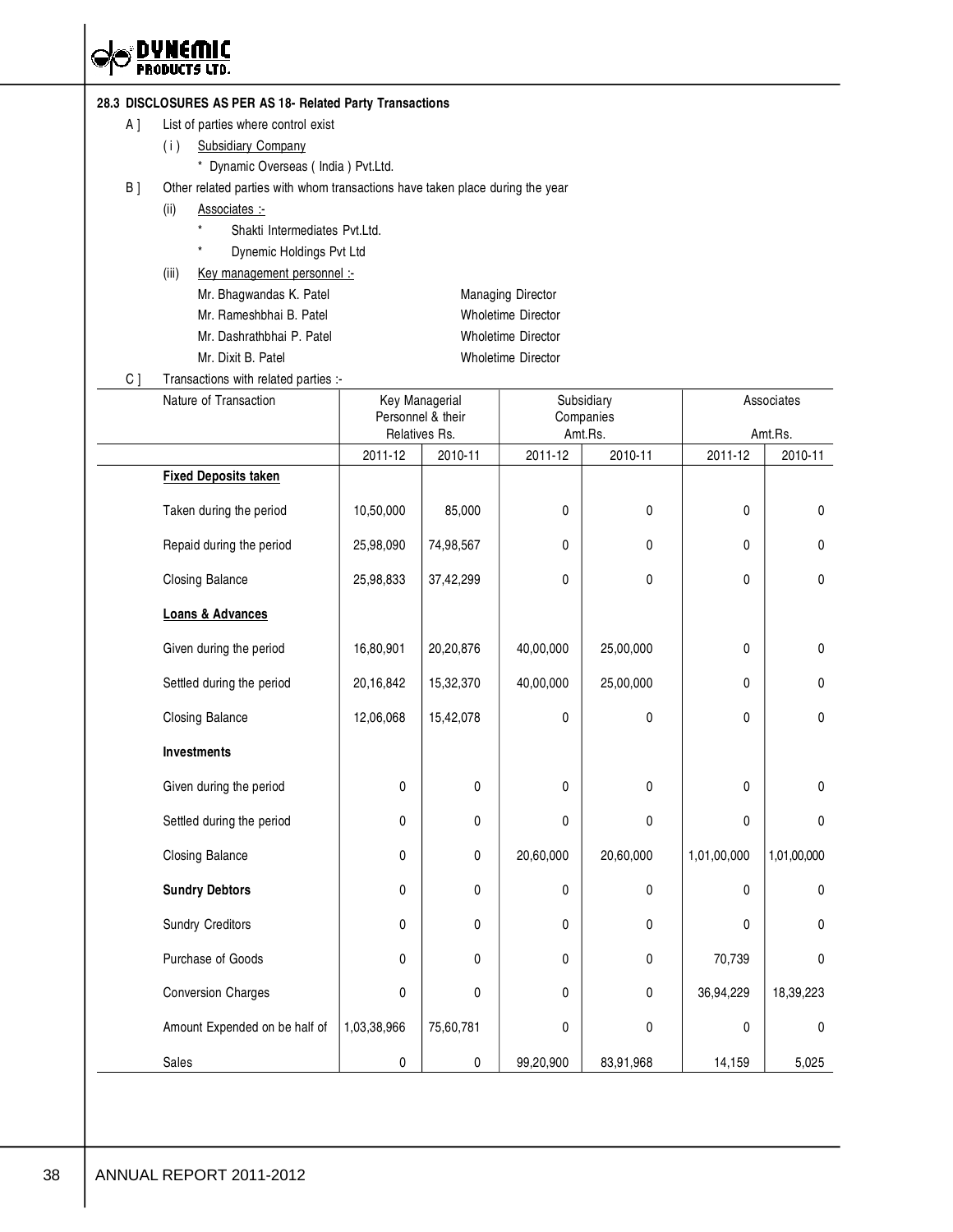### 28.3 DISCLOSURES AS PER AS 18- Related Party Transactions

A ] List of parties where control exist

( i ) Subsidiary Company

* Dynamic Overseas ( India ) Pvt.Ltd.

B ] Other related parties with whom transactions have taken place during the year

(ii) Associates :-

* Shakti Intermediates Pvt.Ltd.
* Dynemic Holdings Pvt Ltd

(iii) Key management personnel :-

| | |
|---|---|
| Mr. Bhagwandas K. Patel | Managing Director |
| Mr. Rameshbhai B. Patel | Wholetime Director |
| Mr. Dashrathbhai P. Patel | Wholetime Director |
| Mr. Dixit B. Patel | Wholetime Director |

C ] Transactions with related parties :-

| Nature of Transaction | Key Managerial Personnel & their Relatives Rs. | | Subsidiary Companies Amt.Rs. | | Associates Amt.Rs. | |
|---|---|---|---|---|---|---|
| | 2011-12 | 2010-11 | 2011-12 | 2010-11 | 2011-12 | 2010-11 |
| **Fixed Deposits taken** | | | | | | |
| Taken during the period | 10,50,000 | 85,000 | 0 | 0 | 0 | 0 |
| Repaid during the period | 25,98,090 | 74,98,567 | 0 | 0 | 0 | 0 |
| Closing Balance | 25,98,833 | 37,42,299 | 0 | 0 | 0 | 0 |
| **Loans & Advances** | | | | | | |
| Given during the period | 16,80,901 | 20,20,876 | 40,00,000 | 25,00,000 | 0 | 0 |
| Settled during the period | 20,16,842 | 15,32,370 | 40,00,000 | 25,00,000 | 0 | 0 |
| Closing Balance | 12,06,068 | 15,42,078 | 0 | 0 | 0 | 0 |
| **Investments** | | | | | | |
| Given during the period | 0 | 0 | 0 | 0 | 0 | 0 |
| Settled during the period | 0 | 0 | 0 | 0 | 0 | 0 |
| Closing Balance | 0 | 0 | 20,60,000 | 20,60,000 | 1,01,00,000 | 1,01,00,000 |
| **Sundry Debtors** | 0 | 0 | 0 | 0 | 0 | 0 |
| Sundry Creditors | 0 | 0 | 0 | 0 | 0 | 0 |
| Purchase of Goods | 0 | 0 | 0 | 0 | 70,739 | 0 |
| Conversion Charges | 0 | 0 | 0 | 0 | 36,94,229 | 18,39,223 |
| Amount Expended on be half of | 1,03,38,966 | 75,60,781 | 0 | 0 | 0 | 0 |
| Sales | 0 | 0 | 99,20,900 | 83,91,968 | 14,159 | 5,025 |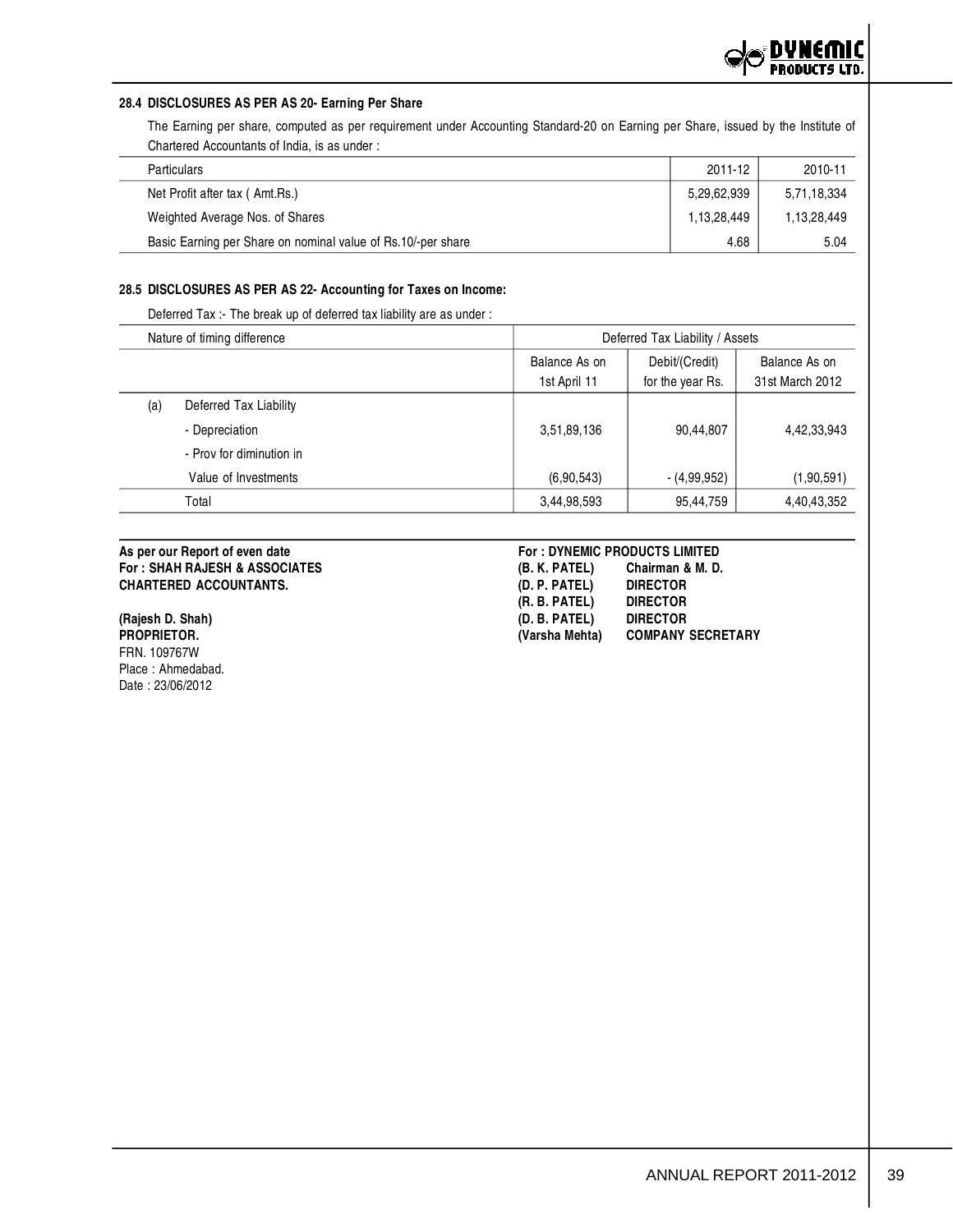### 28.4 DISCLOSURES AS PER AS 20- Earning Per Share

The Earning per share, computed as per requirement under Accounting Standard-20 on Earning per Share, issued by the Institute of Chartered Accountants of India, is as under :

| Particulars | 2011-12 | 2010-11 |
|---|---|---|
| Net Profit after tax ( Amt.Rs.) | 5,29,62,939 | 5,71,18,334 |
| Weighted Average Nos. of Shares | 1,13,28,449 | 1,13,28,449 |
| Basic Earning per Share on nominal value of Rs.10/-per share | 4.68 | 5.04 |

### 28.5 DISCLOSURES AS PER AS 22- Accounting for Taxes on Income:

Deferred Tax :- The break up of deferred tax liability are as under :

| | Nature of timing difference | Deferred Tax Liability / Assets | | |
|---|---|---|---|---|
| | | Balance As on 1st April 11 | Debit/(Credit) for the year Rs. | Balance As on 31st March 2012 |
| (a) | Deferred Tax Liability | | | |
| | - Depreciation | 3,51,89,136 | 90,44,807 | 4,42,33,943 |
| | - Prov for diminution in Value of Investments | (6,90,543) | - (4,99,952) | (1,90,591) |
| | Total | 3,44,98,593 | 95,44,759 | 4,40,43,352 |

**As per our Report of even date**
**For : SHAH RAJESH & ASSOCIATES**
**CHARTERED ACCOUNTANTS.**

**(Rajesh D. Shah)**
**PROPRIETOR.**
FRN. 109767W
Place : Ahmedabad.
Date : 23/06/2012

**For : DYNEMIC PRODUCTS LIMITED**
**(B. K. PATEL) Chairman & M. D.**
**(D. P. PATEL) DIRECTOR**
**(R. B. PATEL) DIRECTOR**
**(D. B. PATEL) DIRECTOR**
**(Varsha Mehta) COMPANY SECRETARY**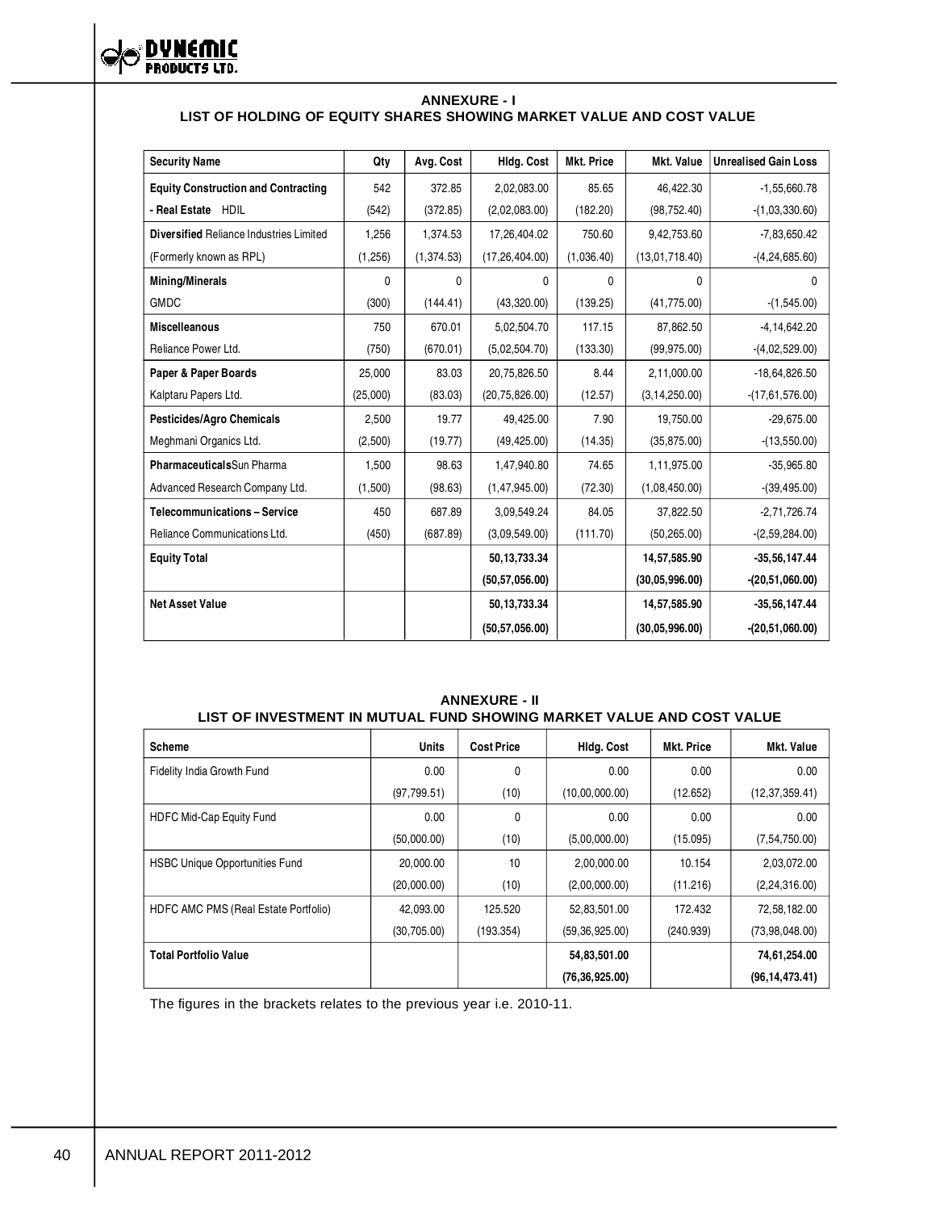## ANNEXURE - I

### LIST OF HOLDING OF EQUITY SHARES SHOWING MARKET VALUE AND COST VALUE

| Security Name | Qty | Avg. Cost | Hldg. Cost | Mkt. Price | Mkt. Value | Unrealised Gain Loss |
|---|---|---|---|---|---|---|
| **Equity Construction and Contracting** | 542 | 372.85 | 2,02,083.00 | 85.65 | 46,422.30 | -1,55,660.78 |
| **- Real Estate** HDIL | (542) | (372.85) | (2,02,083.00) | (182.20) | (98,752.40) | -(1,03,330.60) |
| **Diversified** Reliance Industries Limited | 1,256 | 1,374.53 | 17,26,404.02 | 750.60 | 9,42,753.60 | -7,83,650.42 |
| (Formerly known as RPL) | (1,256) | (1,374.53) | (17,26,404.00) | (1,036.40) | (13,01,718.40) | -(4,24,685.60) |
| **Mining/Minerals** | 0 | 0 | 0 | 0 | 0 | 0 |
| GMDC | (300) | (144.41) | (43,320.00) | (139.25) | (41,775.00) | -(1,545.00) |
| **Miscelleanous** | 750 | 670.01 | 5,02,504.70 | 117.15 | 87,862.50 | -4,14,642.20 |
| Reliance Power Ltd. | (750) | (670.01) | (5,02,504.70) | (133.30) | (99,975.00) | -(4,02,529.00) |
| **Paper & Paper Boards** | 25,000 | 83.03 | 20,75,826.50 | 8.44 | 2,11,000.00 | -18,64,826.50 |
| Kalptaru Papers Ltd. | (25,000) | (83.03) | (20,75,826.00) | (12.57) | (3,14,250.00) | -(17,61,576.00) |
| **Pesticides/Agro Chemicals** | 2,500 | 19.77 | 49,425.00 | 7.90 | 19,750.00 | -29,675.00 |
| Meghmani Organics Ltd. | (2,500) | (19.77) | (49,425.00) | (14.35) | (35,875.00) | -(13,550.00) |
| **Pharmaceuticals**Sun Pharma | 1,500 | 98.63 | 1,47,940.80 | 74.65 | 1,11,975.00 | -35,965.80 |
| Advanced Research Company Ltd. | (1,500) | (98.63) | (1,47,945.00) | (72.30) | (1,08,450.00) | -(39,495.00) |
| **Telecommunications – Service** | 450 | 687.89 | 3,09,549.24 | 84.05 | 37,822.50 | -2,71,726.74 |
| Reliance Communications Ltd. | (450) | (687.89) | (3,09,549.00) | (111.70) | (50,265.00) | -(2,59,284.00) |
| **Equity Total** | | | **50,13,733.34** | | **14,57,585.90** | **-35,56,147.44** |
| | | | **(50,57,056.00)** | | **(30,05,996.00)** | **-(20,51,060.00)** |
| **Net Asset Value** | | | **50,13,733.34** | | **14,57,585.90** | **-35,56,147.44** |
| | | | **(50,57,056.00)** | | **(30,05,996.00)** | **-(20,51,060.00)** |

## ANNEXURE - II

### LIST OF INVESTMENT IN MUTUAL FUND SHOWING MARKET VALUE AND COST VALUE

| Scheme | Units | Cost Price | Hldg. Cost | Mkt. Price | Mkt. Value |
|---|---|---|---|---|---|
| Fidelity India Growth Fund | 0.00 | 0 | 0.00 | 0.00 | 0.00 |
| | (97,799.51) | (10) | (10,00,000.00) | (12.652) | (12,37,359.41) |
| HDFC Mid-Cap Equity Fund | 0.00 | 0 | 0.00 | 0.00 | 0.00 |
| | (50,000.00) | (10) | (5,00,000.00) | (15.095) | (7,54,750.00) |
| HSBC Unique Opportunities Fund | 20,000.00 | 10 | 2,00,000.00 | 10.154 | 2,03,072.00 |
| | (20,000.00) | (10) | (2,00,000.00) | (11.216) | (2,24,316.00) |
| HDFC AMC PMS (Real Estate Portfolio) | 42,093.00 | 125.520 | 52,83,501.00 | 172.432 | 72,58,182.00 |
| | (30,705.00) | (193.354) | (59,36,925.00) | (240.939) | (73,98,048.00) |
| **Total Portfolio Value** | | | **54,83,501.00** | | **74,61,254.00** |
| | | | **(76,36,925.00)** | | **(96,14,473.41)** |

The figures in the brackets relates to the previous year i.e. 2010-11.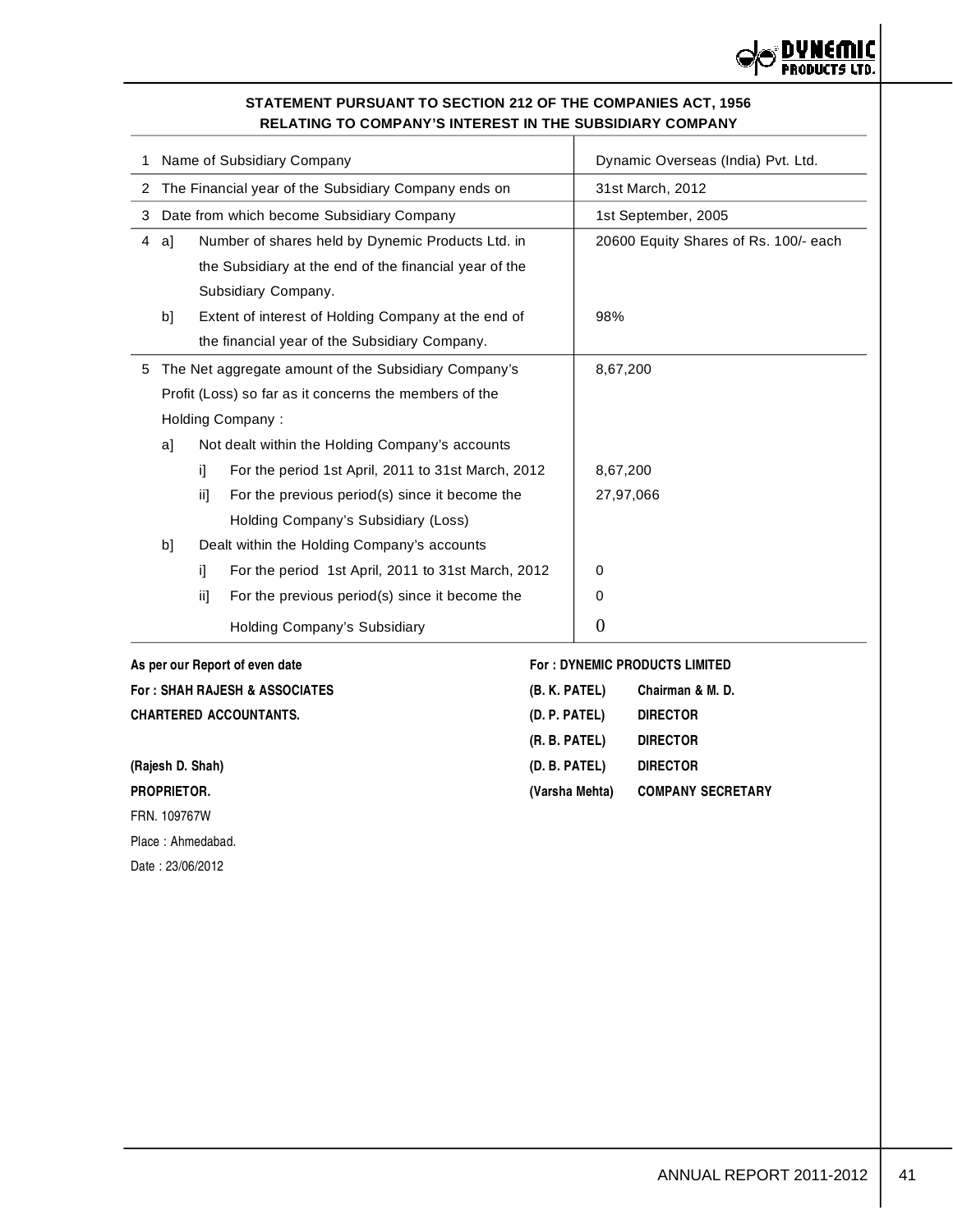## STATEMENT PURSUANT TO SECTION 212 OF THE COMPANIES ACT, 1956 RELATING TO COMPANY'S INTEREST IN THE SUBSIDIARY COMPANY

| | | | | |
|---|---|---|---|---|
| 1 | Name of Subsidiary Company | | | Dynamic Overseas (India) Pvt. Ltd. |
| 2 | The Financial year of the Subsidiary Company ends on | | | 31st March, 2012 |
| 3 | Date from which become Subsidiary Company | | | 1st September, 2005 |
| 4 | a] | Number of shares held by Dynemic Products Ltd. in the Subsidiary at the end of the financial year of the Subsidiary Company. | | 20600 Equity Shares of Rs. 100/- each |
| | b] | Extent of interest of Holding Company at the end of the financial year of the Subsidiary Company. | | 98% |
| 5 | The Net aggregate amount of the Subsidiary Company's Profit (Loss) so far as it concerns the members of the Holding Company : | | | 8,67,200 |
| | a] | Not dealt within the Holding Company's accounts | | |
| | | i] | For the period 1st April, 2011 to 31st March, 2012 | 8,67,200 |
| | | ii] | For the previous period(s) since it become the Holding Company's Subsidiary (Loss) | 27,97,066 |
| | b] | Dealt within the Holding Company's accounts | | |
| | | i] | For the period 1st April, 2011 to 31st March, 2012 | 0 |
| | | ii] | For the previous period(s) since it become the | 0 |
| | | | Holding Company's Subsidiary | 0 |

**As per our Report of even date**

**For : SHAH RAJESH & ASSOCIATES**

**CHARTERED ACCOUNTANTS.**

**(Rajesh D. Shah)**

**PROPRIETOR.**

FRN. 109767W

Place : Ahmedabad.

Date : 23/06/2012

**For : DYNEMIC PRODUCTS LIMITED**

**(B. K. PATEL)** Chairman & M. D.

**(D. P. PATEL)** DIRECTOR

**(R. B. PATEL)** DIRECTOR

**(D. B. PATEL)** DIRECTOR

**(Varsha Mehta)** COMPANY SECRETARY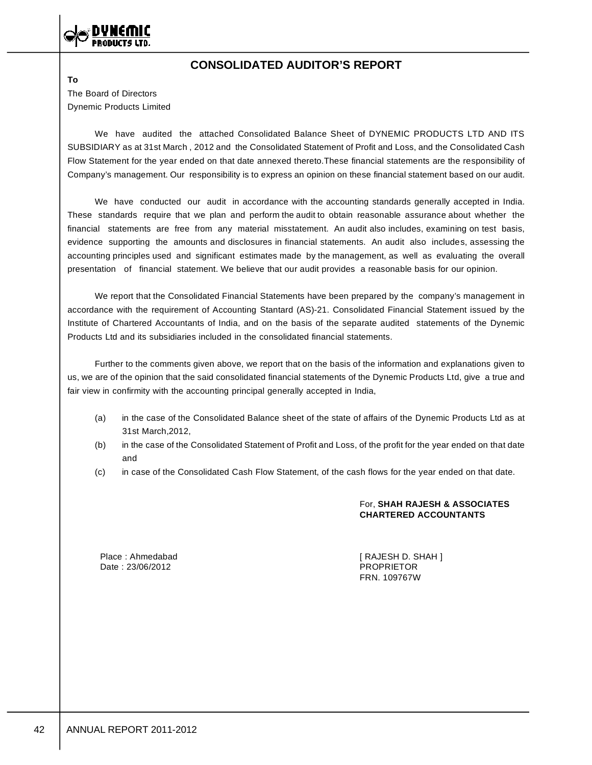# CONSOLIDATED AUDITOR'S REPORT

**To**

The Board of Directors
Dynemic Products Limited

We have audited the attached Consolidated Balance Sheet of DYNEMIC PRODUCTS LTD AND ITS SUBSIDIARY as at 31st March , 2012 and the Consolidated Statement of Profit and Loss, and the Consolidated Cash Flow Statement for the year ended on that date annexed thereto.These financial statements are the responsibility of Company's management. Our responsibility is to express an opinion on these financial statement based on our audit.

We have conducted our audit in accordance with the accounting standards generally accepted in India. These standards require that we plan and perform the audit to obtain reasonable assurance about whether the financial statements are free from any material misstatement. An audit also includes, examining on test basis, evidence supporting the amounts and disclosures in financial statements. An audit also includes, assessing the accounting principles used and significant estimates made by the management, as well as evaluating the overall presentation of financial statement. We believe that our audit provides a reasonable basis for our opinion.

We report that the Consolidated Financial Statements have been prepared by the company's management in accordance with the requirement of Accounting Stantard (AS)-21. Consolidated Financial Statement issued by the Institute of Chartered Accountants of India, and on the basis of the separate audited statements of the Dynemic Products Ltd and its subsidiaries included in the consolidated financial statements.

Further to the comments given above, we report that on the basis of the information and explanations given to us, we are of the opinion that the said consolidated financial statements of the Dynemic Products Ltd, give a true and fair view in confirmity with the accounting principal generally accepted in India,

(a) in the case of the Consolidated Balance sheet of the state of affairs of the Dynemic Products Ltd as at 31st March,2012,

(b) in the case of the Consolidated Statement of Profit and Loss, of the profit for the year ended on that date and

(c) in case of the Consolidated Cash Flow Statement, of the cash flows for the year ended on that date.

For, **SHAH RAJESH & ASSOCIATES**
**CHARTERED ACCOUNTANTS**

Place : Ahmedabad
Date : 23/06/2012

[ RAJESH D. SHAH ]
PROPRIETOR
FRN. 109767W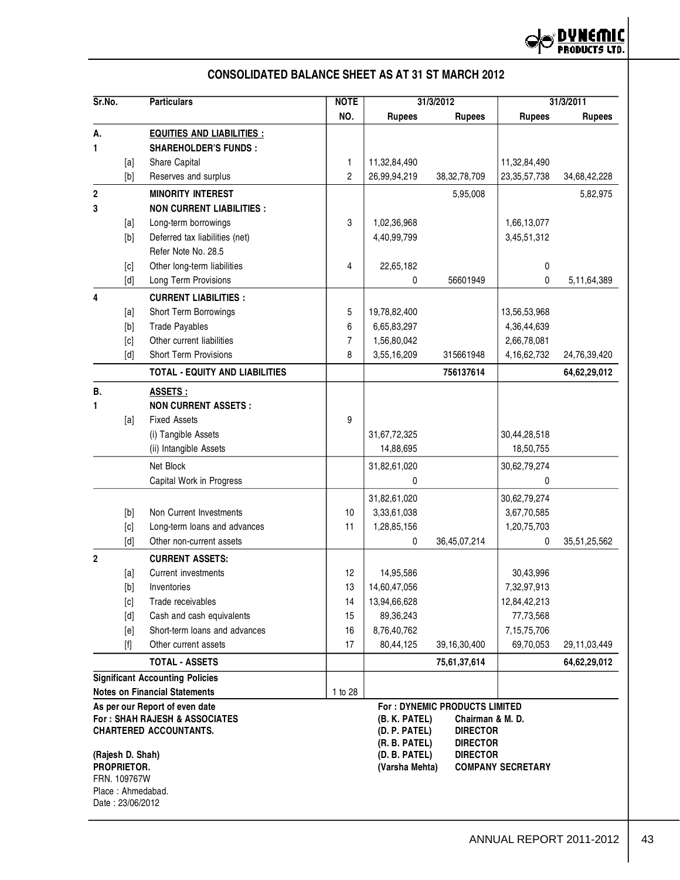# CONSOLIDATED BALANCE SHEET AS AT 31 ST MARCH 2012

| Sr.No. | | Particulars | NOTE NO. | 31/3/2012 Rupees | 31/3/2012 Rupees | 31/3/2011 Rupees | 31/3/2011 Rupees |
|---|---|---|---|---|---|---|---|
| A. | | **EQUITIES AND LIABILITIES :** | | | | | |
| 1 | | **SHAREHOLDER'S FUNDS :** | | | | | |
| | [a] | Share Capital | 1 | 11,32,84,490 | | 11,32,84,490 | |
| | [b] | Reserves and surplus | 2 | 26,99,94,219 | 38,32,78,709 | 23,35,57,738 | 34,68,42,228 |
| 2 | | **MINORITY INTEREST** | | | 5,95,008 | | 5,82,975 |
| 3 | | **NON CURRENT LIABILITIES :** | | | | | |
| | [a] | Long-term borrowings | 3 | 1,02,36,968 | | 1,66,13,077 | |
| | [b] | Deferred tax liabilities (net) Refer Note No. 28.5 | | 4,40,99,799 | | 3,45,51,312 | |
| | [c] | Other long-term liabilities | 4 | 22,65,182 | | 0 | |
| | [d] | Long Term Provisions | | 0 | 56601949 | 0 | 5,11,64,389 |
| 4 | | **CURRENT LIABILITIES :** | | | | | |
| | [a] | Short Term Borrowings | 5 | 19,78,82,400 | | 13,56,53,968 | |
| | [b] | Trade Payables | 6 | 6,65,83,297 | | 4,36,44,639 | |
| | [c] | Other current liabilities | 7 | 1,56,80,042 | | 2,66,78,081 | |
| | [d] | Short Term Provisions | 8 | 3,55,16,209 | 315661948 | 4,16,62,732 | 24,76,39,420 |
| | | **TOTAL - EQUITY AND LIABILITIES** | | | **756137614** | | **64,62,29,012** |
| B. | | **ASSETS :** | | | | | |
| 1 | | **NON CURRENT ASSETS :** | | | | | |
| | [a] | Fixed Assets | 9 | | | | |
| | | (i) Tangible Assets | | 31,67,72,325 | | 30,44,28,518 | |
| | | (ii) Intangible Assets | | 14,88,695 | | 18,50,755 | |
| | | Net Block | | 31,82,61,020 | | 30,62,79,274 | |
| | | Capital Work in Progress | | 0 | | 0 | |
| | | | | 31,82,61,020 | | 30,62,79,274 | |
| | [b] | Non Current Investments | 10 | 3,33,61,038 | | 3,67,70,585 | |
| | [c] | Long-term loans and advances | 11 | 1,28,85,156 | | 1,20,75,703 | |
| | [d] | Other non-current assets | | 0 | 36,45,07,214 | 0 | 35,51,25,562 |
| 2 | | **CURRENT ASSETS:** | | | | | |
| | [a] | Current investments | 12 | 14,95,586 | | 30,43,996 | |
| | [b] | Inventories | 13 | 14,60,47,056 | | 7,32,97,913 | |
| | [c] | Trade receivables | 14 | 13,94,66,628 | | 12,84,42,213 | |
| | [d] | Cash and cash equivalents | 15 | 89,36,243 | | 77,73,568 | |
| | [e] | Short-term loans and advances | 16 | 8,76,40,762 | | 7,15,75,706 | |
| | [f] | Other current assets | 17 | 80,44,125 | 39,16,30,400 | 69,70,053 | 29,11,03,449 |
| | | **TOTAL - ASSETS** | | | **75,61,37,614** | | **64,62,29,012** |
| **Significant Accounting Policies** | | | | | | | |
| **Notes on Financial Statements** | | | 1 to 28 | | | | |

**As per our Report of even date**
**For : SHAH RAJESH & ASSOCIATES**
**CHARTERED ACCOUNTANTS.**

**(Rajesh D. Shah)**
**PROPRIETOR.**
FRN. 109767W
Place : Ahmedabad.
Date : 23/06/2012

**For : DYNEMIC PRODUCTS LIMITED**
**(B. K. PATEL)** Chairman & M. D.
**(D. P. PATEL)** DIRECTOR
**(R. B. PATEL)** DIRECTOR
**(D. B. PATEL)** DIRECTOR
**(Varsha Mehta)** COMPANY SECRETARY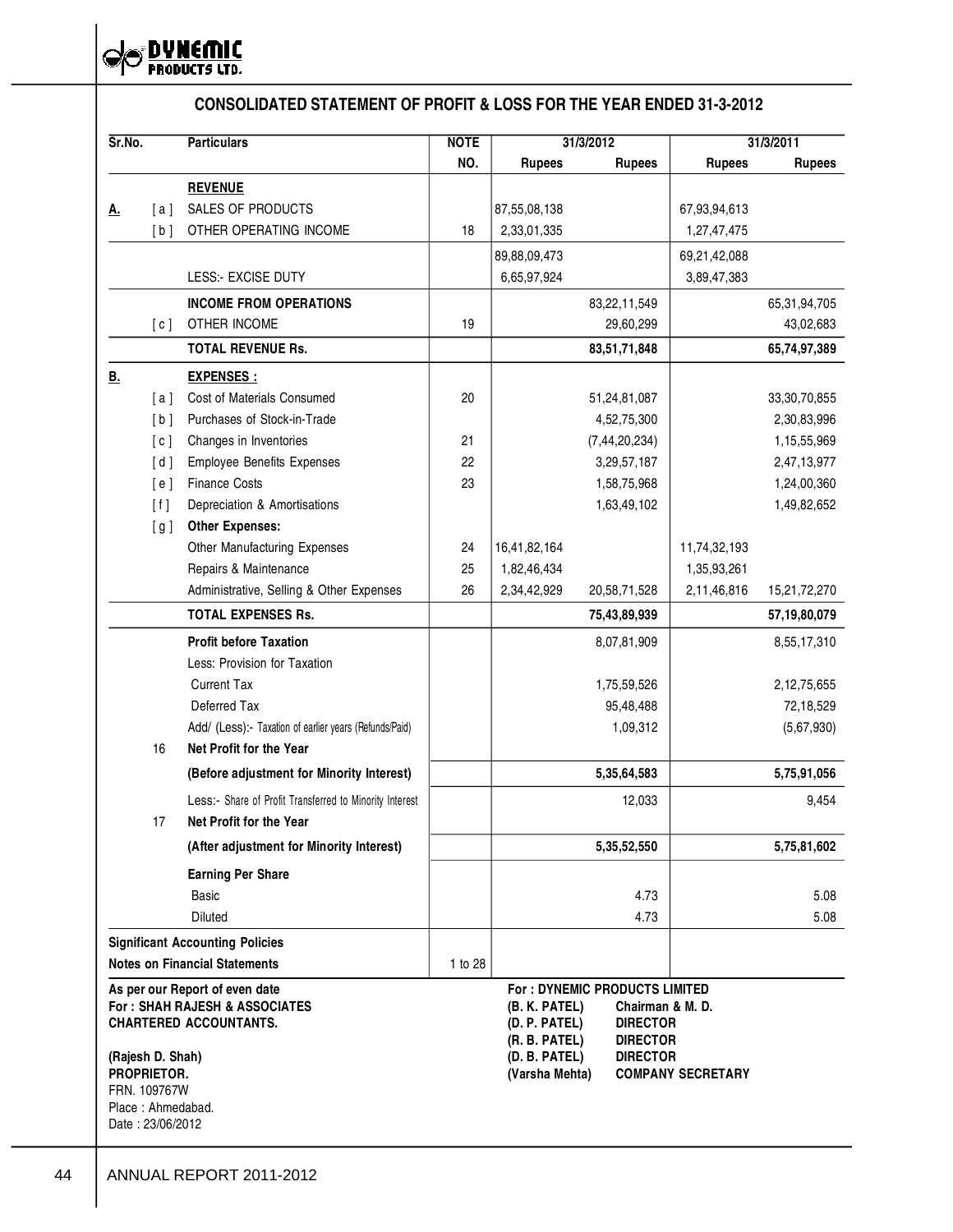# CONSOLIDATED STATEMENT OF PROFIT & LOSS FOR THE YEAR ENDED 31-3-2012

| Sr.No. | | Particulars | NOTE NO. | 31/3/2012 Rupees | 31/3/2012 Rupees | 31/3/2011 Rupees | 31/3/2011 Rupees |
|---|---|---|---|---|---|---|---|
| | | **REVENUE** | | | | | |
| **A.** | [ a ] | SALES OF PRODUCTS | | 87,55,08,138 | | 67,93,94,613 | |
| | [ b ] | OTHER OPERATING INCOME | 18 | 2,33,01,335 | | 1,27,47,475 | |
| | | | | 89,88,09,473 | | 69,21,42,088 | |
| | | LESS:- EXCISE DUTY | | 6,65,97,924 | | 3,89,47,383 | |
| | | **INCOME FROM OPERATIONS** | | | 83,22,11,549 | | 65,31,94,705 |
| | [ c ] | OTHER INCOME | 19 | | 29,60,299 | | 43,02,683 |
| | | **TOTAL REVENUE Rs.** | | | **83,51,71,848** | | **65,74,97,389** |
| **B.** | | **EXPENSES :** | | | | | |
| | [ a ] | Cost of Materials Consumed | 20 | | 51,24,81,087 | | 33,30,70,855 |
| | [ b ] | Purchases of Stock-in-Trade | | | 4,52,75,300 | | 2,30,83,996 |
| | [ c ] | Changes in Inventories | 21 | | (7,44,20,234) | | 1,15,55,969 |
| | [ d ] | Employee Benefits Expenses | 22 | | 3,29,57,187 | | 2,47,13,977 |
| | [ e ] | Finance Costs | 23 | | 1,58,75,968 | | 1,24,00,360 |
| | [ f ] | Depreciation & Amortisations | | | 1,63,49,102 | | 1,49,82,652 |
| | [ g ] | **Other Expenses:** | | | | | |
| | | Other Manufacturing Expenses | 24 | 16,41,82,164 | | 11,74,32,193 | |
| | | Repairs & Maintenance | 25 | 1,82,46,434 | | 1,35,93,261 | |
| | | Administrative, Selling & Other Expenses | 26 | 2,34,42,929 | 20,58,71,528 | 2,11,46,816 | 15,21,72,270 |
| | | **TOTAL EXPENSES Rs.** | | | **75,43,89,939** | | **57,19,80,079** |
| | | **Profit before Taxation** | | | 8,07,81,909 | | 8,55,17,310 |
| | | Less: Provision for Taxation | | | | | |
| | | Current Tax | | | 1,75,59,526 | | 2,12,75,655 |
| | | Deferred Tax | | | 95,48,488 | | 72,18,529 |
| | | Add/ (Less):- Taxation of earlier years (Refunds/Paid) | | | 1,09,312 | | (5,67,930) |
| | 16 | **Net Profit for the Year** | | | | | |
| | | **(Before adjustment for Minority Interest)** | | | **5,35,64,583** | | **5,75,91,056** |
| | | Less:- Share of Profit Transferred to Minority Interest | | | 12,033 | | 9,454 |
| | 17 | **Net Profit for the Year** | | | | | |
| | | **(After adjustment for Minority Interest)** | | | **5,35,52,550** | | **5,75,81,602** |
| | | **Earning Per Share** | | | | | |
| | | Basic | | | 4.73 | | 5.08 |
| | | Diluted | | | 4.73 | | 5.08 |
| **Significant Accounting Policies** | | | | | | | |
| **Notes on Financial Statements** | | | 1 to 28 | | | | |

**As per our Report of even date**
**For : SHAH RAJESH & ASSOCIATES**
**CHARTERED ACCOUNTANTS.**

**(Rajesh D. Shah)**
**PROPRIETOR.**
FRN. 109767W
Place : Ahmedabad.
Date : 23/06/2012

**For : DYNEMIC PRODUCTS LIMITED**
**(B. K. PATEL)** **Chairman & M. D.**
**(D. P. PATEL)** **DIRECTOR**
**(R. B. PATEL)** **DIRECTOR**
**(D. B. PATEL)** **DIRECTOR**
**(Varsha Mehta)** **COMPANY SECRETARY**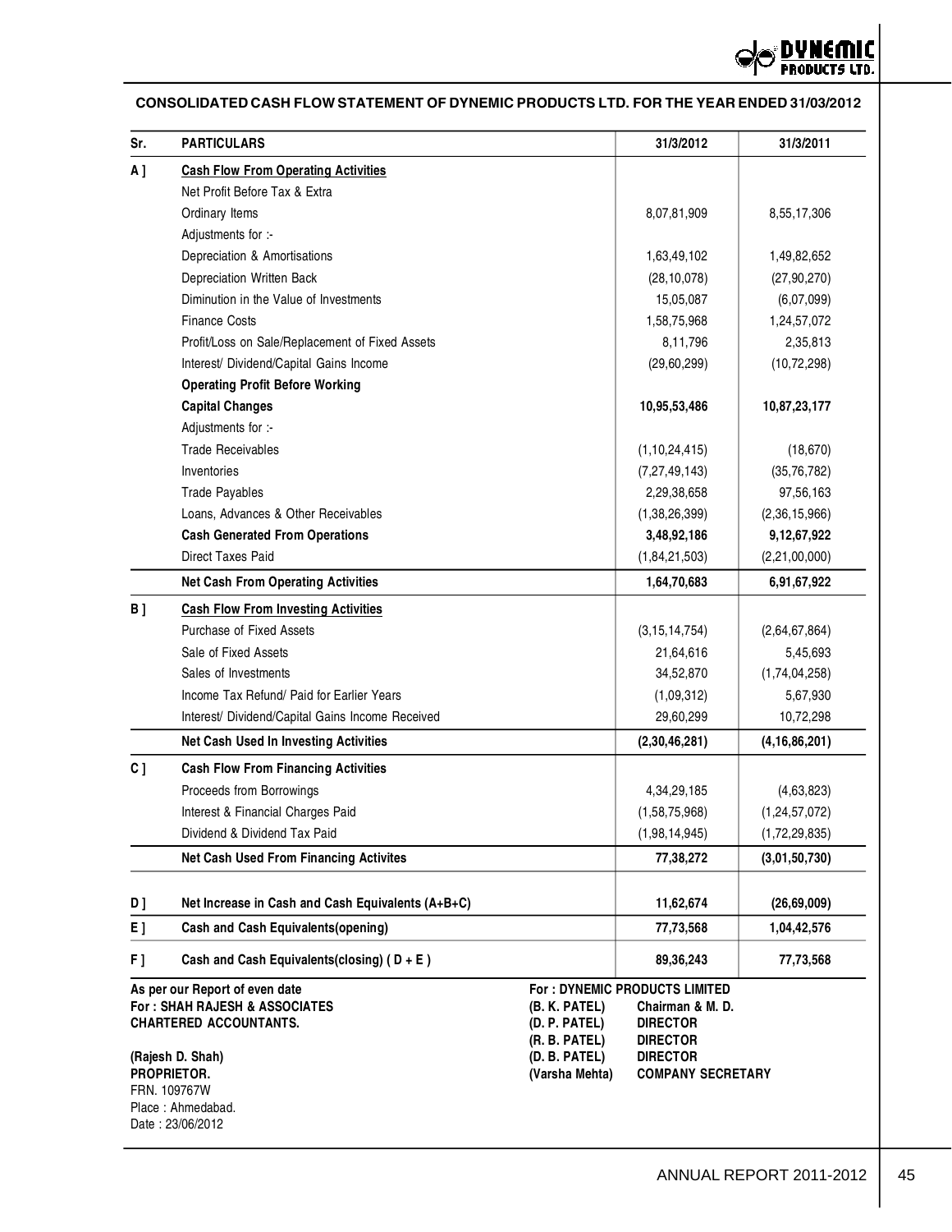## CONSOLIDATED CASH FLOW STATEMENT OF DYNEMIC PRODUCTS LTD. FOR THE YEAR ENDED 31/03/2012

| Sr. | PARTICULARS | 31/3/2012 | 31/3/2011 |
|---|---|---|---|
| A ] | **Cash Flow From Operating Activities** | | |
| | Net Profit Before Tax & Extra | | |
| | Ordinary Items | 8,07,81,909 | 8,55,17,306 |
| | Adjustments for :- | | |
| | Depreciation & Amortisations | 1,63,49,102 | 1,49,82,652 |
| | Depreciation Written Back | (28,10,078) | (27,90,270) |
| | Diminution in the Value of Investments | 15,05,087 | (6,07,099) |
| | Finance Costs | 1,58,75,968 | 1,24,57,072 |
| | Profit/Loss on Sale/Replacement of Fixed Assets | 8,11,796 | 2,35,813 |
| | Interest/ Dividend/Capital Gains Income | (29,60,299) | (10,72,298) |
| | **Operating Profit Before Working** | | |
| | **Capital Changes** | **10,95,53,486** | **10,87,23,177** |
| | Adjustments for :- | | |
| | Trade Receivables | (1,10,24,415) | (18,670) |
| | Inventories | (7,27,49,143) | (35,76,782) |
| | Trade Payables | 2,29,38,658 | 97,56,163 |
| | Loans, Advances & Other Receivables | (1,38,26,399) | (2,36,15,966) |
| | **Cash Generated From Operations** | **3,48,92,186** | **9,12,67,922** |
| | Direct Taxes Paid | (1,84,21,503) | (2,21,00,000) |
| | **Net Cash From Operating Activities** | **1,64,70,683** | **6,91,67,922** |
| B ] | **Cash Flow From Investing Activities** | | |
| | Purchase of Fixed Assets | (3,15,14,754) | (2,64,67,864) |
| | Sale of Fixed Assets | 21,64,616 | 5,45,693 |
| | Sales of Investments | 34,52,870 | (1,74,04,258) |
| | Income Tax Refund/ Paid for Earlier Years | (1,09,312) | 5,67,930 |
| | Interest/ Dividend/Capital Gains Income Received | 29,60,299 | 10,72,298 |
| | **Net Cash Used In Investing Activities** | **(2,30,46,281)** | **(4,16,86,201)** |
| C ] | **Cash Flow From Financing Activities** | | |
| | Proceeds from Borrowings | 4,34,29,185 | (4,63,823) |
| | Interest & Financial Charges Paid | (1,58,75,968) | (1,24,57,072) |
| | Dividend & Dividend Tax Paid | (1,98,14,945) | (1,72,29,835) |
| | **Net Cash Used From Financing Activites** | **77,38,272** | **(3,01,50,730)** |
| D ] | **Net Increase in Cash and Cash Equivalents (A+B+C)** | **11,62,674** | **(26,69,009)** |
| E ] | **Cash and Cash Equivalents(opening)** | **77,73,568** | **1,04,42,576** |
| F ] | **Cash and Cash Equivalents(closing) ( D + E )** | **89,36,243** | **77,73,568** |

**As per our Report of even date**
**For : SHAH RAJESH & ASSOCIATES**
**CHARTERED ACCOUNTANTS.**

**(Rajesh D. Shah)**
**PROPRIETOR.**
FRN. 109767W
Place : Ahmedabad.
Date : 23/06/2012

**For : DYNEMIC PRODUCTS LIMITED**
**(B. K. PATEL)** **Chairman & M. D.**
**(D. P. PATEL)** **DIRECTOR**
**(R. B. PATEL)** **DIRECTOR**
**(D. B. PATEL)** **DIRECTOR**
**(Varsha Mehta)** **COMPANY SECRETARY**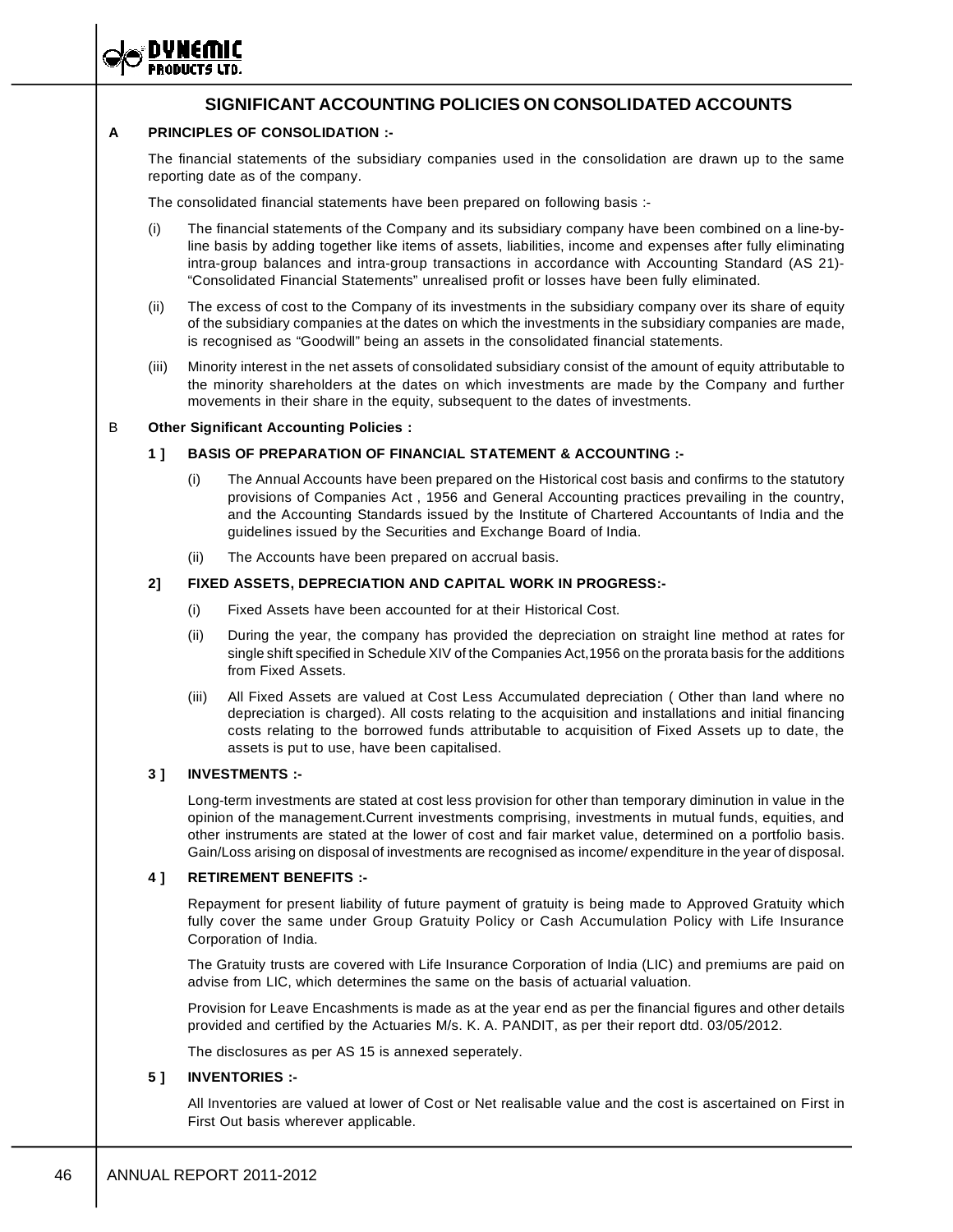## SIGNIFICANT ACCOUNTING POLICIES ON CONSOLIDATED ACCOUNTS

**A PRINCIPLES OF CONSOLIDATION :-**

The financial statements of the subsidiary companies used in the consolidation are drawn up to the same reporting date as of the company.

The consolidated financial statements have been prepared on following basis :-

(i) The financial statements of the Company and its subsidiary company have been combined on a line-by-line basis by adding together like items of assets, liabilities, income and expenses after fully eliminating intra-group balances and intra-group transactions in accordance with Accounting Standard (AS 21)- "Consolidated Financial Statements" unrealised profit or losses have been fully eliminated.

(ii) The excess of cost to the Company of its investments in the subsidiary company over its share of equity of the subsidiary companies at the dates on which the investments in the subsidiary companies are made, is recognised as "Goodwill" being an assets in the consolidated financial statements.

(iii) Minority interest in the net assets of consolidated subsidiary consist of the amount of equity attributable to the minority shareholders at the dates on which investments are made by the Company and further movements in their share in the equity, subsequent to the dates of investments.

B **Other Significant Accounting Policies :**

**1 ] BASIS OF PREPARATION OF FINANCIAL STATEMENT & ACCOUNTING :-**

(i) The Annual Accounts have been prepared on the Historical cost basis and confirms to the statutory provisions of Companies Act , 1956 and General Accounting practices prevailing in the country, and the Accounting Standards issued by the Institute of Chartered Accountants of India and the guidelines issued by the Securities and Exchange Board of India.

(ii) The Accounts have been prepared on accrual basis.

**2] FIXED ASSETS, DEPRECIATION AND CAPITAL WORK IN PROGRESS:-**

(i) Fixed Assets have been accounted for at their Historical Cost.

(ii) During the year, the company has provided the depreciation on straight line method at rates for single shift specified in Schedule XIV of the Companies Act,1956 on the prorata basis for the additions from Fixed Assets.

(iii) All Fixed Assets are valued at Cost Less Accumulated depreciation ( Other than land where no depreciation is charged). All costs relating to the acquisition and installations and initial financing costs relating to the borrowed funds attributable to acquisition of Fixed Assets up to date, the assets is put to use, have been capitalised.

**3 ] INVESTMENTS :-**

Long-term investments are stated at cost less provision for other than temporary diminution in value in the opinion of the management.Current investments comprising, investments in mutual funds, equities, and other instruments are stated at the lower of cost and fair market value, determined on a portfolio basis. Gain/Loss arising on disposal of investments are recognised as income/ expenditure in the year of disposal.

**4 ] RETIREMENT BENEFITS :-**

Repayment for present liability of future payment of gratuity is being made to Approved Gratuity which fully cover the same under Group Gratuity Policy or Cash Accumulation Policy with Life Insurance Corporation of India.

The Gratuity trusts are covered with Life Insurance Corporation of India (LIC) and premiums are paid on advise from LIC, which determines the same on the basis of actuarial valuation.

Provision for Leave Encashments is made as at the year end as per the financial figures and other details provided and certified by the Actuaries M/s. K. A. PANDIT, as per their report dtd. 03/05/2012.

The disclosures as per AS 15 is annexed seperately.

**5 ] INVENTORIES :-**

All Inventories are valued at lower of Cost or Net realisable value and the cost is ascertained on First in First Out basis wherever applicable.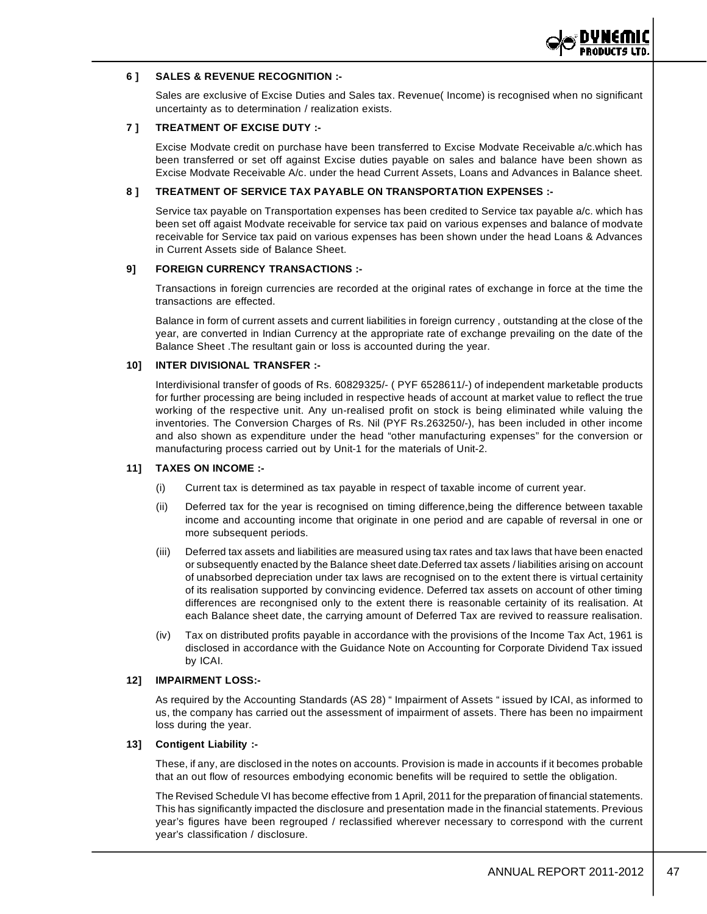**6 ] SALES & REVENUE RECOGNITION :-**

Sales are exclusive of Excise Duties and Sales tax. Revenue( Income) is recognised when no significant uncertainty as to determination / realization exists.

**7 ] TREATMENT OF EXCISE DUTY :-**

Excise Modvate credit on purchase have been transferred to Excise Modvate Receivable a/c.which has been transferred or set off against Excise duties payable on sales and balance have been shown as Excise Modvate Receivable A/c. under the head Current Assets, Loans and Advances in Balance sheet.

**8 ] TREATMENT OF SERVICE TAX PAYABLE ON TRANSPORTATION EXPENSES :-**

Service tax payable on Transportation expenses has been credited to Service tax payable a/c. which has been set off agaist Modvate receivable for service tax paid on various expenses and balance of modvate receivable for Service tax paid on various expenses has been shown under the head Loans & Advances in Current Assets side of Balance Sheet.

**9] FOREIGN CURRENCY TRANSACTIONS :-**

Transactions in foreign currencies are recorded at the original rates of exchange in force at the time the transactions are effected.

Balance in form of current assets and current liabilities in foreign currency , outstanding at the close of the year, are converted in Indian Currency at the appropriate rate of exchange prevailing on the date of the Balance Sheet .The resultant gain or loss is accounted during the year.

**10] INTER DIVISIONAL TRANSFER :-**

Interdivisional transfer of goods of Rs. 60829325/- ( PYF 6528611/-) of independent marketable products for further processing are being included in respective heads of account at market value to reflect the true working of the respective unit. Any un-realised profit on stock is being eliminated while valuing the inventories. The Conversion Charges of Rs. Nil (PYF Rs.263250/-), has been included in other income and also shown as expenditure under the head "other manufacturing expenses" for the conversion or manufacturing process carried out by Unit-1 for the materials of Unit-2.

**11] TAXES ON INCOME :-**

(i) Current tax is determined as tax payable in respect of taxable income of current year.

(ii) Deferred tax for the year is recognised on timing difference,being the difference between taxable income and accounting income that originate in one period and are capable of reversal in one or more subsequent periods.

(iii) Deferred tax assets and liabilities are measured using tax rates and tax laws that have been enacted or subsequently enacted by the Balance sheet date.Deferred tax assets / liabilities arising on account of unabsorbed depreciation under tax laws are recognised on to the extent there is virtual certainity of its realisation supported by convincing evidence. Deferred tax assets on account of other timing differences are recongnised only to the extent there is reasonable certainity of its realisation. At each Balance sheet date, the carrying amount of Deferred Tax are revived to reassure realisation.

(iv) Tax on distributed profits payable in accordance with the provisions of the Income Tax Act, 1961 is disclosed in accordance with the Guidance Note on Accounting for Corporate Dividend Tax issued by ICAI.

**12] IMPAIRMENT LOSS:-**

As required by the Accounting Standards (AS 28) " Impairment of Assets " issued by ICAI, as informed to us, the company has carried out the assessment of impairment of assets. There has been no impairment loss during the year.

**13] Contigent Liability :-**

These, if any, are disclosed in the notes on accounts. Provision is made in accounts if it becomes probable that an out flow of resources embodying economic benefits will be required to settle the obligation.

The Revised Schedule VI has become effective from 1 April, 2011 for the preparation of financial statements. This has significantly impacted the disclosure and presentation made in the financial statements. Previous year's figures have been regrouped / reclassified wherever necessary to correspond with the current year's classification / disclosure.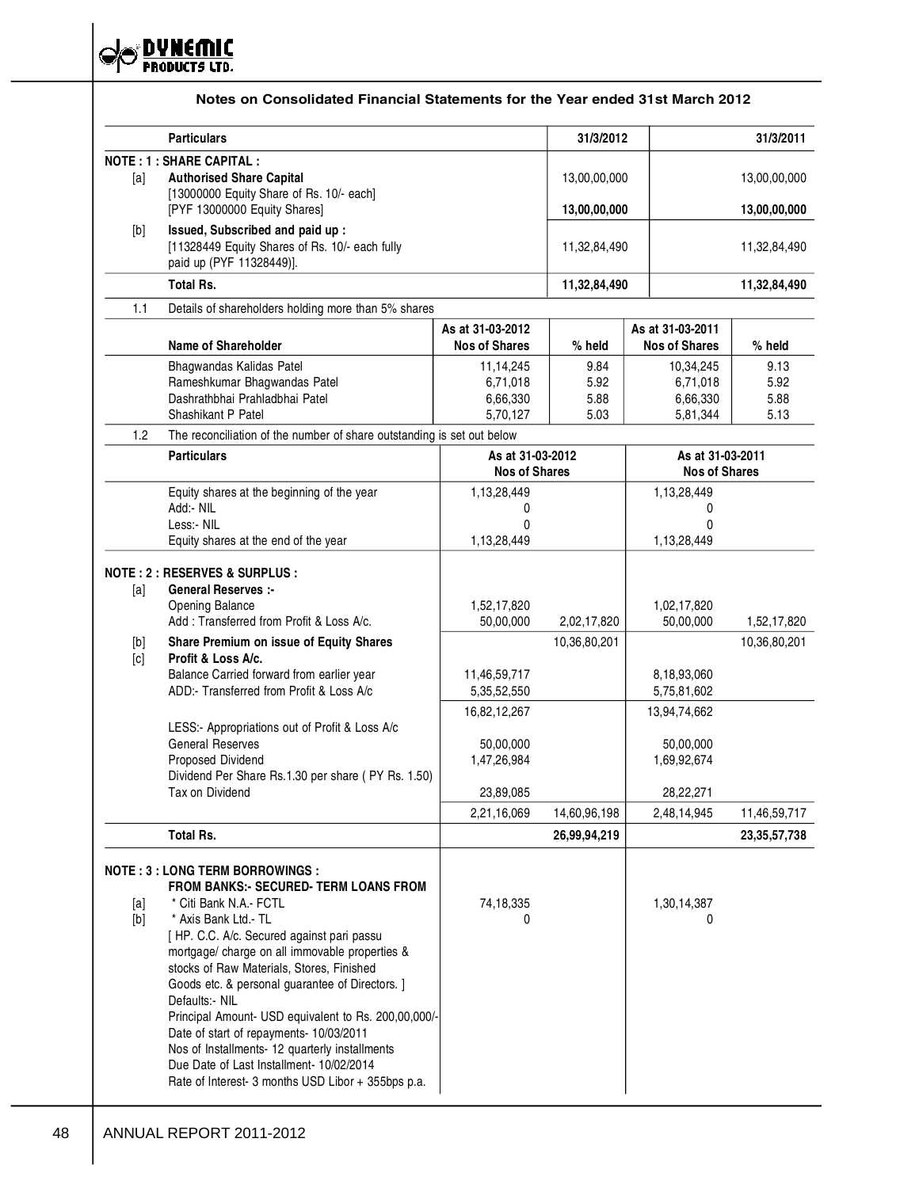## Notes on Consolidated Financial Statements for the Year ended 31st March 2012

| | Particulars | 31/3/2012 | 31/3/2011 |
|---|---|---|---|
| **NOTE : 1 : SHARE CAPITAL :** | | | |
| [a] | **Authorised Share Capital** [13000000 Equity Share of Rs. 10/- each] [PYF 13000000 Equity Shares] | 13,00,00,000 **13,00,00,000** | 13,00,00,000 **13,00,00,000** |
| [b] | **Issued, Subscribed and paid up :** [11328449 Equity Shares of Rs. 10/- each fully paid up (PYF 11328449)]. | 11,32,84,490 | 11,32,84,490 |
| | **Total Rs.** | **11,32,84,490** | **11,32,84,490** |

1.1 Details of shareholders holding more than 5% shares

| Name of Shareholder | As at 31-03-2012 Nos of Shares | % held | As at 31-03-2011 Nos of Shares | % held |
|---|---|---|---|---|
| Bhagwandas Kalidas Patel | 11,14,245 | 9.84 | 10,34,245 | 9.13 |
| Rameshkumar Bhagwandas Patel | 6,71,018 | 5.92 | 6,71,018 | 5.92 |
| Dashrathbhai Prahladbhai Patel | 6,66,330 | 5.88 | 6,66,330 | 5.88 |
| Shashikant P Patel | 5,70,127 | 5.03 | 5,81,344 | 5.13 |

1.2 The reconciliation of the number of share outstanding is set out below

| Particulars | As at 31-03-2012 Nos of Shares | As at 31-03-2011 Nos of Shares |
|---|---|---|
| Equity shares at the beginning of the year | 1,13,28,449 | 1,13,28,449 |
| Add:- NIL | 0 | 0 |
| Less:- NIL | 0 | 0 |
| Equity shares at the end of the year | 1,13,28,449 | 1,13,28,449 |

| | Particulars | 31/3/2012 | | 31/3/2011 | |
|---|---|---|---|---|---|
| **NOTE : 2 : RESERVES & SURPLUS :** | | | | | |
| [a] | **General Reserves :-** | | | | |
| | Opening Balance | 1,52,17,820 | | 1,02,17,820 | |
| | Add : Transferred from Profit & Loss A/c. | 50,00,000 | 2,02,17,820 | 50,00,000 | 1,52,17,820 |
| [b] | **Share Premium on issue of Equity Shares** | | 10,36,80,201 | | 10,36,80,201 |
| [c] | **Profit & Loss A/c.** | | | | |
| | Balance Carried forward from earlier year | 11,46,59,717 | | 8,18,93,060 | |
| | ADD:- Transferred from Profit & Loss A/c | 5,35,52,550 | | 5,75,81,602 | |
| | | 16,82,12,267 | | 13,94,74,662 | |
| | LESS:- Appropriations out of Profit & Loss A/c | | | | |
| | General Reserves | 50,00,000 | | 50,00,000 | |
| | Proposed Dividend | 1,47,26,984 | | 1,69,92,674 | |
| | Dividend Per Share Rs.1.30 per share ( PY Rs. 1.50) | | | | |
| | Tax on Dividend | 23,89,085 | | 28,22,271 | |
| | | 2,21,16,069 | 14,60,96,198 | 2,48,14,945 | 11,46,59,717 |
| | **Total Rs.** | | **26,99,94,219** | | **23,35,57,738** |
| **NOTE : 3 : LONG TERM BORROWINGS :** | | | | | |
| | **FROM BANKS:- SECURED- TERM LOANS FROM** | | | | |
| [a] | * Citi Bank N.A.- FCTL | 74,18,335 | | 1,30,14,387 | |
| [b] | * Axis Bank Ltd.- TL | 0 | | 0 | |
| | [ HP. C.C. A/c. Secured against pari passu mortgage/ charge on all immovable properties & stocks of Raw Materials, Stores, Finished Goods etc. & personal guarantee of Directors. ] | | | | |
| | Defaults:- NIL | | | | |
| | Principal Amount- USD equivalent to Rs. 200,00,000/- | | | | |
| | Date of start of repayments- 10/03/2011 | | | | |
| | Nos of Installments- 12 quarterly installments | | | | |
| | Due Date of Last Installment- 10/02/2014 | | | | |
| | Rate of Interest- 3 months USD Libor + 355bps p.a. | | | | |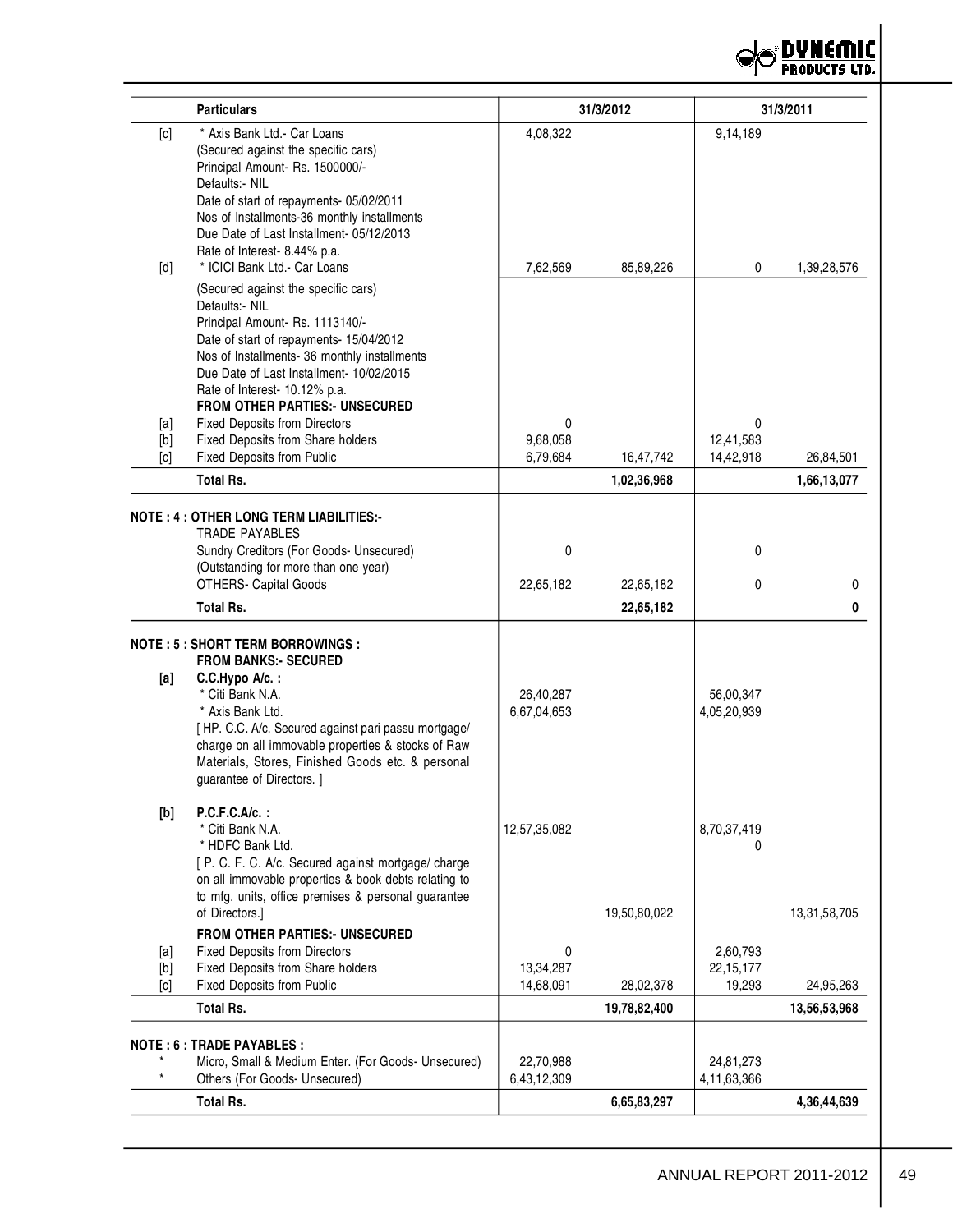| | Particulars | 31/3/2012 | | 31/3/2011 | |
|---|---|---|---|---|---|
| [c] | * Axis Bank Ltd.- Car Loans (Secured against the specific cars) Principal Amount- Rs. 1500000/- Defaults:- NIL Date of start of repayments- 05/02/2011 Nos of Installments-36 monthly installments Due Date of Last Installment- 05/12/2013 Rate of Interest- 8.44% p.a. | 4,08,322 | | 9,14,189 | |
| [d] | * ICICI Bank Ltd.- Car Loans | 7,62,569 | 85,89,226 | 0 | 1,39,28,576 |
| | (Secured against the specific cars) Defaults:- NIL Principal Amount- Rs. 1113140/- Date of start of repayments- 15/04/2012 Nos of Installments- 36 monthly installments Due Date of Last Installment- 10/02/2015 Rate of Interest- 10.12% p.a. | | | | |
| | **FROM OTHER PARTIES:- UNSECURED** | | | | |
| [a] | Fixed Deposits from Directors | 0 | | 0 | |
| [b] | Fixed Deposits from Share holders | 9,68,058 | | 12,41,583 | |
| [c] | Fixed Deposits from Public | 6,79,684 | 16,47,742 | 14,42,918 | 26,84,501 |
| | **Total Rs.** | | **1,02,36,968** | | **1,66,13,077** |
| | **NOTE : 4 : OTHER LONG TERM LIABILITIES:-** | | | | |
| | TRADE PAYABLES | | | | |
| | Sundry Creditors (For Goods- Unsecured) (Outstanding for more than one year) | 0 | | 0 | |
| | OTHERS- Capital Goods | 22,65,182 | 22,65,182 | 0 | 0 |
| | **Total Rs.** | | **22,65,182** | | **0** |
| | **NOTE : 5 : SHORT TERM BORROWINGS :** | | | | |
| | **FROM BANKS:- SECURED** | | | | |
| **[a]** | **C.C.Hypo A/c. :** | | | | |
| | * Citi Bank N.A. | 26,40,287 | | 56,00,347 | |
| | * Axis Bank Ltd. | 6,67,04,653 | | 4,05,20,939 | |
| | [ HP. C.C. A/c. Secured against pari passu mortgage/ charge on all immovable properties & stocks of Raw Materials, Stores, Finished Goods etc. & personal guarantee of Directors. ] | | | | |
| **[b]** | **P.C.F.C.A/c. :** | | | | |
| | * Citi Bank N.A. | 12,57,35,082 | | 8,70,37,419 | |
| | * HDFC Bank Ltd. | | | 0 | |
| | [ P. C. F. C. A/c. Secured against mortgage/ charge on all immovable properties & book debts relating to to mfg. units, office premises & personal guarantee of Directors.] | | 19,50,80,022 | | 13,31,58,705 |
| | **FROM OTHER PARTIES:- UNSECURED** | | | | |
| [a] | Fixed Deposits from Directors | 0 | | 2,60,793 | |
| [b] | Fixed Deposits from Share holders | 13,34,287 | | 22,15,177 | |
| [c] | Fixed Deposits from Public | 14,68,091 | 28,02,378 | 19,293 | 24,95,263 |
| | **Total Rs.** | | **19,78,82,400** | | **13,56,53,968** |
| | **NOTE : 6 : TRADE PAYABLES :** | | | | |
| * | Micro, Small & Medium Enter. (For Goods- Unsecured) | 22,70,988 | | 24,81,273 | |
| * | Others (For Goods- Unsecured) | 6,43,12,309 | | 4,11,63,366 | |
| | **Total Rs.** | | **6,65,83,297** | | **4,36,44,639** |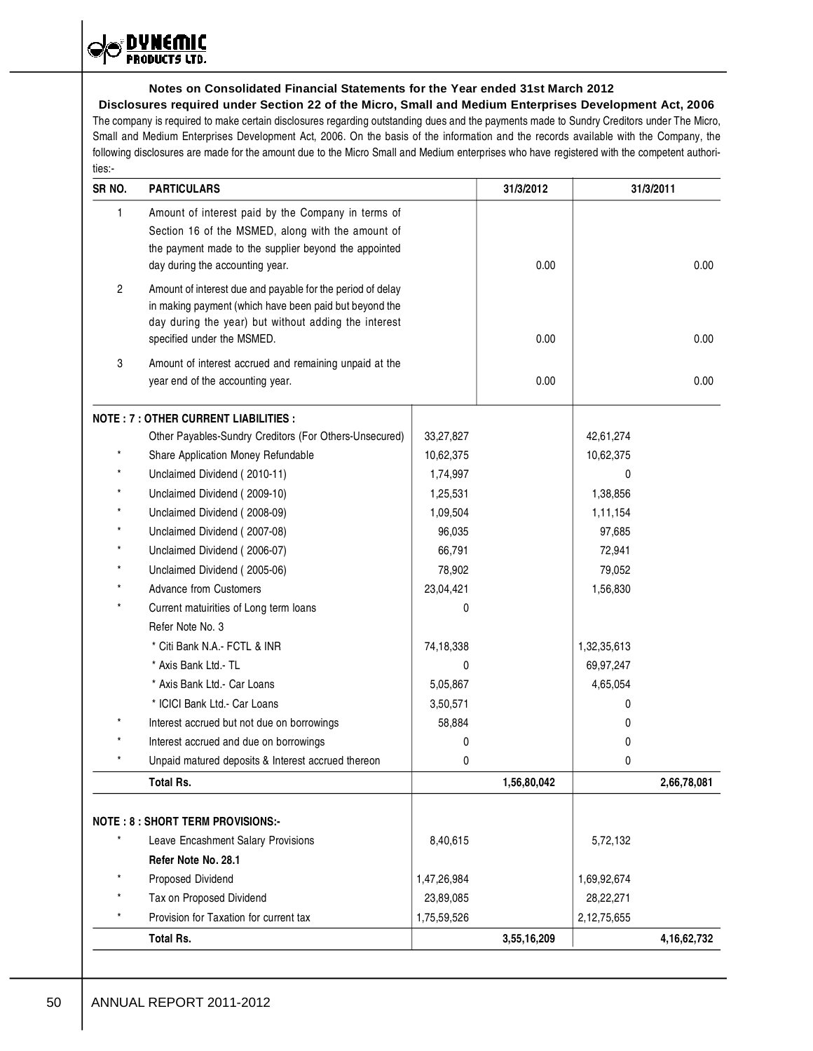### Notes on Consolidated Financial Statements for the Year ended 31st March 2012

### Disclosures required under Section 22 of the Micro, Small and Medium Enterprises Development Act, 2006

The company is required to make certain disclosures regarding outstanding dues and the payments made to Sundry Creditors under The Micro, Small and Medium Enterprises Development Act, 2006. On the basis of the information and the records available with the Company, the following disclosures are made for the amount due to the Micro Small and Medium enterprises who have registered with the competent authorities:-

| SR NO. | PARTICULARS | 31/3/2012 | 31/3/2011 |
|---|---|---|---|
| 1 | Amount of interest paid by the Company in terms of Section 16 of the MSMED, along with the amount of the payment made to the supplier beyond the appointed day during the accounting year. | 0.00 | 0.00 |
| 2 | Amount of interest due and payable for the period of delay in making payment (which have been paid but beyond the day during the year) but without adding the interest specified under the MSMED. | 0.00 | 0.00 |
| 3 | Amount of interest accrued and remaining unpaid at the year end of the accounting year. | 0.00 | 0.00 |

| | PARTICULARS | | 31/3/2012 | | 31/3/2011 |
|---|---|---|---|---|---|
| | **NOTE : 7 : OTHER CURRENT LIABILITIES :** | | | | |
| | Other Payables-Sundry Creditors (For Others-Unsecured) | 33,27,827 | | 42,61,274 | |
| * | Share Application Money Refundable | 10,62,375 | | 10,62,375 | |
| * | Unclaimed Dividend ( 2010-11) | 1,74,997 | | 0 | |
| * | Unclaimed Dividend ( 2009-10) | 1,25,531 | | 1,38,856 | |
| * | Unclaimed Dividend ( 2008-09) | 1,09,504 | | 1,11,154 | |
| * | Unclaimed Dividend ( 2007-08) | 96,035 | | 97,685 | |
| * | Unclaimed Dividend ( 2006-07) | 66,791 | | 72,941 | |
| * | Unclaimed Dividend ( 2005-06) | 78,902 | | 79,052 | |
| * | Advance from Customers | 23,04,421 | | 1,56,830 | |
| * | Current matuirities of Long term loans | 0 | | | |
| | Refer Note No. 3 | | | | |
| | * Citi Bank N.A.- FCTL & INR | 74,18,338 | | 1,32,35,613 | |
| | * Axis Bank Ltd.- TL | 0 | | 69,97,247 | |
| | * Axis Bank Ltd.- Car Loans | 5,05,867 | | 4,65,054 | |
| | * ICICI Bank Ltd.- Car Loans | 3,50,571 | | 0 | |
| * | Interest accrued but not due on borrowings | 58,884 | | 0 | |
| * | Interest accrued and due on borrowings | 0 | | 0 | |
| * | Unpaid matured deposits & Interest accrued thereon | 0 | | 0 | |
| | **Total Rs.** | | **1,56,80,042** | | **2,66,78,081** |
| | **NOTE : 8 : SHORT TERM PROVISIONS:-** | | | | |
| * | Leave Encashment Salary Provisions | 8,40,615 | | 5,72,132 | |
| | **Refer Note No. 28.1** | | | | |
| * | Proposed Dividend | 1,47,26,984 | | 1,69,92,674 | |
| * | Tax on Proposed Dividend | 23,89,085 | | 28,22,271 | |
| * | Provision for Taxation for current tax | 1,75,59,526 | | 2,12,75,655 | |
| | **Total Rs.** | | **3,55,16,209** | | **4,16,62,732** |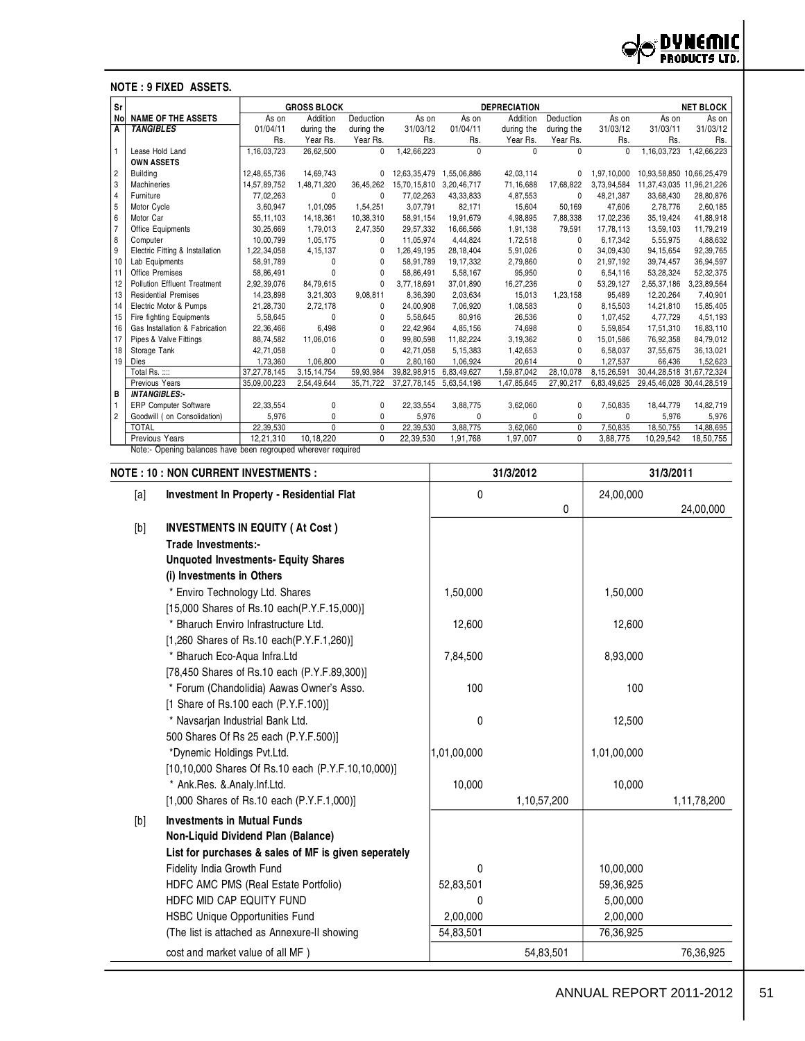**NOTE : 9 FIXED ASSETS.**

| Sr No | NAME OF THE ASSETS | GROSS BLOCK | | | | DEPRECIATION | | | | NET BLOCK | |
|---|---|---|---|---|---|---|---|---|---|---|---|
| | | As on 01/04/11 Rs. | Addition during the Year Rs. | Deduction during the Year Rs. | As on 31/03/12 Rs. | As on 01/04/11 Rs. | Addition during the Year Rs. | Deduction during the Year Rs. | As on 31/03/12 Rs. | As on 31/03/11 Rs. | As on 31/03/12 Rs. |
| A | *TANGIBLES* | | | | | | | | | | |
| 1 | Lease Hold Land | 1,16,03,723 | 26,62,500 | 0 | 1,42,66,223 | 0 | 0 | 0 | 0 | 1,16,03,723 | 1,42,66,223 |
| | **OWN ASSETS** | | | | | | | | | | |
| 2 | Building | 12,48,65,736 | 14,69,743 | 0 | 12,63,35,479 | 1,55,06,886 | 42,03,114 | 0 | 1,97,10,000 | 10,93,58,850 | 10,66,25,479 |
| 3 | Machineries | 14,57,89,752 | 1,48,71,320 | 36,45,262 | 15,70,15,810 | 3,20,46,717 | 71,16,688 | 17,68,822 | 3,73,94,584 | 11,37,43,035 | 11,96,21,226 |
| 4 | Furniture | 77,02,263 | 0 | 0 | 77,02,263 | 43,33,833 | 4,87,553 | 0 | 48,21,387 | 33,68,430 | 28,80,876 |
| 5 | Motor Cycle | 3,60,947 | 1,01,095 | 1,54,251 | 3,07,791 | 82,171 | 15,604 | 50,169 | 47,606 | 2,78,776 | 2,60,185 |
| 6 | Motor Car | 55,11,103 | 14,18,361 | 10,38,310 | 58,91,154 | 19,91,679 | 4,98,895 | 7,88,338 | 17,02,236 | 35,19,424 | 41,88,918 |
| 7 | Office Equipments | 30,25,669 | 1,79,013 | 2,47,350 | 29,57,332 | 16,66,566 | 1,91,138 | 79,591 | 17,78,113 | 13,59,103 | 11,79,219 |
| 8 | Computer | 10,00,799 | 1,05,175 | 0 | 11,05,974 | 4,44,824 | 1,72,518 | 0 | 6,17,342 | 5,55,975 | 4,88,632 |
| 9 | Electric Fitting & Installation | 1,22,34,058 | 4,15,137 | 0 | 1,26,49,195 | 28,18,404 | 5,91,026 | 0 | 34,09,430 | 94,15,654 | 92,39,765 |
| 10 | Lab Equipments | 58,91,789 | 0 | 0 | 58,91,789 | 19,17,332 | 2,79,860 | 0 | 21,97,192 | 39,74,457 | 36,94,597 |
| 11 | Office Premises | 58,86,491 | 0 | 0 | 58,86,491 | 5,58,167 | 95,950 | 0 | 6,54,116 | 53,28,324 | 52,32,375 |
| 12 | Pollution Effluent Treatment | 2,92,39,076 | 84,79,615 | 0 | 3,77,18,691 | 37,01,890 | 16,27,236 | 0 | 53,29,127 | 2,55,37,186 | 3,23,89,564 |
| 13 | Residential Premises | 14,23,898 | 3,21,303 | 9,08,811 | 8,36,390 | 2,03,634 | 15,013 | 1,23,158 | 95,489 | 12,20,264 | 7,40,901 |
| 14 | Electric Motor & Pumps | 21,28,730 | 2,72,178 | 0 | 24,00,908 | 7,06,920 | 1,08,583 | 0 | 8,15,503 | 14,21,810 | 15,85,405 |
| 15 | Fire fighting Equipments | 5,58,645 | 0 | 0 | 5,58,645 | 80,916 | 26,536 | 0 | 1,07,452 | 4,77,729 | 4,51,193 |
| 16 | Gas Installation & Fabrication | 22,36,466 | 6,498 | 0 | 22,42,964 | 4,85,156 | 74,698 | 0 | 5,59,854 | 17,51,310 | 16,83,110 |
| 17 | Pipes & Valve Fittings | 88,74,582 | 11,06,016 | 0 | 99,80,598 | 11,82,224 | 3,19,362 | 0 | 15,01,586 | 76,92,358 | 84,79,012 |
| 18 | Storage Tank | 42,71,058 | 0 | 0 | 42,71,058 | 5,15,383 | 1,42,653 | 0 | 6,58,037 | 37,55,675 | 36,13,021 |
| 19 | Dies | 1,73,360 | 1,06,800 | 0 | 2,80,160 | 1,06,924 | 20,614 | 0 | 1,27,537 | 66,436 | 1,52,623 |
| | Total Rs. :::: | 37,27,78,145 | 3,15,14,754 | 59,93,984 | 39,82,98,915 | 6,83,49,627 | 1,59,87,042 | 28,10,078 | 8,15,26,591 | 30,44,28,518 | 31,67,72,324 |
| | Previous Years | 35,09,00,223 | 2,54,49,644 | 35,71,722 | 37,27,78,145 | 5,63,54,198 | 1,47,85,645 | 27,90,217 | 6,83,49,625 | 29,45,46,028 | 30,44,28,519 |
| B | *INTANGIBLES:-* | | | | | | | | | | |
| 1 | ERP Computer Software | 22,33,554 | 0 | 0 | 22,33,554 | 3,88,775 | 3,62,060 | 0 | 7,50,835 | 18,44,779 | 14,82,719 |
| 2 | Goodwill ( on Consolidation) | 5,976 | 0 | 0 | 5,976 | 0 | 0 | 0 | 0 | 5,976 | 5,976 |
| | TOTAL | 22,39,530 | 0 | 0 | 22,39,530 | 3,88,775 | 3,62,060 | 0 | 7,50,835 | 18,50,755 | 14,88,695 |
| | Previous Years | 12,21,310 | 10,18,220 | 0 | 22,39,530 | 1,91,768 | 1,97,007 | 0 | 3,88,775 | 10,29,542 | 18,50,755 |

Note:- Opening balances have been regrouped wherever required

| **NOTE : 10 : NON CURRENT INVESTMENTS :** | **31/3/2012** | | **31/3/2011** | |
|---|---|---|---|---|
| [a] **Investment In Property - Residential Flat** | 0 | | 24,00,000 | |
| | | 0 | | 24,00,000 |
| [b] **INVESTMENTS IN EQUITY ( At Cost )** | | | | |
| **Trade Investments:-** | | | | |
| **Unquoted Investments- Equity Shares** | | | | |
| **(i) Investments in Others** | | | | |
| * Enviro Technology Ltd. Shares | 1,50,000 | | 1,50,000 | |
| [15,000 Shares of Rs.10 each(P.Y.F.15,000)] | | | | |
| * Bharuch Enviro Infrastructure Ltd. | 12,600 | | 12,600 | |
| [1,260 Shares of Rs.10 each(P.Y.F.1,260)] | | | | |
| * Bharuch Eco-Aqua Infra.Ltd | 7,84,500 | | 8,93,000 | |
| [78,450 Shares of Rs.10 each (P.Y.F.89,300)] | | | | |
| * Forum (Chandolidia) Aawas Owner's Asso. | 100 | | 100 | |
| [1 Share of Rs.100 each (P.Y.F.100)] | | | | |
| * Navsarjan Industrial Bank Ltd. | 0 | | 12,500 | |
| 500 Shares Of Rs 25 each (P.Y.F.500)] | | | | |
| *Dynemic Holdings Pvt.Ltd. | 1,01,00,000 | | 1,01,00,000 | |
| [10,10,000 Shares Of Rs.10 each (P.Y.F.10,10,000)] | | | | |
| * Ank.Res. &.Analy.Inf.Ltd. | 10,000 | | 10,000 | |
| [1,000 Shares of Rs.10 each (P.Y.F.1,000)] | | 1,10,57,200 | | 1,11,78,200 |
| [b] **Investments in Mutual Funds** | | | | |
| **Non-Liquid Dividend Plan (Balance)** | | | | |
| **List for purchases & sales of MF is given seperately** | | | | |
| Fidelity India Growth Fund | 0 | | 10,00,000 | |
| HDFC AMC PMS (Real Estate Portfolio) | 52,83,501 | | 59,36,925 | |
| HDFC MID CAP EQUITY FUND | 0 | | 5,00,000 | |
| HSBC Unique Opportunities Fund | 2,00,000 | | 2,00,000 | |
| (The list is attached as Annexure-II showing | 54,83,501 | | 76,36,925 | |
| cost and market value of all MF ) | | 54,83,501 | | 76,36,925 |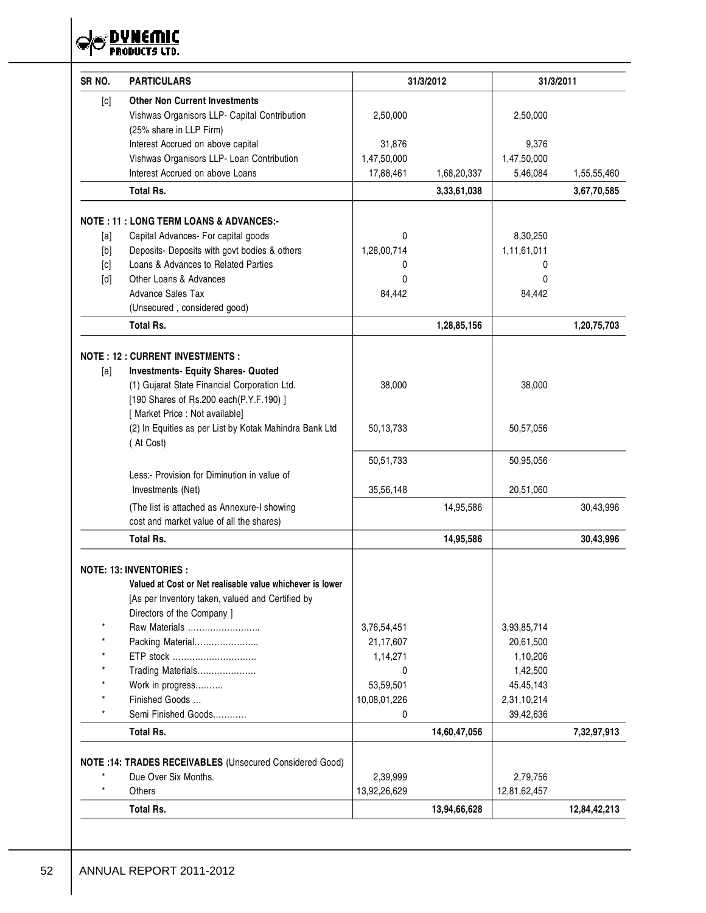| SR NO. | PARTICULARS | 31/3/2012 | | 31/3/2011 | |
|---|---|---|---|---|---|
| [c] | **Other Non Current Investments** | | | | |
| | Vishwas Organisors LLP- Capital Contribution (25% share in LLP Firm) | 2,50,000 | | 2,50,000 | |
| | Interest Accrued on above capital | 31,876 | | 9,376 | |
| | Vishwas Organisors LLP- Loan Contribution | 1,47,50,000 | | 1,47,50,000 | |
| | Interest Accrued on above Loans | 17,88,461 | 1,68,20,337 | 5,46,084 | 1,55,55,460 |
| | **Total Rs.** | | **3,33,61,038** | | **3,67,70,585** |
| | | | | | |
| **NOTE : 11 : LONG TERM LOANS & ADVANCES:-** | | | | | |
| [a] | Capital Advances- For capital goods | 0 | | 8,30,250 | |
| [b] | Deposits- Deposits with govt bodies & others | 1,28,00,714 | | 1,11,61,011 | |
| [c] | Loans & Advances to Related Parties | 0 | | 0 | |
| [d] | Other Loans & Advances | 0 | | 0 | |
| | Advance Sales Tax (Unsecured , considered good) | 84,442 | | 84,442 | |
| | **Total Rs.** | | **1,28,85,156** | | **1,20,75,703** |
| | | | | | |
| **NOTE : 12 : CURRENT INVESTMENTS :** | | | | | |
| [a] | **Investments- Equity Shares- Quoted** | | | | |
| | (1) Gujarat State Financial Corporation Ltd. [190 Shares of Rs.200 each(P.Y.F.190) ] [ Market Price : Not available] | 38,000 | | 38,000 | |
| | (2) In Equities as per List by Kotak Mahindra Bank Ltd ( At Cost) | 50,13,733 | | 50,57,056 | |
| | | 50,51,733 | | 50,95,056 | |
| | Less:- Provision for Diminution in value of Investments (Net) | 35,56,148 | | 20,51,060 | |
| | (The list is attached as Annexure-I showing cost and market value of all the shares) | | 14,95,586 | | 30,43,996 |
| | **Total Rs.** | | **14,95,586** | | **30,43,996** |
| | | | | | |
| **NOTE: 13: INVENTORIES :** | | | | | |
| | **Valued at Cost or Net realisable value whichever is lower** [As per Inventory taken, valued and Certified by Directors of the Company ] | | | | |
| * | Raw Materials …………………….. | 3,76,54,451 | | 3,93,85,714 | |
| * | Packing Material………………….. | 21,17,607 | | 20,61,500 | |
| * | ETP stock ……………………….. | 1,14,271 | | 1,10,206 | |
| * | Trading Materials………………… | 0 | | 1,42,500 | |
| * | Work in progress………. | 53,59,501 | | 45,45,143 | |
| * | Finished Goods … | 10,08,01,226 | | 2,31,10,214 | |
| * | Semi Finished Goods………… | 0 | | 39,42,636 | |
| | **Total Rs.** | | **14,60,47,056** | | **7,32,97,913** |
| | | | | | |
| **NOTE :14: TRADES RECEIVABLES** (Unsecured Considered Good) | | | | | |
| * | Due Over Six Months. | 2,39,999 | | 2,79,756 | |
| * | Others | 13,92,26,629 | | 12,81,62,457 | |
| | **Total Rs.** | | **13,94,66,628** | | **12,84,42,213** |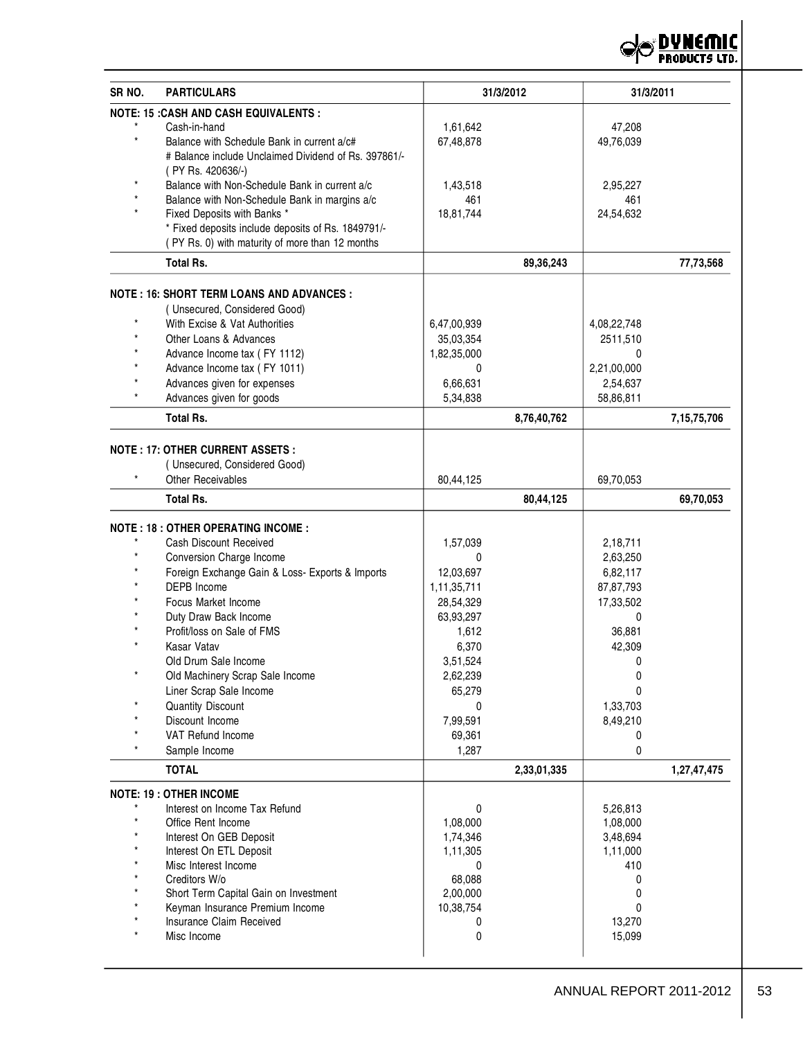| SR NO. | PARTICULARS | 31/3/2012 | | 31/3/2011 | |
|---|---|---|---|---|---|
| | **NOTE: 15 :CASH AND CASH EQUIVALENTS :** | | | | |
| * | Cash-in-hand | 1,61,642 | | 47,208 | |
| * | Balance with Schedule Bank in current a/c# | 67,48,878 | | 49,76,039 | |
| | # Balance include Unclaimed Dividend of Rs. 397861/- ( PY Rs. 420636/-) | | | | |
| * | Balance with Non-Schedule Bank in current a/c | 1,43,518 | | 2,95,227 | |
| * | Balance with Non-Schedule Bank in margins a/c | 461 | | 461 | |
| * | Fixed Deposits with Banks * | 18,81,744 | | 24,54,632 | |
| | * Fixed deposits include deposits of Rs. 1849791/- ( PY Rs. 0) with maturity of more than 12 months | | | | |
| | **Total Rs.** | | **89,36,243** | | **77,73,568** |
| | **NOTE : 16: SHORT TERM LOANS AND ADVANCES :** | | | | |
| | ( Unsecured, Considered Good) | | | | |
| * | With Excise & Vat Authorities | 6,47,00,939 | | 4,08,22,748 | |
| * | Other Loans & Advances | 35,03,354 | | 2511,510 | |
| * | Advance Income tax ( FY 1112) | 1,82,35,000 | | 0 | |
| * | Advance Income tax ( FY 1011) | 0 | | 2,21,00,000 | |
| * | Advances given for expenses | 6,66,631 | | 2,54,637 | |
| * | Advances given for goods | 5,34,838 | | 58,86,811 | |
| | **Total Rs.** | | **8,76,40,762** | | **7,15,75,706** |
| | **NOTE : 17: OTHER CURRENT ASSETS :** | | | | |
| | ( Unsecured, Considered Good) | | | | |
| * | Other Receivables | 80,44,125 | | 69,70,053 | |
| | **Total Rs.** | | **80,44,125** | | **69,70,053** |
| | **NOTE : 18 : OTHER OPERATING INCOME :** | | | | |
| * | Cash Discount Received | 1,57,039 | | 2,18,711 | |
| * | Conversion Charge Income | 0 | | 2,63,250 | |
| * | Foreign Exchange Gain & Loss- Exports & Imports | 12,03,697 | | 6,82,117 | |
| * | DEPB Income | 1,11,35,711 | | 87,87,793 | |
| * | Focus Market Income | 28,54,329 | | 17,33,502 | |
| * | Duty Draw Back Income | 63,93,297 | | 0 | |
| * | Profit/loss on Sale of FMS | 1,612 | | 36,881 | |
| * | Kasar Vatav | 6,370 | | 42,309 | |
| | Old Drum Sale Income | 3,51,524 | | 0 | |
| * | Old Machinery Scrap Sale Income | 2,62,239 | | 0 | |
| | Liner Scrap Sale Income | 65,279 | | 0 | |
| * | Quantity Discount | 0 | | 1,33,703 | |
| * | Discount Income | 7,99,591 | | 8,49,210 | |
| * | VAT Refund Income | 69,361 | | 0 | |
| * | Sample Income | 1,287 | | 0 | |
| | **TOTAL** | | **2,33,01,335** | | **1,27,47,475** |
| | **NOTE: 19 : OTHER INCOME** | | | | |
| * | Interest on Income Tax Refund | 0 | | 5,26,813 | |
| * | Office Rent Income | 1,08,000 | | 1,08,000 | |
| * | Interest On GEB Deposit | 1,74,346 | | 3,48,694 | |
| * | Interest On ETL Deposit | 1,11,305 | | 1,11,000 | |
| * | Misc Interest Income | 0 | | 410 | |
| * | Creditors W/o | 68,088 | | 0 | |
| * | Short Term Capital Gain on Investment | 2,00,000 | | 0 | |
| * | Keyman Insurance Premium Income | 10,38,754 | | 0 | |
| * | Insurance Claim Received | 0 | | 13,270 | |
| * | Misc Income | 0 | | 15,099 | |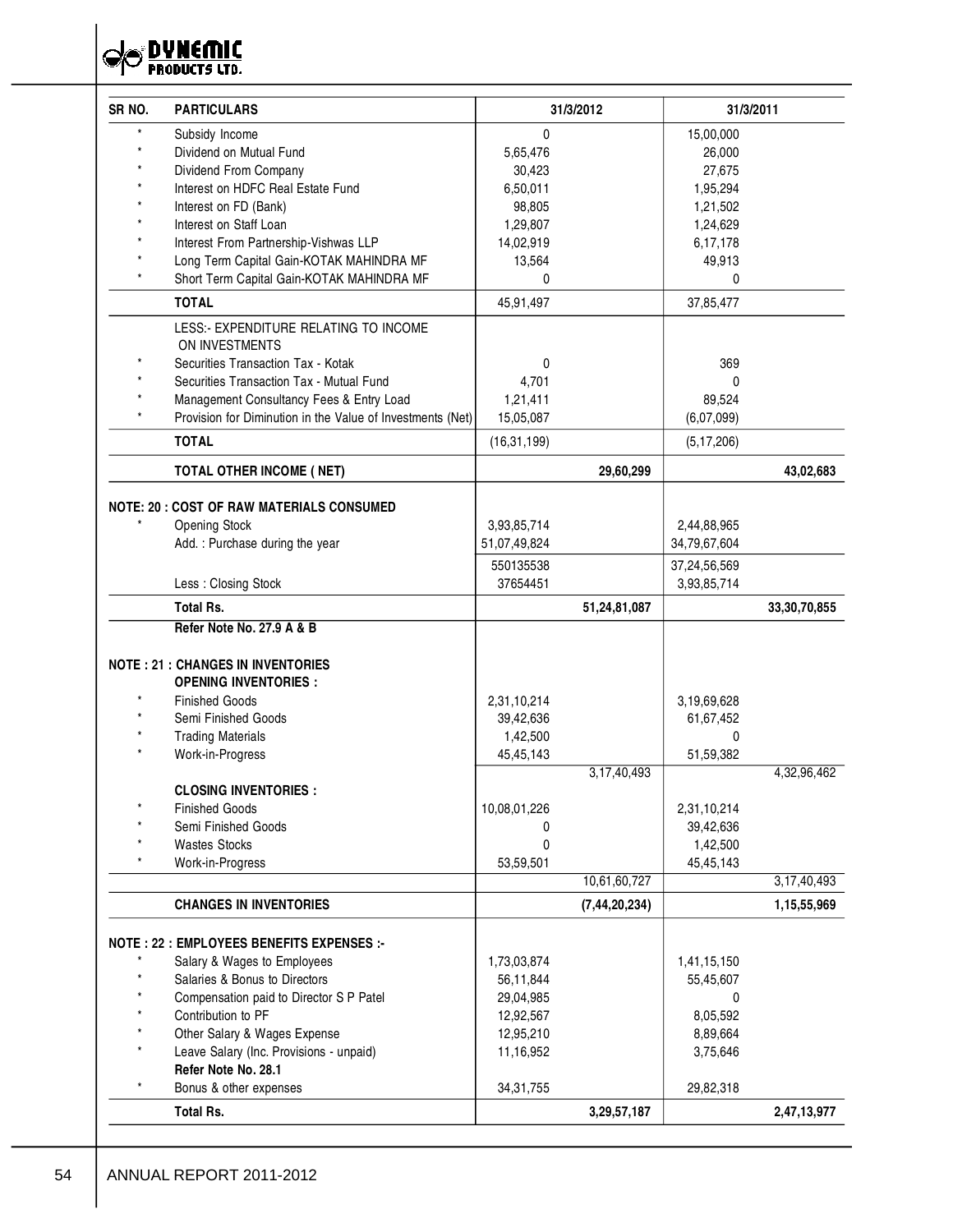| SR NO. | PARTICULARS | 31/3/2012 | | 31/3/2011 | |
|---|---|---|---|---|---|
| * | Subsidy Income | 0 | | 15,00,000 | |
| * | Dividend on Mutual Fund | 5,65,476 | | 26,000 | |
| * | Dividend From Company | 30,423 | | 27,675 | |
| * | Interest on HDFC Real Estate Fund | 6,50,011 | | 1,95,294 | |
| * | Interest on FD (Bank) | 98,805 | | 1,21,502 | |
| * | Interest on Staff Loan | 1,29,807 | | 1,24,629 | |
| * | Interest From Partnership-Vishwas LLP | 14,02,919 | | 6,17,178 | |
| * | Long Term Capital Gain-KOTAK MAHINDRA MF | 13,564 | | 49,913 | |
| * | Short Term Capital Gain-KOTAK MAHINDRA MF | 0 | | 0 | |
| | **TOTAL** | 45,91,497 | | 37,85,477 | |
| | LESS:- EXPENDITURE RELATING TO INCOME ON INVESTMENTS | | | | |
| * | Securities Transaction Tax - Kotak | 0 | | 369 | |
| * | Securities Transaction Tax - Mutual Fund | 4,701 | | 0 | |
| * | Management Consultancy Fees & Entry Load | 1,21,411 | | 89,524 | |
| * | Provision for Diminution in the Value of Investments (Net) | 15,05,087 | | (6,07,099) | |
| | **TOTAL** | (16,31,199) | | (5,17,206) | |
| | **TOTAL OTHER INCOME ( NET)** | | **29,60,299** | | **43,02,683** |
| | **NOTE: 20 : COST OF RAW MATERIALS CONSUMED** | | | | |
| * | Opening Stock | 3,93,85,714 | | 2,44,88,965 | |
| | Add. : Purchase during the year | 51,07,49,824 | | 34,79,67,604 | |
| | | 550135538 | | 37,24,56,569 | |
| | Less : Closing Stock | 37654451 | | 3,93,85,714 | |
| | **Total Rs.** | | **51,24,81,087** | | **33,30,70,855** |
| | **Refer Note No. 27.9 A & B** | | | | |
| | **NOTE : 21 : CHANGES IN INVENTORIES** | | | | |
| | **OPENING INVENTORIES :** | | | | |
| * | Finished Goods | 2,31,10,214 | | 3,19,69,628 | |
| * | Semi Finished Goods | 39,42,636 | | 61,67,452 | |
| * | Trading Materials | 1,42,500 | | 0 | |
| * | Work-in-Progress | 45,45,143 | | 51,59,382 | |
| | | | 3,17,40,493 | | 4,32,96,462 |
| | **CLOSING INVENTORIES :** | | | | |
| * | Finished Goods | 10,08,01,226 | | 2,31,10,214 | |
| * | Semi Finished Goods | 0 | | 39,42,636 | |
| * | Wastes Stocks | 0 | | 1,42,500 | |
| * | Work-in-Progress | 53,59,501 | | 45,45,143 | |
| | | | 10,61,60,727 | | 3,17,40,493 |
| | **CHANGES IN INVENTORIES** | | **(7,44,20,234)** | | **1,15,55,969** |
| | **NOTE : 22 : EMPLOYEES BENEFITS EXPENSES :-** | | | | |
| * | Salary & Wages to Employees | 1,73,03,874 | | 1,41,15,150 | |
| * | Salaries & Bonus to Directors | 56,11,844 | | 55,45,607 | |
| * | Compensation paid to Director S P Patel | 29,04,985 | | 0 | |
| * | Contribution to PF | 12,92,567 | | 8,05,592 | |
| * | Other Salary & Wages Expense | 12,95,210 | | 8,89,664 | |
| * | Leave Salary (Inc. Provisions - unpaid) | 11,16,952 | | 3,75,646 | |
| | **Refer Note No. 28.1** | | | | |
| * | Bonus & other expenses | 34,31,755 | | 29,82,318 | |
| | **Total Rs.** | | **3,29,57,187** | | **2,47,13,977** |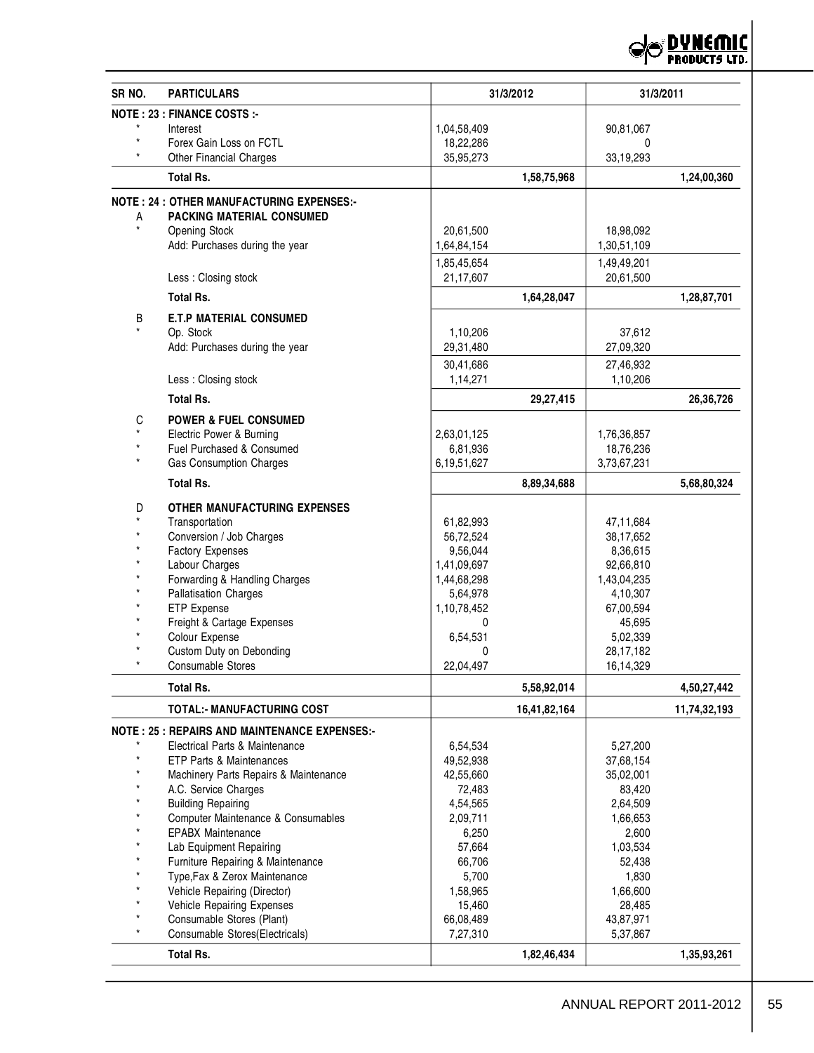| SR NO. | PARTICULARS | 31/3/2012 | | 31/3/2011 | |
|---|---|---|---|---|---|
| **NOTE : 23 : FINANCE COSTS :-** | | | | | |
| * | Interest | 1,04,58,409 | | 90,81,067 | |
| * | Forex Gain Loss on FCTL | 18,22,286 | | 0 | |
| * | Other Financial Charges | 35,95,273 | | 33,19,293 | |
| | **Total Rs.** | | **1,58,75,968** | | **1,24,00,360** |
| **NOTE : 24 : OTHER MANUFACTURING EXPENSES:-** | | | | | |
| A | **PACKING MATERIAL CONSUMED** | | | | |
| * | Opening Stock | 20,61,500 | | 18,98,092 | |
| | Add: Purchases during the year | 1,64,84,154 | | 1,30,51,109 | |
| | | 1,85,45,654 | | 1,49,49,201 | |
| | Less : Closing stock | 21,17,607 | | 20,61,500 | |
| | **Total Rs.** | | **1,64,28,047** | | **1,28,87,701** |
| B | **E.T.P MATERIAL CONSUMED** | | | | |
| * | Op. Stock | 1,10,206 | | 37,612 | |
| | Add: Purchases during the year | 29,31,480 | | 27,09,320 | |
| | | 30,41,686 | | 27,46,932 | |
| | Less : Closing stock | 1,14,271 | | 1,10,206 | |
| | **Total Rs.** | | **29,27,415** | | **26,36,726** |
| C | **POWER & FUEL CONSUMED** | | | | |
| * | Electric Power & Burning | 2,63,01,125 | | 1,76,36,857 | |
| * | Fuel Purchased & Consumed | 6,81,936 | | 18,76,236 | |
| * | Gas Consumption Charges | 6,19,51,627 | | 3,73,67,231 | |
| | **Total Rs.** | | **8,89,34,688** | | **5,68,80,324** |
| D | **OTHER MANUFACTURING EXPENSES** | | | | |
| * | Transportation | 61,82,993 | | 47,11,684 | |
| * | Conversion / Job Charges | 56,72,524 | | 38,17,652 | |
| * | Factory Expenses | 9,56,044 | | 8,36,615 | |
| * | Labour Charges | 1,41,09,697 | | 92,66,810 | |
| * | Forwarding & Handling Charges | 1,44,68,298 | | 1,43,04,235 | |
| * | Pallatisation Charges | 5,64,978 | | 4,10,307 | |
| * | ETP Expense | 1,10,78,452 | | 67,00,594 | |
| * | Freight & Cartage Expenses | 0 | | 45,695 | |
| * | Colour Expense | 6,54,531 | | 5,02,339 | |
| * | Custom Duty on Debonding | 0 | | 28,17,182 | |
| * | Consumable Stores | 22,04,497 | | 16,14,329 | |
| | **Total Rs.** | | **5,58,92,014** | | **4,50,27,442** |
| | **TOTAL:- MANUFACTURING COST** | | **16,41,82,164** | | **11,74,32,193** |
| **NOTE : 25 : REPAIRS AND MAINTENANCE EXPENSES:-** | | | | | |
| * | Electrical Parts & Maintenance | 6,54,534 | | 5,27,200 | |
| * | ETP Parts & Maintenances | 49,52,938 | | 37,68,154 | |
| * | Machinery Parts Repairs & Maintenance | 42,55,660 | | 35,02,001 | |
| * | A.C. Service Charges | 72,483 | | 83,420 | |
| * | Building Repairing | 4,54,565 | | 2,64,509 | |
| * | Computer Maintenance & Consumables | 2,09,711 | | 1,66,653 | |
| * | EPABX Maintenance | 6,250 | | 2,600 | |
| * | Lab Equipment Repairing | 57,664 | | 1,03,534 | |
| * | Furniture Repairing & Maintenance | 66,706 | | 52,438 | |
| * | Type,Fax & Zerox Maintenance | 5,700 | | 1,830 | |
| * | Vehicle Repairing (Director) | 1,58,965 | | 1,66,600 | |
| * | Vehicle Repairing Expenses | 15,460 | | 28,485 | |
| * | Consumable Stores (Plant) | 66,08,489 | | 43,87,971 | |
| * | Consumable Stores(Electricals) | 7,27,310 | | 5,37,867 | |
| | **Total Rs.** | | **1,82,46,434** | | **1,35,93,261** |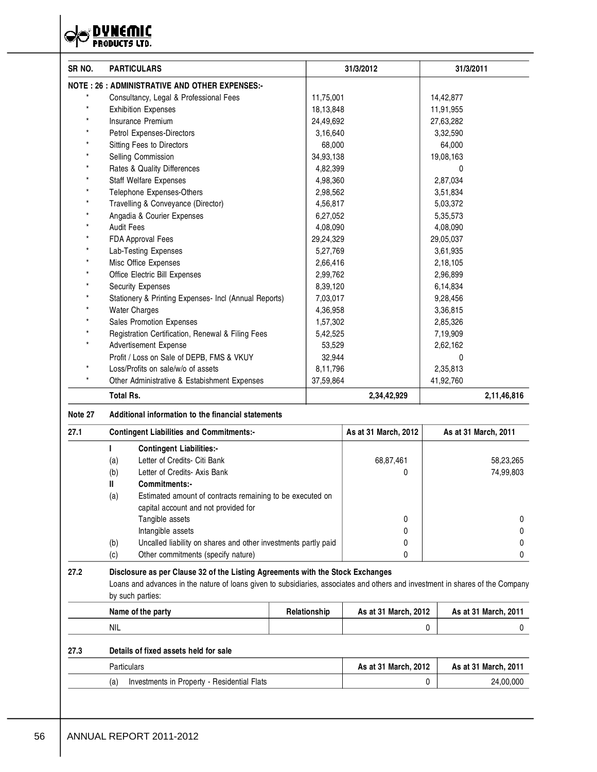| SR NO. | PARTICULARS | 31/3/2012 | | 31/3/2011 | |
|---|---|---|---|---|---|
| | **NOTE : 26 : ADMINISTRATIVE AND OTHER EXPENSES:-** | | | | |
| * | Consultancy, Legal & Professional Fees | 11,75,001 | | 14,42,877 | |
| * | Exhibition Expenses | 18,13,848 | | 11,91,955 | |
| * | Insurance Premium | 24,49,692 | | 27,63,282 | |
| * | Petrol Expenses-Directors | 3,16,640 | | 3,32,590 | |
| * | Sitting Fees to Directors | 68,000 | | 64,000 | |
| * | Selling Commission | 34,93,138 | | 19,08,163 | |
| * | Rates & Quality Differences | 4,82,399 | | 0 | |
| * | Staff Welfare Expenses | 4,98,360 | | 2,87,034 | |
| * | Telephone Expenses-Others | 2,98,562 | | 3,51,834 | |
| * | Travelling & Conveyance (Director) | 4,56,817 | | 5,03,372 | |
| * | Angadia & Courier Expenses | 6,27,052 | | 5,35,573 | |
| * | Audit Fees | 4,08,090 | | 4,08,090 | |
| * | FDA Approval Fees | 29,24,329 | | 29,05,037 | |
| * | Lab-Testing Expenses | 5,27,769 | | 3,61,935 | |
| * | Misc Office Expenses | 2,66,416 | | 2,18,105 | |
| * | Office Electric Bill Expenses | 2,99,762 | | 2,96,899 | |
| * | Security Expenses | 8,39,120 | | 6,14,834 | |
| * | Stationery & Printing Expenses- Incl (Annual Reports) | 7,03,017 | | 9,28,456 | |
| * | Water Charges | 4,36,958 | | 3,36,815 | |
| * | Sales Promotion Expenses | 1,57,302 | | 2,85,326 | |
| * | Registration Certification, Renewal & Filing Fees | 5,42,525 | | 7,19,909 | |
| * | Advertisement Expense | 53,529 | | 2,62,162 | |
| | Profit / Loss on Sale of DEPB, FMS & VKUY | 32,944 | | 0 | |
| * | Loss/Profits on sale/w/o of assets | 8,11,796 | | 2,35,813 | |
| * | Other Administrative & Estabishment Expenses | 37,59,864 | | 41,92,760 | |
| | **Total Rs.** | | **2,34,42,929** | | **2,11,46,816** |

**Note 27 Additional information to the financial statements**

| 27.1 | | **Contingent Liabilities and Commitments:-** | **As at 31 March, 2012** | **As at 31 March, 2011** |
|---|---|---|---|---|
| | **I** | **Contingent Liabilities:-** | | |
| | (a) | Letter of Credits- Citi Bank | 68,87,461 | 58,23,265 |
| | (b) | Letter of Credits- Axis Bank | 0 | 74,99,803 |
| | **II** | **Commitments:-** | | |
| | (a) | Estimated amount of contracts remaining to be executed on capital account and not provided for | | |
| | | Tangible assets | 0 | 0 |
| | | Intangible assets | 0 | 0 |
| | (b) | Uncalled liability on shares and other investments partly paid | 0 | 0 |
| | (c) | Other commitments (specify nature) | 0 | 0 |

**27.2 Disclosure as per Clause 32 of the Listing Agreements with the Stock Exchanges**

Loans and advances in the nature of loans given to subsidiaries, associates and others and investment in shares of the Company by such parties:

| Name of the party | Relationship | As at 31 March, 2012 | As at 31 March, 2011 |
|---|---|---|---|
| NIL | | 0 | 0 |

**27.3 Details of fixed assets held for sale**

| Particulars | As at 31 March, 2012 | As at 31 March, 2011 |
|---|---|---|
| (a) Investments in Property - Residential Flats | 0 | 24,00,000 |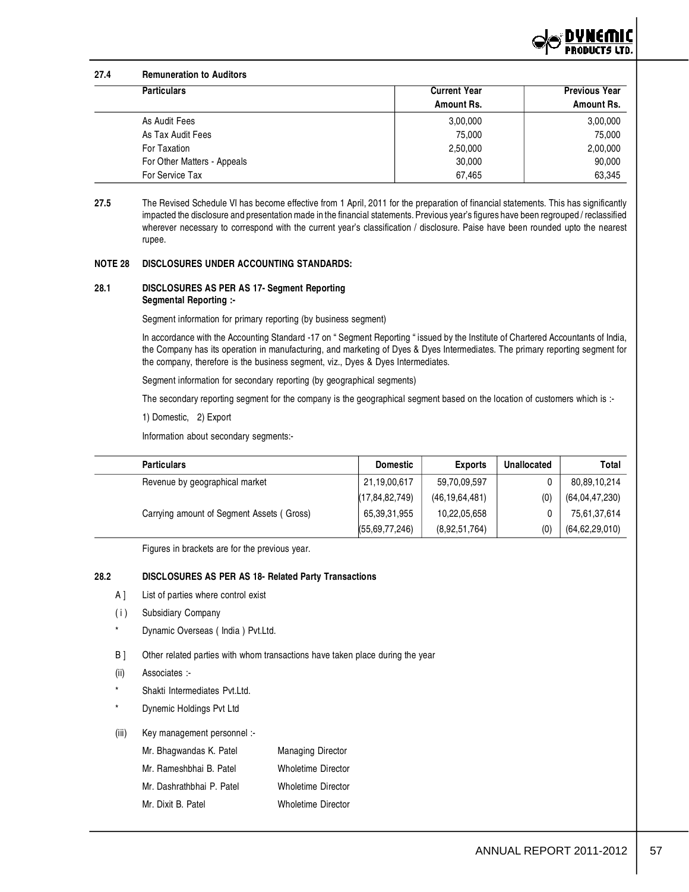**27.4 Remuneration to Auditors**

| Particulars | Current Year Amount Rs. | Previous Year Amount Rs. |
|---|---|---|
| As Audit Fees | 3,00,000 | 3,00,000 |
| As Tax Audit Fees | 75,000 | 75,000 |
| For Taxation | 2,50,000 | 2,00,000 |
| For Other Matters - Appeals | 30,000 | 90,000 |
| For Service Tax | 67,465 | 63,345 |

**27.5** The Revised Schedule VI has become effective from 1 April, 2011 for the preparation of financial statements. This has significantly impacted the disclosure and presentation made in the financial statements. Previous year's figures have been regrouped / reclassified wherever necessary to correspond with the current year's classification / disclosure. Paise have been rounded upto the nearest rupee.

## NOTE 28 DISCLOSURES UNDER ACCOUNTING STANDARDS:

### 28.1 DISCLOSURES AS PER AS 17- Segment Reporting

**Segmental Reporting :-**

Segment information for primary reporting (by business segment)

In accordance with the Accounting Standard -17 on " Segment Reporting " issued by the Institute of Chartered Accountants of India, the Company has its operation in manufacturing, and marketing of Dyes & Dyes Intermediates. The primary reporting segment for the company, therefore is the business segment, viz., Dyes & Dyes Intermediates.

Segment information for secondary reporting (by geographical segments)

The secondary reporting segment for the company is the geographical segment based on the location of customers which is :-

1) Domestic, 2) Export

Information about secondary segments:-

| Particulars | Domestic | Exports | Unallocated | Total |
|---|---|---|---|---|
| Revenue by geographical market | 21,19,00,617 | 59,70,09,597 | 0 | 80,89,10,214 |
| | (17,84,82,749) | (46,19,64,481) | (0) | (64,04,47,230) |
| Carrying amount of Segment Assets ( Gross) | 65,39,31,955 | 10,22,05,658 | 0 | 75,61,37,614 |
| | (55,69,77,246) | (8,92,51,764) | (0) | (64,62,29,010) |

Figures in brackets are for the previous year.

### 28.2 DISCLOSURES AS PER AS 18- Related Party Transactions

A ] List of parties where control exist

( i ) Subsidiary Company

\* Dynamic Overseas ( India ) Pvt.Ltd.

B ] Other related parties with whom transactions have taken place during the year

(ii) Associates :-

\* Shakti Intermediates Pvt.Ltd.

\* Dynemic Holdings Pvt Ltd

(iii) Key management personnel :-

| | |
|---|---|
| Mr. Bhagwandas K. Patel | Managing Director |
| Mr. Rameshbhai B. Patel | Wholetime Director |
| Mr. Dashrathbhai P. Patel | Wholetime Director |
| Mr. Dixit B. Patel | Wholetime Director |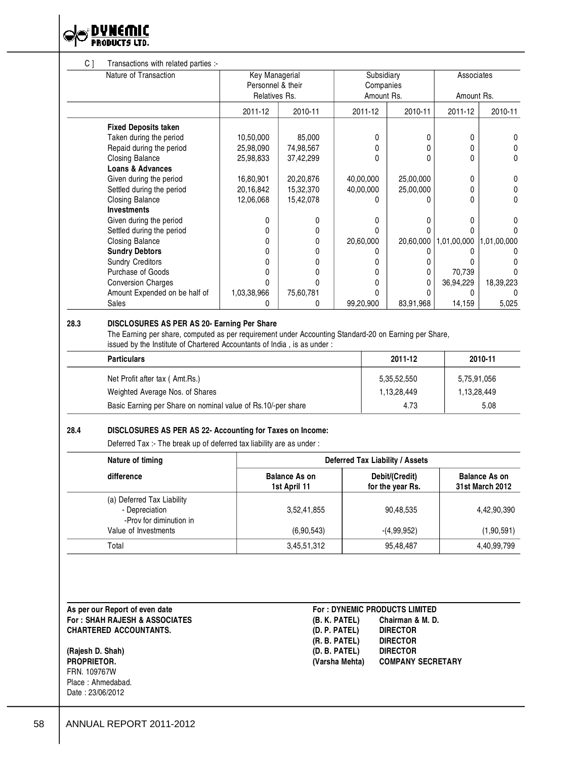C ] Transactions with related parties :-

| Nature of Transaction | Key Managerial Personnel & their Relatives Rs. | | Subsidiary Companies Amount Rs. | | Associates Amount Rs. | |
|---|---|---|---|---|---|---|
| | 2011-12 | 2010-11 | 2011-12 | 2010-11 | 2011-12 | 2010-11 |
| **Fixed Deposits taken** | | | | | | |
| Taken during the period | 10,50,000 | 85,000 | 0 | 0 | 0 | 0 |
| Repaid during the period | 25,98,090 | 74,98,567 | 0 | 0 | 0 | 0 |
| Closing Balance | 25,98,833 | 37,42,299 | 0 | 0 | 0 | 0 |
| **Loans & Advances** | | | | | | |
| Given during the period | 16,80,901 | 20,20,876 | 40,00,000 | 25,00,000 | 0 | 0 |
| Settled during the period | 20,16,842 | 15,32,370 | 40,00,000 | 25,00,000 | 0 | 0 |
| Closing Balance | 12,06,068 | 15,42,078 | 0 | 0 | 0 | 0 |
| **Investments** | | | | | | |
| Given during the period | 0 | 0 | 0 | 0 | 0 | 0 |
| Settled during the period | 0 | 0 | 0 | 0 | 0 | 0 |
| Closing Balance | 0 | 0 | 20,60,000 | 20,60,000 | 1,01,00,000 | 1,01,00,000 |
| **Sundry Debtors** | 0 | 0 | 0 | 0 | 0 | 0 |
| Sundry Creditors | 0 | 0 | 0 | 0 | 0 | 0 |
| Purchase of Goods | 0 | 0 | 0 | 0 | 70,739 | 0 |
| Conversion Charges | 0 | 0 | 0 | 0 | 36,94,229 | 18,39,223 |
| Amount Expended on be half of | 1,03,38,966 | 75,60,781 | 0 | 0 | 0 | 0 |
| Sales | 0 | 0 | 99,20,900 | 83,91,968 | 14,159 | 5,025 |

**28.3 DISCLOSURES AS PER AS 20- Earning Per Share**

The Earning per share, computed as per requirement under Accounting Standard-20 on Earning per Share, issued by the Institute of Chartered Accountants of India , is as under :

| Particulars | 2011-12 | 2010-11 |
|---|---|---|
| Net Profit after tax ( Amt.Rs.) | 5,35,52,550 | 5,75,91,056 |
| Weighted Average Nos. of Shares | 1,13,28,449 | 1,13,28,449 |
| Basic Earning per Share on nominal value of Rs.10/-per share | 4.73 | 5.08 |

**28.4 DISCLOSURES AS PER AS 22- Accounting for Taxes on Income:**

Deferred Tax :- The break up of deferred tax liability are as under :

| Nature of timing difference | Deferred Tax Liability / Assets | | |
|---|---|---|---|
| | Balance As on 1st April 11 | Debit/(Credit) for the year Rs. | Balance As on 31st March 2012 |
| (a) Deferred Tax Liability | | | |
| - Depreciation | 3,52,41,855 | 90,48,535 | 4,42,90,390 |
| -Prov for diminution in Value of Investments | (6,90,543) | -(4,99,952) | (1,90,591) |
| Total | 3,45,51,312 | 95,48,487 | 4,40,99,799 |

**As per our Report of even date**
**For : SHAH RAJESH & ASSOCIATES**
**CHARTERED ACCOUNTANTS.**

**(Rajesh D. Shah)**
**PROPRIETOR.**
FRN. 109767W
Place : Ahmedabad.
Date : 23/06/2012

**For : DYNEMIC PRODUCTS LIMITED**
**(B. K. PATEL) Chairman & M. D.**
**(D. P. PATEL) DIRECTOR**
**(R. B. PATEL) DIRECTOR**
**(D. B. PATEL) DIRECTOR**
**(Varsha Mehta) COMPANY SECRETARY**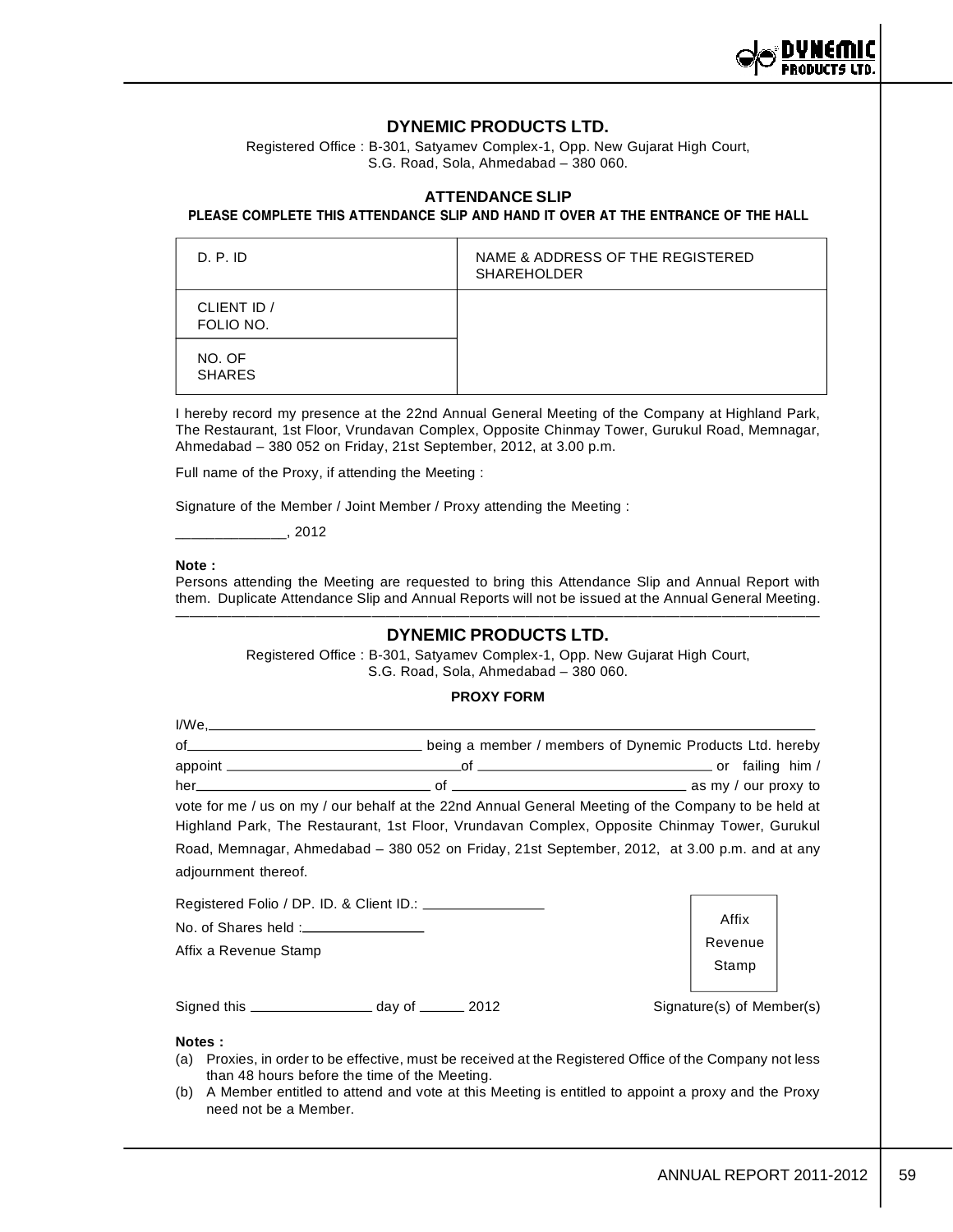# DYNEMIC PRODUCTS LTD.

Registered Office : B-301, Satyamev Complex-1, Opp. New Gujarat High Court,
S.G. Road, Sola, Ahmedabad – 380 060.

## ATTENDANCE SLIP

**PLEASE COMPLETE THIS ATTENDANCE SLIP AND HAND IT OVER AT THE ENTRANCE OF THE HALL**

| D. P. ID | NAME & ADDRESS OF THE REGISTERED SHAREHOLDER |
|---|---|
| CLIENT ID / FOLIO NO. | |
| NO. OF SHARES | |

I hereby record my presence at the 22nd Annual General Meeting of the Company at Highland Park, The Restaurant, 1st Floor, Vrundavan Complex, Opposite Chinmay Tower, Gurukul Road, Memnagar, Ahmedabad – 380 052 on Friday, 21st September, 2012, at 3.00 p.m.

Full name of the Proxy, if attending the Meeting :

Signature of the Member / Joint Member / Proxy attending the Meeting :

______________, 2012

**Note :**

Persons attending the Meeting are requested to bring this Attendance Slip and Annual Report with them. Duplicate Attendance Slip and Annual Reports will not be issued at the Annual General Meeting.

---

# DYNEMIC PRODUCTS LTD.

Registered Office : B-301, Satyamev Complex-1, Opp. New Gujarat High Court,
S.G. Road, Sola, Ahmedabad – 380 060.

## PROXY FORM

I/We,______________________________________________________________________

of______________________________ being a member / members of Dynemic Products Ltd. hereby appoint ______________________________of ______________________________ or failing him / her______________________________ of ______________________________ as my / our proxy to vote for me / us on my / our behalf at the 22nd Annual General Meeting of the Company to be held at Highland Park, The Restaurant, 1st Floor, Vrundavan Complex, Opposite Chinmay Tower, Gurukul Road, Memnagar, Ahmedabad – 380 052 on Friday, 21st September, 2012, at 3.00 p.m. and at any adjournment thereof.

Registered Folio / DP. ID. & Client ID.: _______________

No. of Shares held :_______________

Affix a Revenue Stamp

| Affix Revenue Stamp |
|---|

Signed this _______________ day of ______ 2012 Signature(s) of Member(s)

**Notes :**

(a) Proxies, in order to be effective, must be received at the Registered Office of the Company not less than 48 hours before the time of the Meeting.

(b) A Member entitled to attend and vote at this Meeting is entitled to appoint a proxy and the Proxy need not be a Member.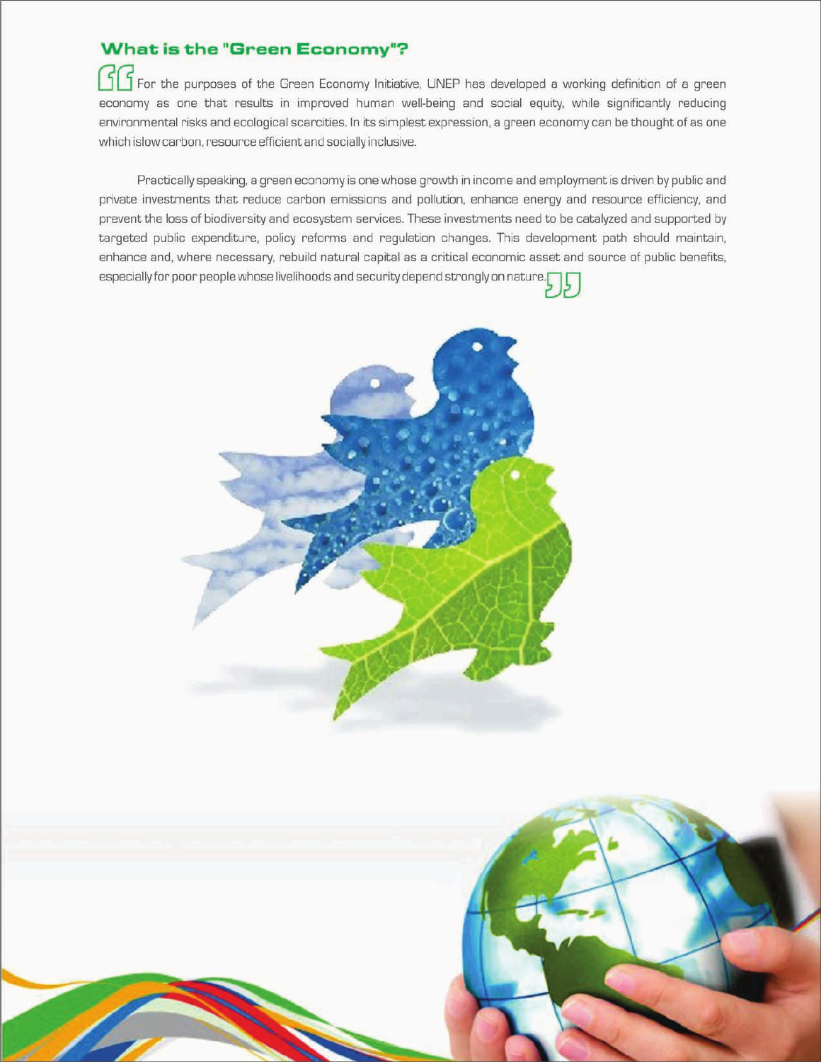## What is the "Green Economy"?

"For the purposes of the Green Economy Initiative, UNEP has developed a working definition of a green economy as one that results in improved human well-being and social equity, while significantly reducing environmental risks and ecological scarcities. In its simplest expression, a green economy can be thought of as one which islow carbon, resource efficient and socially inclusive.

Practically speaking, a green economy is one whose growth in income and employment is driven by public and private investments that reduce carbon emissions and pollution, enhance energy and resource efficiency, and prevent the loss of biodiversity and ecosystem services. These investments need to be catalyzed and supported by targeted public expenditure, policy reforms and regulation changes. This development path should maintain, enhance and, where necessary, rebuild natural capital as a critical economic asset and source of public benefits, especially for poor people whose livelihoods and security depend strongly on nature."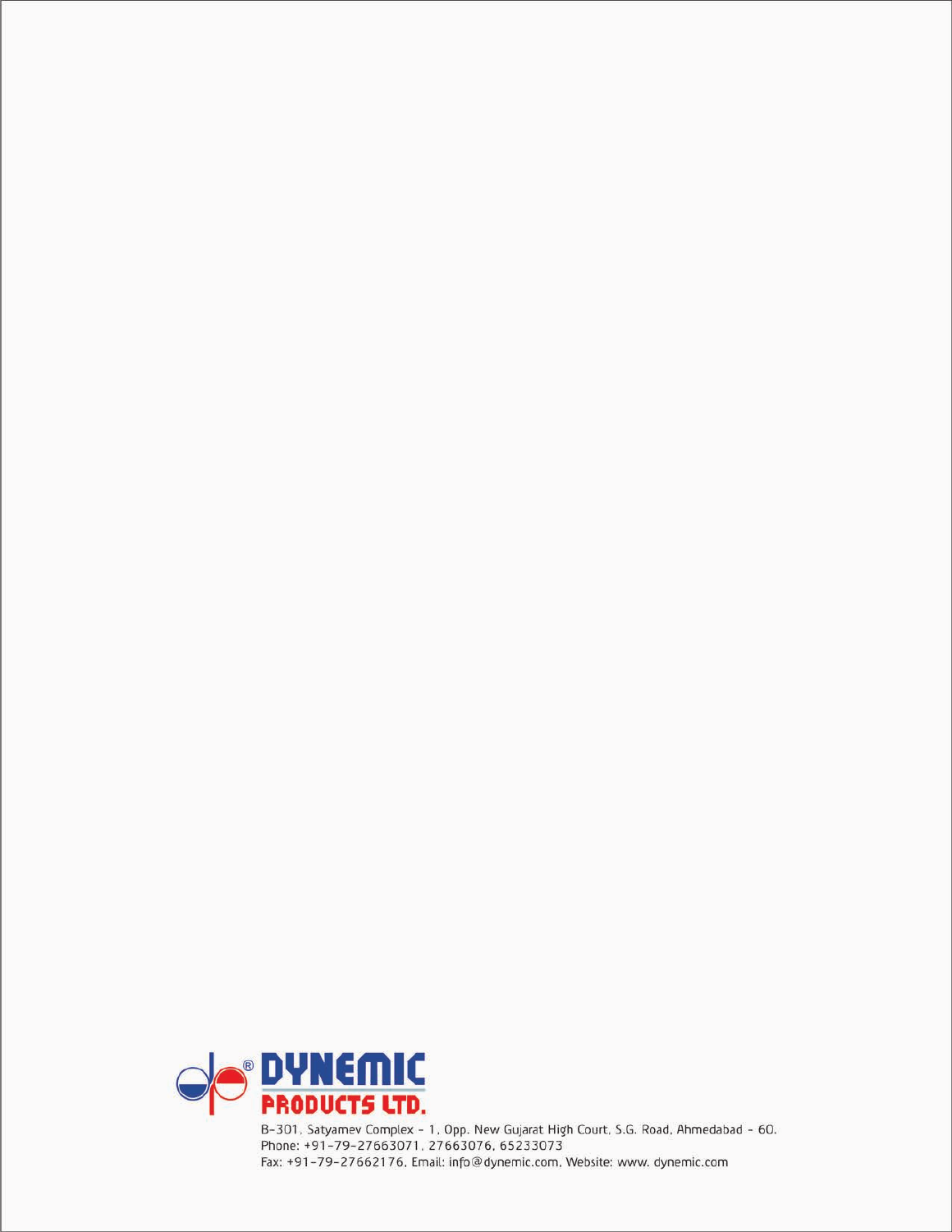**DYNEMIC PRODUCTS LTD.**

B-301, Satyamev Complex - 1, Opp. New Gujarat High Court, S.G. Road, Ahmedabad - 60.
Phone: +91-79-27663071, 27663076, 65233073
Fax: +91-79-27662176, Email: info@dynemic.com, Website: www. dynemic.com